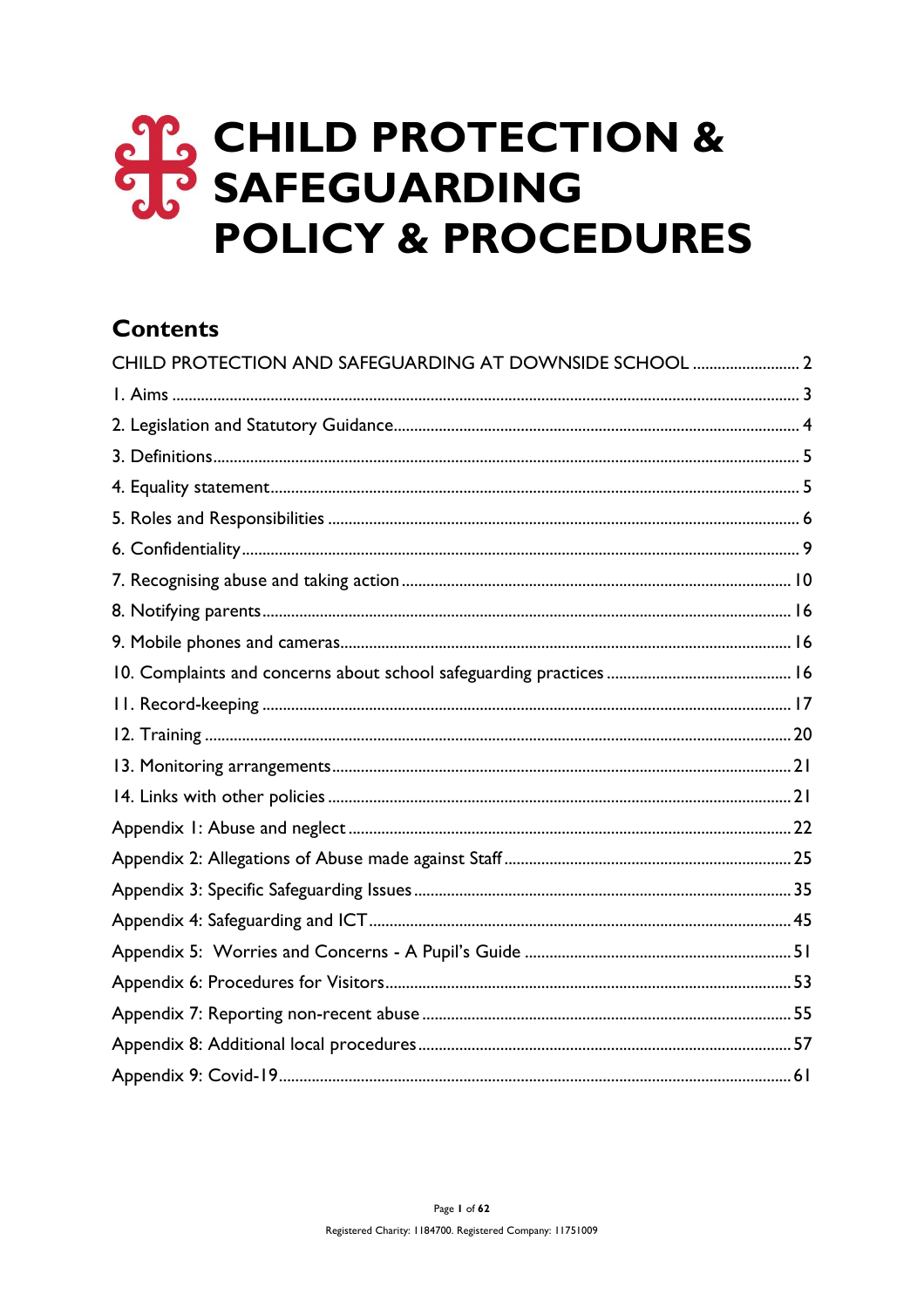# CHILD PROTECTION & SAFEGUARDING POLICY & PROCEDURES

## Contents

CHILD PROTECTION AND SAFEGUARDING AT DOWNSIDE SCHOOL .......................... 2

1. Aims ........................................................................................................................ 3
2. Legislation and Statutory Guidance ....................................................................... 4
3. Definitions ............................................................................................................... 5
4. Equality statement .................................................................................................. 5
5. Roles and Responsibilities ...................................................................................... 6
6. Confidentiality ......................................................................................................... 9
7. Recognising abuse and taking action .................................................................... 10
8. Notifying parents ................................................................................................... 16
9. Mobile phones and cameras .................................................................................. 16
10. Complaints and concerns about school safeguarding practices ........................... 16
11. Record-keeping .................................................................................................... 17
12. Training ................................................................................................................ 20
13. Monitoring arrangements ..................................................................................... 21
14. Links with other policies ....................................................................................... 21

Appendix 1: Abuse and neglect ................................................................................. 22

Appendix 2: Allegations of Abuse made against Staff .............................................. 25

Appendix 3: Specific Safeguarding Issues ................................................................. 35

Appendix 4: Safeguarding and ICT ........................................................................... 45

Appendix 5: Worries and Concerns - A Pupil's Guide ............................................... 51

Appendix 6: Procedures for Visitors .......................................................................... 53

Appendix 7: Reporting non-recent abuse .................................................................. 55

Appendix 8: Additional local procedures ................................................................... 57

Appendix 9: Covid-19 ................................................................................................ 61

Registered Charity: 1184700. Registered Company: 11751009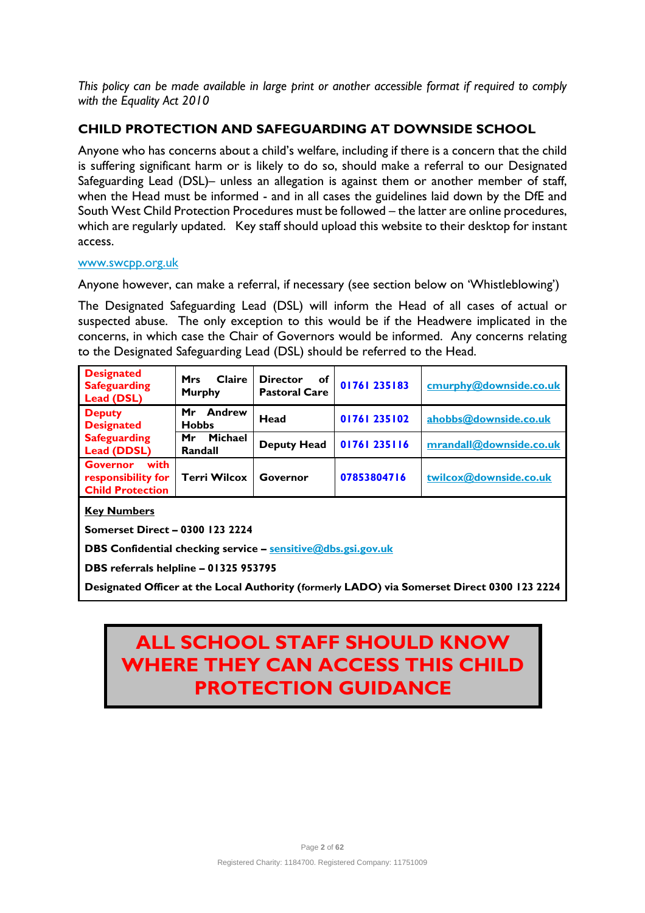*This policy can be made available in large print or another accessible format if required to comply with the Equality Act 2010*

## CHILD PROTECTION AND SAFEGUARDING AT DOWNSIDE SCHOOL

Anyone who has concerns about a child's welfare, including if there is a concern that the child is suffering significant harm or is likely to do so, should make a referral to our Designated Safeguarding Lead (DSL)– unless an allegation is against them or another member of staff, when the Head must be informed - and in all cases the guidelines laid down by the DfE and South West Child Protection Procedures must be followed – the latter are online procedures, which are regularly updated. Key staff should upload this website to their desktop for instant access.

www.swcpp.org.uk

Anyone however, can make a referral, if necessary (see section below on 'Whistleblowing')

The Designated Safeguarding Lead (DSL) will inform the Head of all cases of actual or suspected abuse. The only exception to this would be if the Headwere implicated in the concerns, in which case the Chair of Governors would be informed. Any concerns relating to the Designated Safeguarding Lead (DSL) should be referred to the Head.

| **Designated Safeguarding Lead (DSL)** | **Mrs Claire Murphy** | **Director of Pastoral Care** | **01761 235183** | **cmurphy@downside.co.uk** |
|---|---|---|---|---|
| **Deputy Designated Safeguarding Lead (DDSL)** | **Mr Andrew Hobbs** | **Head** | **01761 235102** | **ahobbs@downside.co.uk** |
| | **Mr Michael Randall** | **Deputy Head** | **01761 235116** | **mrandall@downside.co.uk** |
| **Governor with responsibility for Child Protection** | **Terri Wilcox** | **Governor** | **07853804716** | **twilcox@downside.co.uk** |

**Key Numbers**

**Somerset Direct – 0300 123 2224**

**DBS Confidential checking service – sensitive@dbs.gsi.gov.uk**

**DBS referrals helpline – 01325 953795**

**Designated Officer at the Local Authority (formerly LADO) via Somerset Direct 0300 123 2224**

**ALL SCHOOL STAFF SHOULD KNOW WHERE THEY CAN ACCESS THIS CHILD PROTECTION GUIDANCE**

Registered Charity: 1184700. Registered Company: 11751009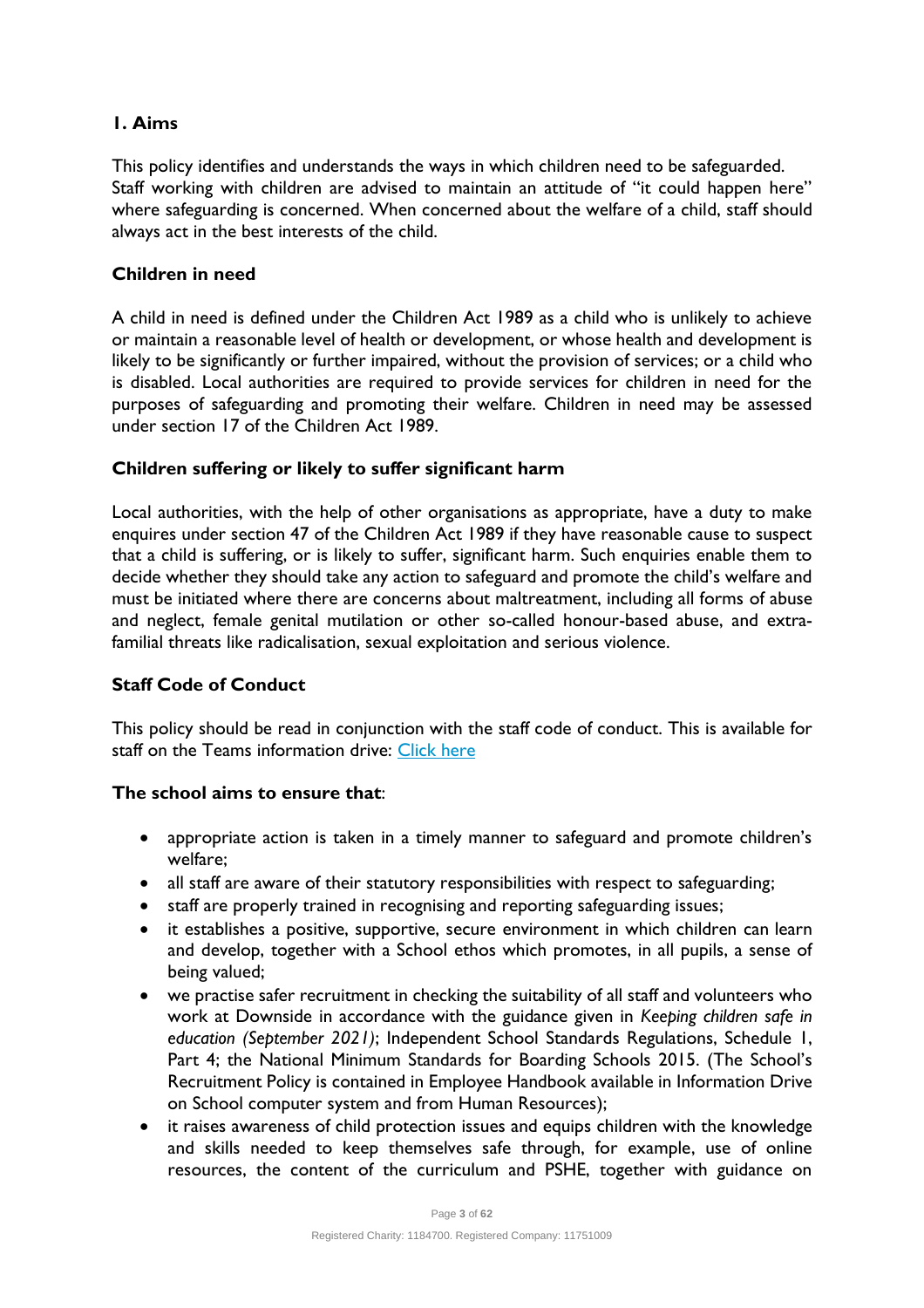## 1. Aims

This policy identifies and understands the ways in which children need to be safeguarded. Staff working with children are advised to maintain an attitude of "it could happen here" where safeguarding is concerned. When concerned about the welfare of a child, staff should always act in the best interests of the child.

### Children in need

A child in need is defined under the Children Act 1989 as a child who is unlikely to achieve or maintain a reasonable level of health or development, or whose health and development is likely to be significantly or further impaired, without the provision of services; or a child who is disabled. Local authorities are required to provide services for children in need for the purposes of safeguarding and promoting their welfare. Children in need may be assessed under section 17 of the Children Act 1989.

### Children suffering or likely to suffer significant harm

Local authorities, with the help of other organisations as appropriate, have a duty to make enquires under section 47 of the Children Act 1989 if they have reasonable cause to suspect that a child is suffering, or is likely to suffer, significant harm. Such enquiries enable them to decide whether they should take any action to safeguard and promote the child's welfare and must be initiated where there are concerns about maltreatment, including all forms of abuse and neglect, female genital mutilation or other so-called honour-based abuse, and extra-familial threats like radicalisation, sexual exploitation and serious violence.

### Staff Code of Conduct

This policy should be read in conjunction with the staff code of conduct. This is available for staff on the Teams information drive: Click here

**The school aims to ensure that**:

- appropriate action is taken in a timely manner to safeguard and promote children's welfare;
- all staff are aware of their statutory responsibilities with respect to safeguarding;
- staff are properly trained in recognising and reporting safeguarding issues;
- it establishes a positive, supportive, secure environment in which children can learn and develop, together with a School ethos which promotes, in all pupils, a sense of being valued;
- we practise safer recruitment in checking the suitability of all staff and volunteers who work at Downside in accordance with the guidance given in *Keeping children safe in education (September 2021)*; Independent School Standards Regulations, Schedule 1, Part 4; the National Minimum Standards for Boarding Schools 2015. (The School's Recruitment Policy is contained in Employee Handbook available in Information Drive on School computer system and from Human Resources);
- it raises awareness of child protection issues and equips children with the knowledge and skills needed to keep themselves safe through, for example, use of online resources, the content of the curriculum and PSHE, together with guidance on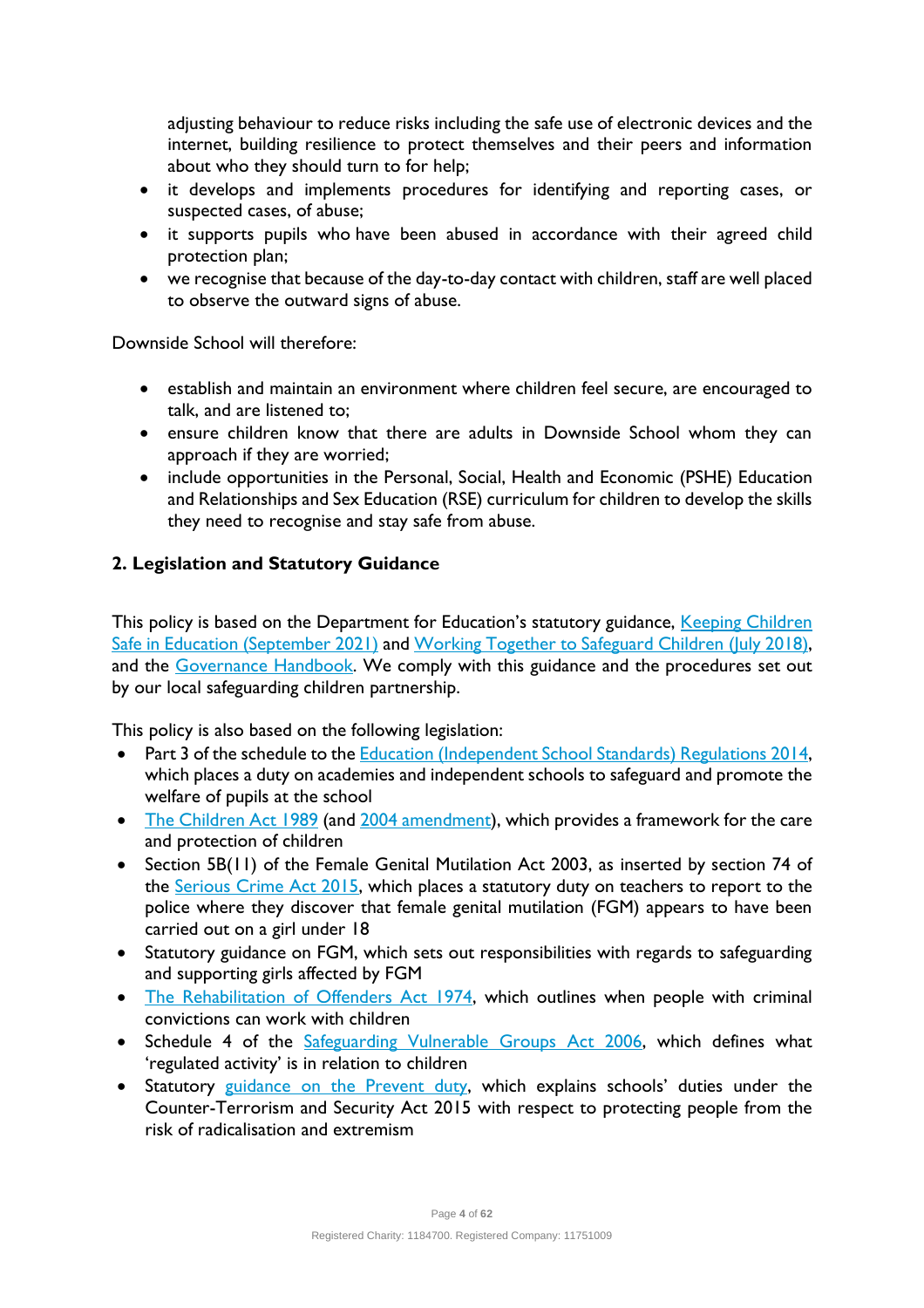adjusting behaviour to reduce risks including the safe use of electronic devices and the internet, building resilience to protect themselves and their peers and information about who they should turn to for help;

- it develops and implements procedures for identifying and reporting cases, or suspected cases, of abuse;
- it supports pupils who have been abused in accordance with their agreed child protection plan;
- we recognise that because of the day-to-day contact with children, staff are well placed to observe the outward signs of abuse.

Downside School will therefore:

- establish and maintain an environment where children feel secure, are encouraged to talk, and are listened to;
- ensure children know that there are adults in Downside School whom they can approach if they are worried;
- include opportunities in the Personal, Social, Health and Economic (PSHE) Education and Relationships and Sex Education (RSE) curriculum for children to develop the skills they need to recognise and stay safe from abuse.

## 2. Legislation and Statutory Guidance

This policy is based on the Department for Education's statutory guidance, Keeping Children Safe in Education (September 2021) and Working Together to Safeguard Children (July 2018), and the Governance Handbook. We comply with this guidance and the procedures set out by our local safeguarding children partnership.

This policy is also based on the following legislation:

- Part 3 of the schedule to the Education (Independent School Standards) Regulations 2014, which places a duty on academies and independent schools to safeguard and promote the welfare of pupils at the school
- The Children Act 1989 (and 2004 amendment), which provides a framework for the care and protection of children
- Section 5B(11) of the Female Genital Mutilation Act 2003, as inserted by section 74 of the Serious Crime Act 2015, which places a statutory duty on teachers to report to the police where they discover that female genital mutilation (FGM) appears to have been carried out on a girl under 18
- Statutory guidance on FGM, which sets out responsibilities with regards to safeguarding and supporting girls affected by FGM
- The Rehabilitation of Offenders Act 1974, which outlines when people with criminal convictions can work with children
- Schedule 4 of the Safeguarding Vulnerable Groups Act 2006, which defines what 'regulated activity' is in relation to children
- Statutory guidance on the Prevent duty, which explains schools' duties under the Counter-Terrorism and Security Act 2015 with respect to protecting people from the risk of radicalisation and extremism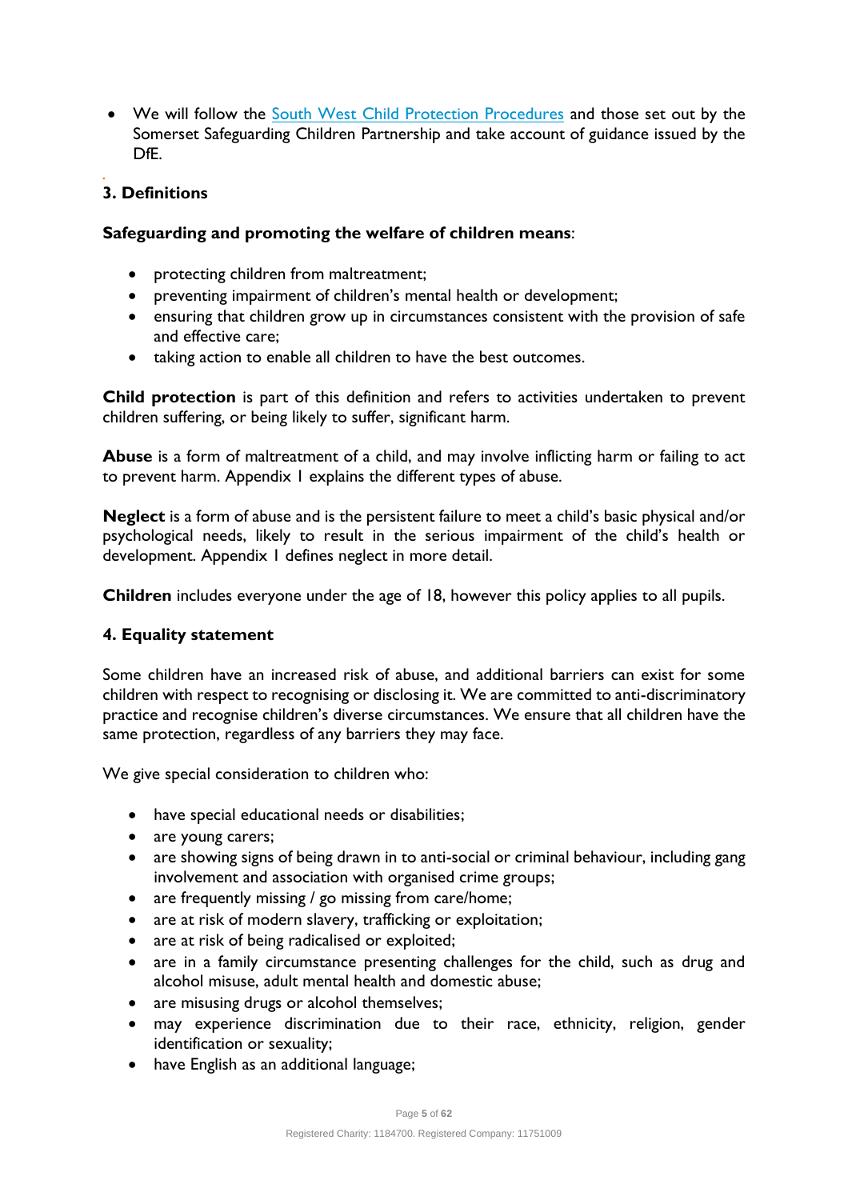- We will follow the [South West Child Protection Procedures]() and those set out by the Somerset Safeguarding Children Partnership and take account of guidance issued by the DfE.

## 3. Definitions

**Safeguarding and promoting the welfare of children means**:

- protecting children from maltreatment;
- preventing impairment of children's mental health or development;
- ensuring that children grow up in circumstances consistent with the provision of safe and effective care;
- taking action to enable all children to have the best outcomes.

**Child protection** is part of this definition and refers to activities undertaken to prevent children suffering, or being likely to suffer, significant harm.

**Abuse** is a form of maltreatment of a child, and may involve inflicting harm or failing to act to prevent harm. Appendix 1 explains the different types of abuse.

**Neglect** is a form of abuse and is the persistent failure to meet a child's basic physical and/or psychological needs, likely to result in the serious impairment of the child's health or development. Appendix 1 defines neglect in more detail.

**Children** includes everyone under the age of 18, however this policy applies to all pupils.

## 4. Equality statement

Some children have an increased risk of abuse, and additional barriers can exist for some children with respect to recognising or disclosing it. We are committed to anti-discriminatory practice and recognise children's diverse circumstances. We ensure that all children have the same protection, regardless of any barriers they may face.

We give special consideration to children who:

- have special educational needs or disabilities;
- are young carers;
- are showing signs of being drawn in to anti-social or criminal behaviour, including gang involvement and association with organised crime groups;
- are frequently missing / go missing from care/home;
- are at risk of modern slavery, trafficking or exploitation;
- are at risk of being radicalised or exploited;
- are in a family circumstance presenting challenges for the child, such as drug and alcohol misuse, adult mental health and domestic abuse;
- are misusing drugs or alcohol themselves;
- may experience discrimination due to their race, ethnicity, religion, gender identification or sexuality;
- have English as an additional language;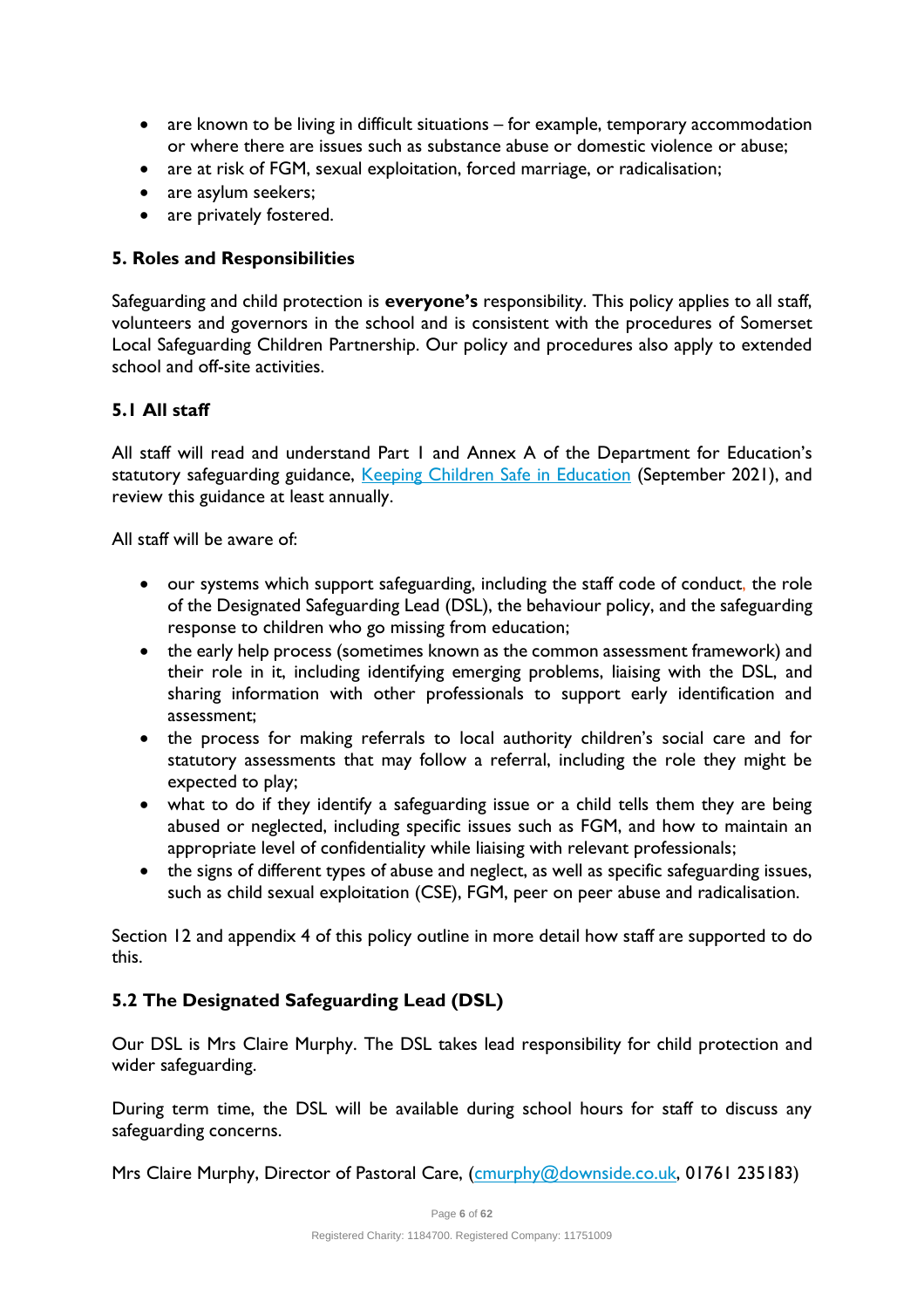- are known to be living in difficult situations – for example, temporary accommodation or where there are issues such as substance abuse or domestic violence or abuse;
- are at risk of FGM, sexual exploitation, forced marriage, or radicalisation;
- are asylum seekers;
- are privately fostered.

### 5. Roles and Responsibilities

Safeguarding and child protection is **everyone's** responsibility. This policy applies to all staff, volunteers and governors in the school and is consistent with the procedures of Somerset Local Safeguarding Children Partnership. Our policy and procedures also apply to extended school and off-site activities.

### 5.1 All staff

All staff will read and understand Part 1 and Annex A of the Department for Education's statutory safeguarding guidance, [Keeping Children Safe in Education](Keeping Children Safe in Education) (September 2021), and review this guidance at least annually.

All staff will be aware of:

- our systems which support safeguarding, including the staff code of conduct, the role of the Designated Safeguarding Lead (DSL), the behaviour policy, and the safeguarding response to children who go missing from education;
- the early help process (sometimes known as the common assessment framework) and their role in it, including identifying emerging problems, liaising with the DSL, and sharing information with other professionals to support early identification and assessment;
- the process for making referrals to local authority children's social care and for statutory assessments that may follow a referral, including the role they might be expected to play;
- what to do if they identify a safeguarding issue or a child tells them they are being abused or neglected, including specific issues such as FGM, and how to maintain an appropriate level of confidentiality while liaising with relevant professionals;
- the signs of different types of abuse and neglect, as well as specific safeguarding issues, such as child sexual exploitation (CSE), FGM, peer on peer abuse and radicalisation.

Section 12 and appendix 4 of this policy outline in more detail how staff are supported to do this.

### 5.2 The Designated Safeguarding Lead (DSL)

Our DSL is Mrs Claire Murphy. The DSL takes lead responsibility for child protection and wider safeguarding.

During term time, the DSL will be available during school hours for staff to discuss any safeguarding concerns.

Mrs Claire Murphy, Director of Pastoral Care, (cmurphy@downside.co.uk, 01761 235183)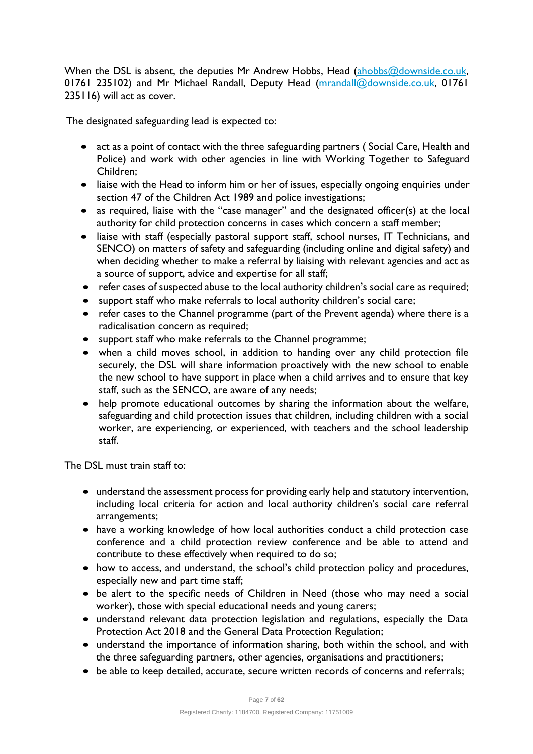When the DSL is absent, the deputies Mr Andrew Hobbs, Head (ahobbs@downside.co.uk, 01761 235102) and Mr Michael Randall, Deputy Head (mrandall@downside.co.uk, 01761 235116) will act as cover.

The designated safeguarding lead is expected to:

- act as a point of contact with the three safeguarding partners ( Social Care, Health and Police) and work with other agencies in line with Working Together to Safeguard Children;
- liaise with the Head to inform him or her of issues, especially ongoing enquiries under section 47 of the Children Act 1989 and police investigations;
- as required, liaise with the "case manager" and the designated officer(s) at the local authority for child protection concerns in cases which concern a staff member;
- liaise with staff (especially pastoral support staff, school nurses, IT Technicians, and SENCO) on matters of safety and safeguarding (including online and digital safety) and when deciding whether to make a referral by liaising with relevant agencies and act as a source of support, advice and expertise for all staff;
- refer cases of suspected abuse to the local authority children's social care as required;
- support staff who make referrals to local authority children's social care;
- refer cases to the Channel programme (part of the Prevent agenda) where there is a radicalisation concern as required;
- support staff who make referrals to the Channel programme;
- when a child moves school, in addition to handing over any child protection file securely, the DSL will share information proactively with the new school to enable the new school to have support in place when a child arrives and to ensure that key staff, such as the SENCO, are aware of any needs;
- help promote educational outcomes by sharing the information about the welfare, safeguarding and child protection issues that children, including children with a social worker, are experiencing, or experienced, with teachers and the school leadership staff.

The DSL must train staff to:

- understand the assessment process for providing early help and statutory intervention, including local criteria for action and local authority children's social care referral arrangements;
- have a working knowledge of how local authorities conduct a child protection case conference and a child protection review conference and be able to attend and contribute to these effectively when required to do so;
- how to access, and understand, the school's child protection policy and procedures, especially new and part time staff;
- be alert to the specific needs of Children in Need (those who may need a social worker), those with special educational needs and young carers;
- understand relevant data protection legislation and regulations, especially the Data Protection Act 2018 and the General Data Protection Regulation;
- understand the importance of information sharing, both within the school, and with the three safeguarding partners, other agencies, organisations and practitioners;
- be able to keep detailed, accurate, secure written records of concerns and referrals;

Registered Charity: 1184700. Registered Company: 11751009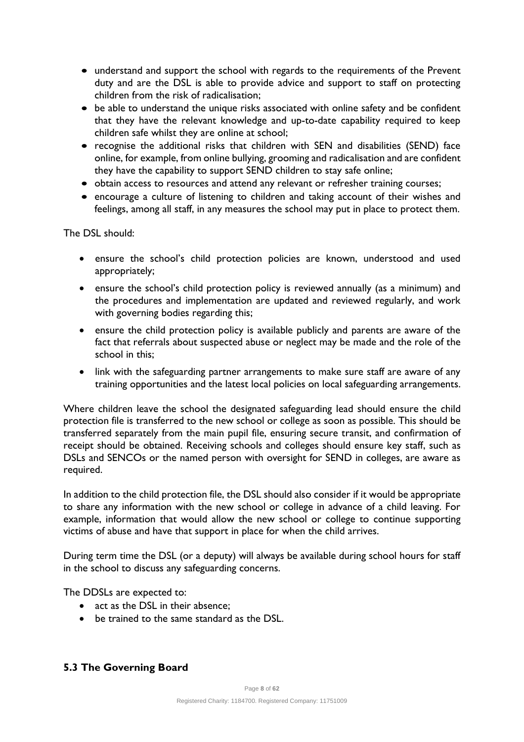- understand and support the school with regards to the requirements of the Prevent duty and are the DSL is able to provide advice and support to staff on protecting children from the risk of radicalisation;
- be able to understand the unique risks associated with online safety and be confident that they have the relevant knowledge and up-to-date capability required to keep children safe whilst they are online at school;
- recognise the additional risks that children with SEN and disabilities (SEND) face online, for example, from online bullying, grooming and radicalisation and are confident they have the capability to support SEND children to stay safe online;
- obtain access to resources and attend any relevant or refresher training courses;
- encourage a culture of listening to children and taking account of their wishes and feelings, among all staff, in any measures the school may put in place to protect them.

The DSL should:

- ensure the school's child protection policies are known, understood and used appropriately;
- ensure the school's child protection policy is reviewed annually (as a minimum) and the procedures and implementation are updated and reviewed regularly, and work with governing bodies regarding this;
- ensure the child protection policy is available publicly and parents are aware of the fact that referrals about suspected abuse or neglect may be made and the role of the school in this;
- link with the safeguarding partner arrangements to make sure staff are aware of any training opportunities and the latest local policies on local safeguarding arrangements.

Where children leave the school the designated safeguarding lead should ensure the child protection file is transferred to the new school or college as soon as possible. This should be transferred separately from the main pupil file, ensuring secure transit, and confirmation of receipt should be obtained. Receiving schools and colleges should ensure key staff, such as DSLs and SENCOs or the named person with oversight for SEND in colleges, are aware as required.

In addition to the child protection file, the DSL should also consider if it would be appropriate to share any information with the new school or college in advance of a child leaving. For example, information that would allow the new school or college to continue supporting victims of abuse and have that support in place for when the child arrives.

During term time the DSL (or a deputy) will always be available during school hours for staff in the school to discuss any safeguarding concerns.

The DDSLs are expected to:

- act as the DSL in their absence;
- be trained to the same standard as the DSL.

### 5.3 The Governing Board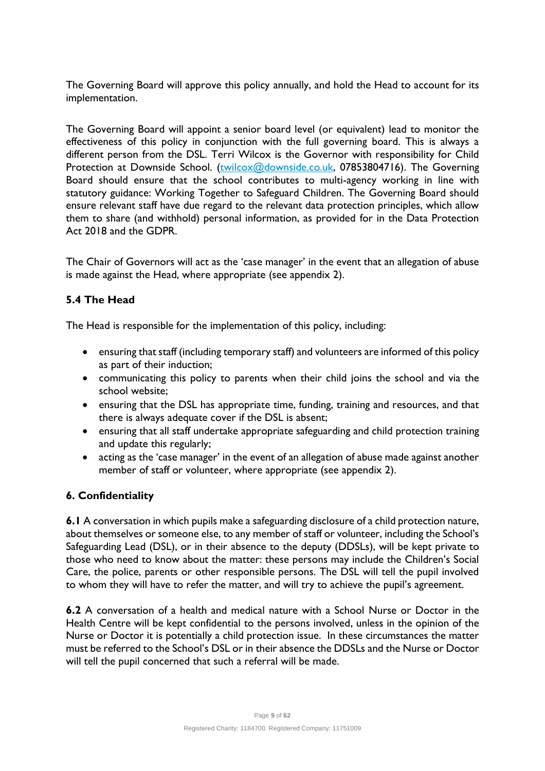The Governing Board will approve this policy annually, and hold the Head to account for its implementation.

The Governing Board will appoint a senior board level (or equivalent) lead to monitor the effectiveness of this policy in conjunction with the full governing board. This is always a different person from the DSL. Terri Wilcox is the Governor with responsibility for Child Protection at Downside School. (twilcox@downside.co.uk, 07853804716). The Governing Board should ensure that the school contributes to multi-agency working in line with statutory guidance: Working Together to Safeguard Children. The Governing Board should ensure relevant staff have due regard to the relevant data protection principles, which allow them to share (and withhold) personal information, as provided for in the Data Protection Act 2018 and the GDPR.

The Chair of Governors will act as the 'case manager' in the event that an allegation of abuse is made against the Head, where appropriate (see appendix 2).

### 5.4 The Head

The Head is responsible for the implementation of this policy, including:

- ensuring that staff (including temporary staff) and volunteers are informed of this policy as part of their induction;
- communicating this policy to parents when their child joins the school and via the school website;
- ensuring that the DSL has appropriate time, funding, training and resources, and that there is always adequate cover if the DSL is absent;
- ensuring that all staff undertake appropriate safeguarding and child protection training and update this regularly;
- acting as the 'case manager' in the event of an allegation of abuse made against another member of staff or volunteer, where appropriate (see appendix 2).

## 6. Confidentiality

**6.1** A conversation in which pupils make a safeguarding disclosure of a child protection nature, about themselves or someone else, to any member of staff or volunteer, including the School's Safeguarding Lead (DSL), or in their absence to the deputy (DDSLs), will be kept private to those who need to know about the matter: these persons may include the Children's Social Care, the police, parents or other responsible persons. The DSL will tell the pupil involved to whom they will have to refer the matter, and will try to achieve the pupil's agreement.

**6.2** A conversation of a health and medical nature with a School Nurse or Doctor in the Health Centre will be kept confidential to the persons involved, unless in the opinion of the Nurse or Doctor it is potentially a child protection issue. In these circumstances the matter must be referred to the School's DSL or in their absence the DDSLs and the Nurse or Doctor will tell the pupil concerned that such a referral will be made.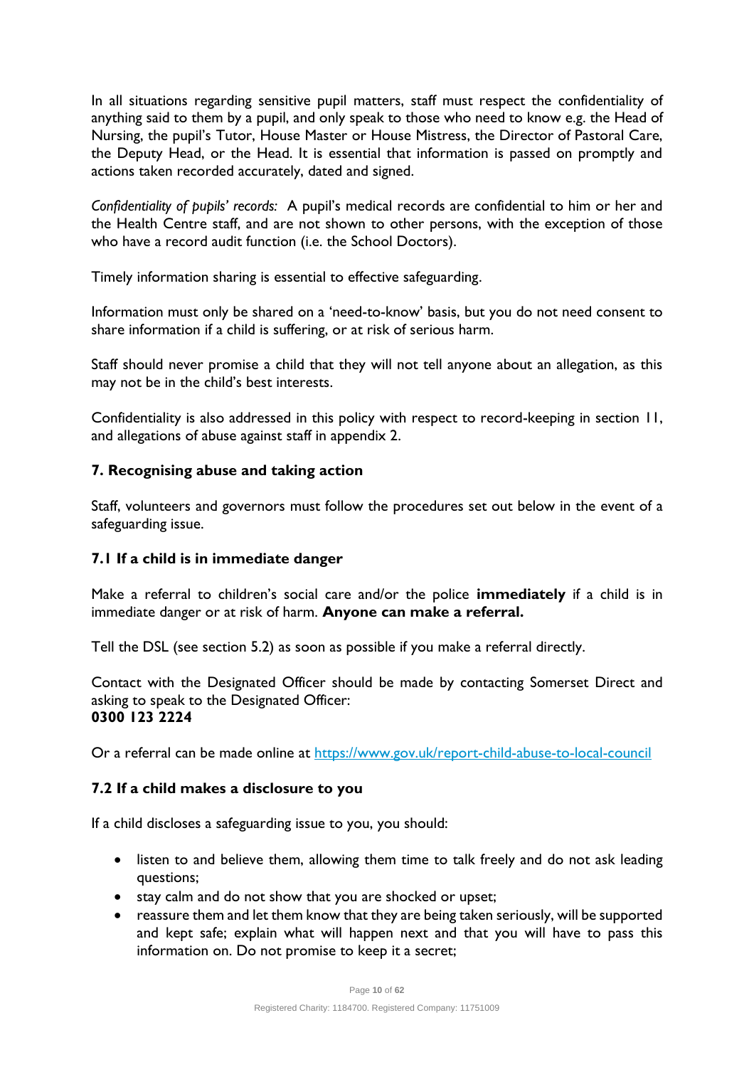In all situations regarding sensitive pupil matters, staff must respect the confidentiality of anything said to them by a pupil, and only speak to those who need to know e.g. the Head of Nursing, the pupil's Tutor, House Master or House Mistress, the Director of Pastoral Care, the Deputy Head, or the Head. It is essential that information is passed on promptly and actions taken recorded accurately, dated and signed.

*Confidentiality of pupils' records:* A pupil's medical records are confidential to him or her and the Health Centre staff, and are not shown to other persons, with the exception of those who have a record audit function (i.e. the School Doctors).

Timely information sharing is essential to effective safeguarding.

Information must only be shared on a 'need-to-know' basis, but you do not need consent to share information if a child is suffering, or at risk of serious harm.

Staff should never promise a child that they will not tell anyone about an allegation, as this may not be in the child's best interests.

Confidentiality is also addressed in this policy with respect to record-keeping in section 11, and allegations of abuse against staff in appendix 2.

## 7. Recognising abuse and taking action

Staff, volunteers and governors must follow the procedures set out below in the event of a safeguarding issue.

### 7.1 If a child is in immediate danger

Make a referral to children's social care and/or the police **immediately** if a child is in immediate danger or at risk of harm. **Anyone can make a referral.**

Tell the DSL (see section 5.2) as soon as possible if you make a referral directly.

Contact with the Designated Officer should be made by contacting Somerset Direct and asking to speak to the Designated Officer:
**0300 123 2224**

Or a referral can be made online at [https://www.gov.uk/report-child-abuse-to-local-council](https://www.gov.uk/report-child-abuse-to-local-council)

### 7.2 If a child makes a disclosure to you

If a child discloses a safeguarding issue to you, you should:

- listen to and believe them, allowing them time to talk freely and do not ask leading questions;
- stay calm and do not show that you are shocked or upset;
- reassure them and let them know that they are being taken seriously, will be supported and kept safe; explain what will happen next and that you will have to pass this information on. Do not promise to keep it a secret;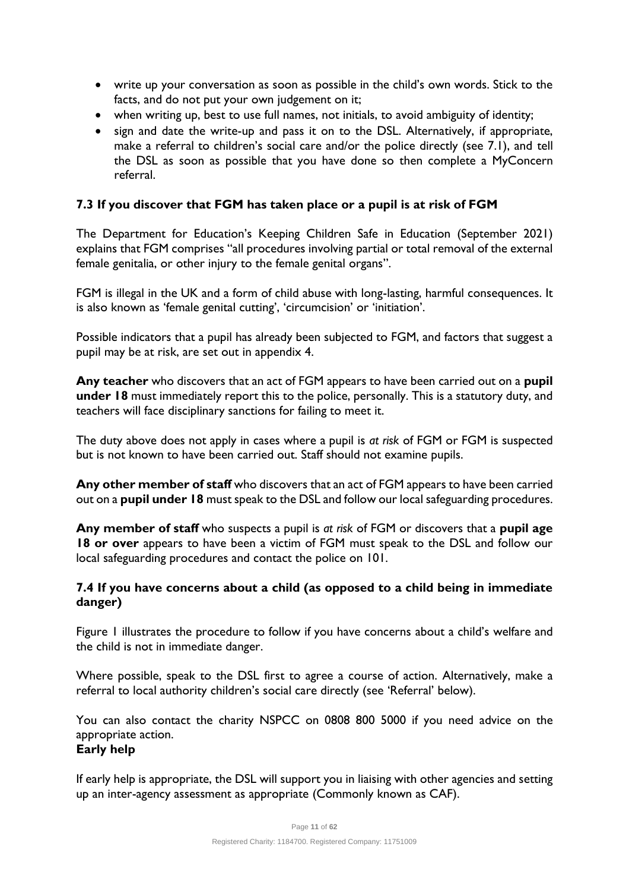- write up your conversation as soon as possible in the child's own words. Stick to the facts, and do not put your own judgement on it;
- when writing up, best to use full names, not initials, to avoid ambiguity of identity;
- sign and date the write-up and pass it on to the DSL. Alternatively, if appropriate, make a referral to children's social care and/or the police directly (see 7.1), and tell the DSL as soon as possible that you have done so then complete a MyConcern referral.

### 7.3 If you discover that FGM has taken place or a pupil is at risk of FGM

The Department for Education's Keeping Children Safe in Education (September 2021) explains that FGM comprises "all procedures involving partial or total removal of the external female genitalia, or other injury to the female genital organs".

FGM is illegal in the UK and a form of child abuse with long-lasting, harmful consequences. It is also known as 'female genital cutting', 'circumcision' or 'initiation'.

Possible indicators that a pupil has already been subjected to FGM, and factors that suggest a pupil may be at risk, are set out in appendix 4.

**Any teacher** who discovers that an act of FGM appears to have been carried out on a **pupil under 18** must immediately report this to the police, personally. This is a statutory duty, and teachers will face disciplinary sanctions for failing to meet it.

The duty above does not apply in cases where a pupil is *at risk* of FGM or FGM is suspected but is not known to have been carried out. Staff should not examine pupils.

**Any other member of staff** who discovers that an act of FGM appears to have been carried out on a **pupil under 18** must speak to the DSL and follow our local safeguarding procedures.

**Any member of staff** who suspects a pupil is *at risk* of FGM or discovers that a **pupil age 18 or over** appears to have been a victim of FGM must speak to the DSL and follow our local safeguarding procedures and contact the police on 101.

### 7.4 If you have concerns about a child (as opposed to a child being in immediate danger)

Figure 1 illustrates the procedure to follow if you have concerns about a child's welfare and the child is not in immediate danger.

Where possible, speak to the DSL first to agree a course of action. Alternatively, make a referral to local authority children's social care directly (see 'Referral' below).

You can also contact the charity NSPCC on 0808 800 5000 if you need advice on the appropriate action.

**Early help**

If early help is appropriate, the DSL will support you in liaising with other agencies and setting up an inter-agency assessment as appropriate (Commonly known as CAF).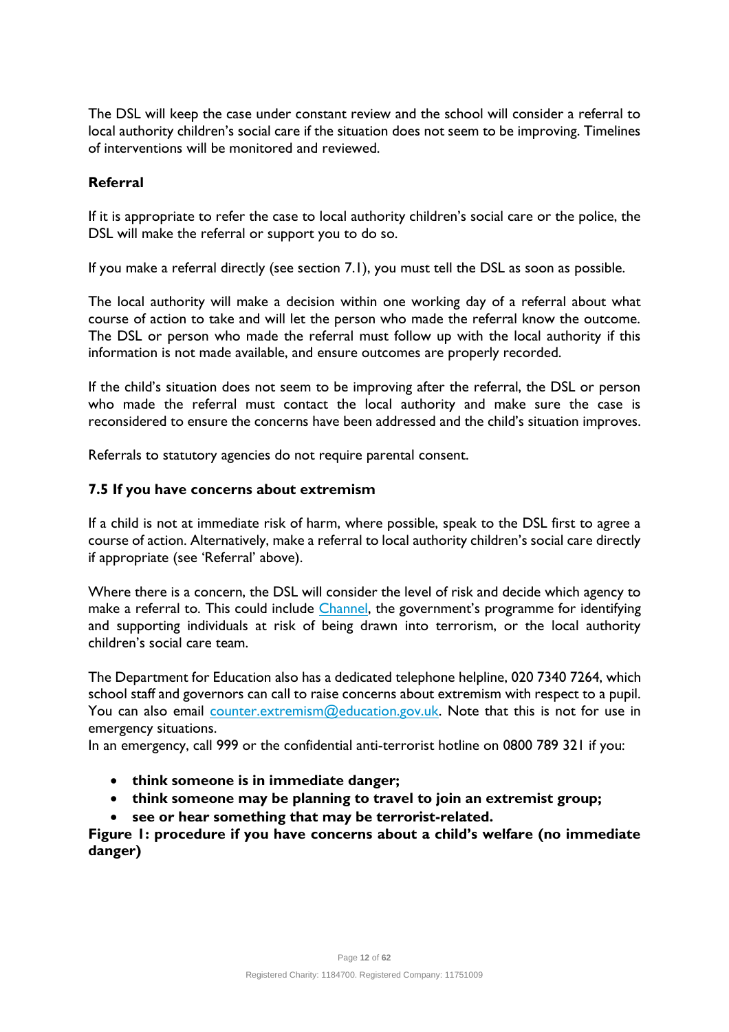The DSL will keep the case under constant review and the school will consider a referral to local authority children's social care if the situation does not seem to be improving. Timelines of interventions will be monitored and reviewed.

**Referral**

If it is appropriate to refer the case to local authority children's social care or the police, the DSL will make the referral or support you to do so.

If you make a referral directly (see section 7.1), you must tell the DSL as soon as possible.

The local authority will make a decision within one working day of a referral about what course of action to take and will let the person who made the referral know the outcome. The DSL or person who made the referral must follow up with the local authority if this information is not made available, and ensure outcomes are properly recorded.

If the child's situation does not seem to be improving after the referral, the DSL or person who made the referral must contact the local authority and make sure the case is reconsidered to ensure the concerns have been addressed and the child's situation improves.

Referrals to statutory agencies do not require parental consent.

### 7.5 If you have concerns about extremism

If a child is not at immediate risk of harm, where possible, speak to the DSL first to agree a course of action. Alternatively, make a referral to local authority children's social care directly if appropriate (see 'Referral' above).

Where there is a concern, the DSL will consider the level of risk and decide which agency to make a referral to. This could include [Channel](), the government's programme for identifying and supporting individuals at risk of being drawn into terrorism, or the local authority children's social care team.

The Department for Education also has a dedicated telephone helpline, 020 7340 7264, which school staff and governors can call to raise concerns about extremism with respect to a pupil. You can also email [counter.extremism@education.gov.uk](mailto:counter.extremism@education.gov.uk). Note that this is not for use in emergency situations.

In an emergency, call 999 or the confidential anti-terrorist hotline on 0800 789 321 if you:

- **think someone is in immediate danger;**
- **think someone may be planning to travel to join an extremist group;**
- **see or hear something that may be terrorist-related.**

**Figure 1: procedure if you have concerns about a child's welfare (no immediate danger)**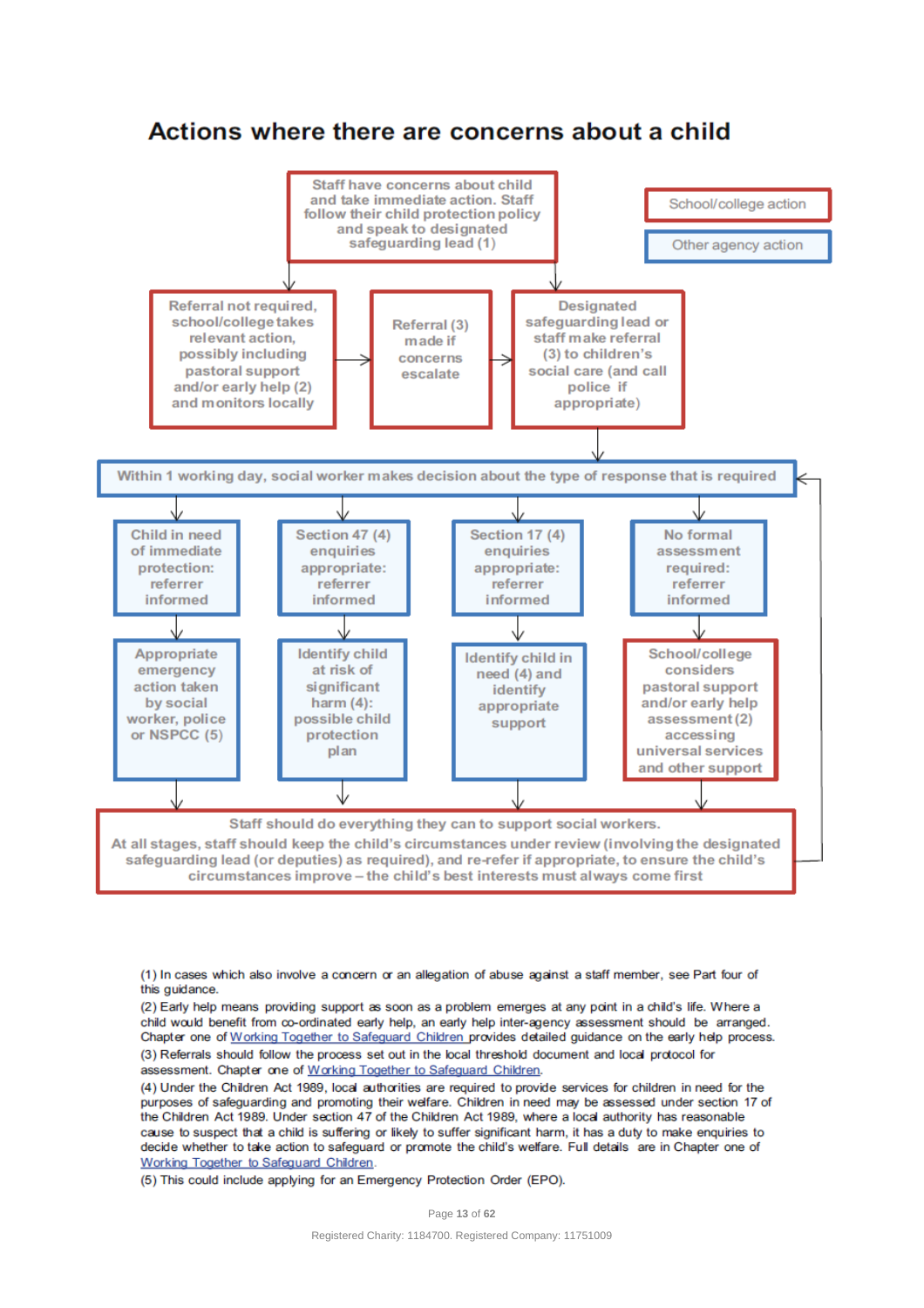# Actions where there are concerns about a child

School/college action

Other agency action

Staff have concerns about child and take immediate action. Staff follow their child protection policy and speak to designated safeguarding lead (1)

Referral not required, school/college takes relevant action, possibly including pastoral support and/or early help (2) and monitors locally

Referral (3) made if concerns escalate

Designated safeguarding lead or staff make referral (3) to children's social care (and call police if appropriate)

Within 1 working day, social worker makes decision about the type of response that is required

Child in need of immediate protection: referrer informed

Appropriate emergency action taken by social worker, police or NSPCC (5)

Section 47 (4) enquiries appropriate: referrer informed

Identify child at risk of significant harm (4): possible child protection plan

Section 17 (4) enquiries appropriate: referrer informed

Identify child in need (4) and identify appropriate support

No formal assessment required: referrer informed

School/college considers pastoral support and/or early help assessment (2) accessing universal services and other support

Staff should do everything they can to support social workers.
At all stages, staff should keep the child's circumstances under review (involving the designated safeguarding lead (or deputies) as required), and re-refer if appropriate, to ensure the child's circumstances improve – the child's best interests must always come first

(1) In cases which also involve a concern or an allegation of abuse against a staff member, see Part four of this guidance.

(2) Early help means providing support as soon as a problem emerges at any point in a child's life. Where a child would benefit from co-ordinated early help, an early help inter-agency assessment should be arranged. Chapter one of Working Together to Safeguard Children provides detailed guidance on the early help process.

(3) Referrals should follow the process set out in the local threshold document and local protocol for assessment. Chapter one of Working Together to Safeguard Children.

(4) Under the Children Act 1989, local authorities are required to provide services for children in need for the purposes of safeguarding and promoting their welfare. Children in need may be assessed under section 17 of the Children Act 1989. Under section 47 of the Children Act 1989, where a local authority has reasonable cause to suspect that a child is suffering or likely to suffer significant harm, it has a duty to make enquiries to decide whether to take action to safeguard or promote the child's welfare. Full details are in Chapter one of Working Together to Safeguard Children.

(5) This could include applying for an Emergency Protection Order (EPO).

Registered Charity: 1184700. Registered Company: 11751009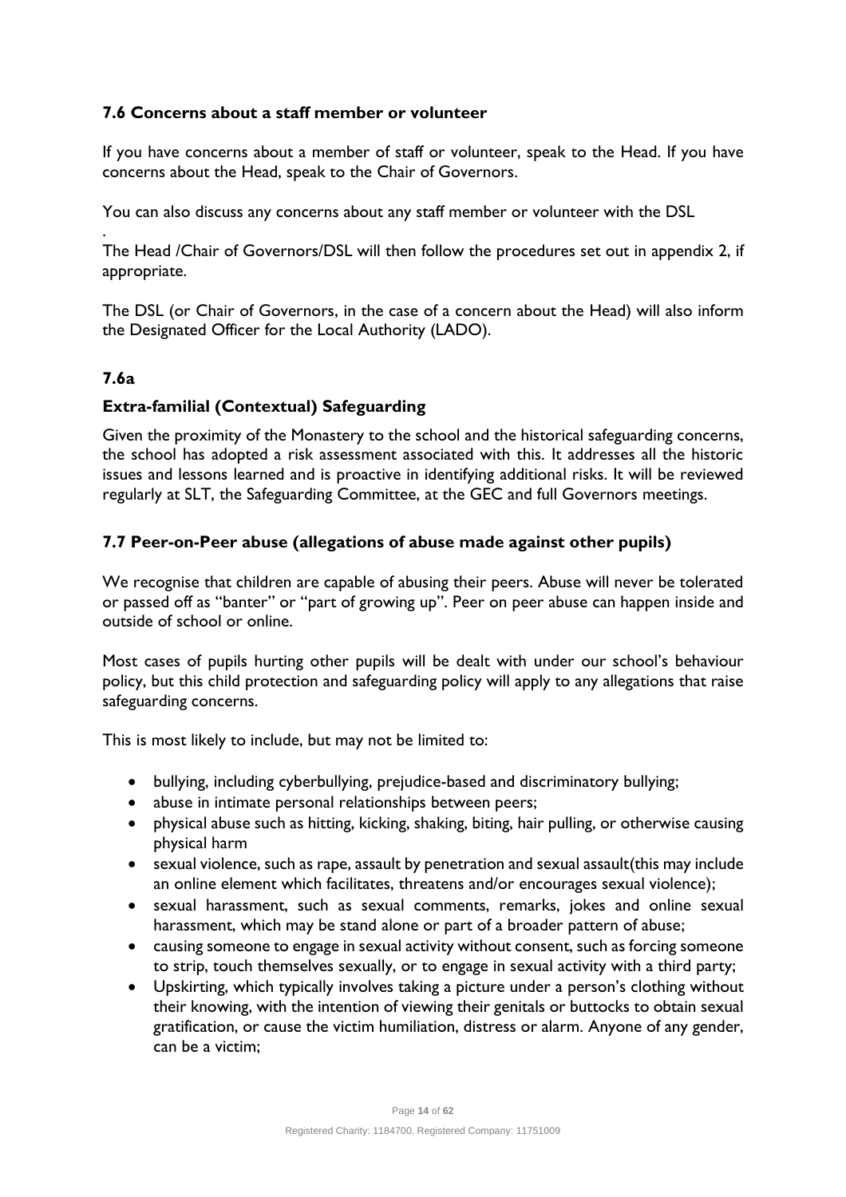### 7.6 Concerns about a staff member or volunteer

If you have concerns about a member of staff or volunteer, speak to the Head. If you have concerns about the Head, speak to the Chair of Governors.

You can also discuss any concerns about any staff member or volunteer with the DSL

.
The Head /Chair of Governors/DSL will then follow the procedures set out in appendix 2, if appropriate.

The DSL (or Chair of Governors, in the case of a concern about the Head) will also inform the Designated Officer for the Local Authority (LADO).

### 7.6a

### Extra-familial (Contextual) Safeguarding

Given the proximity of the Monastery to the school and the historical safeguarding concerns, the school has adopted a risk assessment associated with this. It addresses all the historic issues and lessons learned and is proactive in identifying additional risks. It will be reviewed regularly at SLT, the Safeguarding Committee, at the GEC and full Governors meetings.

### 7.7 Peer-on-Peer abuse (allegations of abuse made against other pupils)

We recognise that children are capable of abusing their peers. Abuse will never be tolerated or passed off as "banter" or "part of growing up". Peer on peer abuse can happen inside and outside of school or online.

Most cases of pupils hurting other pupils will be dealt with under our school's behaviour policy, but this child protection and safeguarding policy will apply to any allegations that raise safeguarding concerns.

This is most likely to include, but may not be limited to:

- bullying, including cyberbullying, prejudice-based and discriminatory bullying;
- abuse in intimate personal relationships between peers;
- physical abuse such as hitting, kicking, shaking, biting, hair pulling, or otherwise causing physical harm
- sexual violence, such as rape, assault by penetration and sexual assault(this may include an online element which facilitates, threatens and/or encourages sexual violence);
- sexual harassment, such as sexual comments, remarks, jokes and online sexual harassment, which may be stand alone or part of a broader pattern of abuse;
- causing someone to engage in sexual activity without consent, such as forcing someone to strip, touch themselves sexually, or to engage in sexual activity with a third party;
- Upskirting, which typically involves taking a picture under a person's clothing without their knowing, with the intention of viewing their genitals or buttocks to obtain sexual gratification, or cause the victim humiliation, distress or alarm. Anyone of any gender, can be a victim;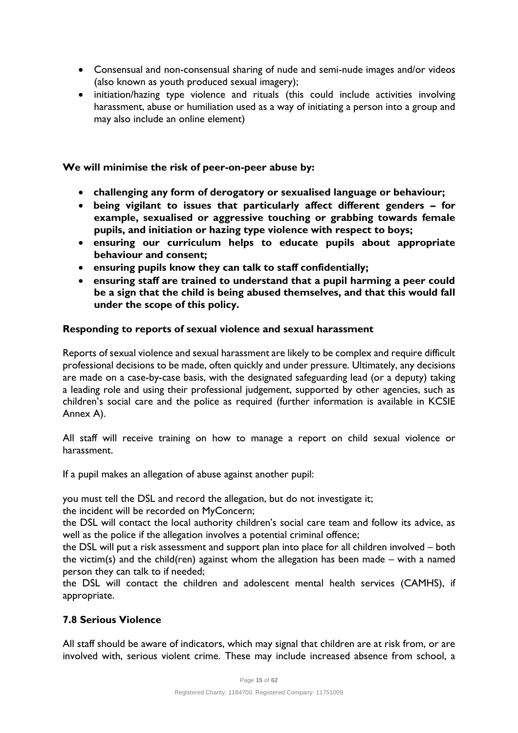- Consensual and non-consensual sharing of nude and semi-nude images and/or videos (also known as youth produced sexual imagery);
- initiation/hazing type violence and rituals (this could include activities involving harassment, abuse or humiliation used as a way of initiating a person into a group and may also include an online element)

**We will minimise the risk of peer-on-peer abuse by:**

- **challenging any form of derogatory or sexualised language or behaviour;**
- **being vigilant to issues that particularly affect different genders – for example, sexualised or aggressive touching or grabbing towards female pupils, and initiation or hazing type violence with respect to boys;**
- **ensuring our curriculum helps to educate pupils about appropriate behaviour and consent;**
- **ensuring pupils know they can talk to staff confidentially;**
- **ensuring staff are trained to understand that a pupil harming a peer could be a sign that the child is being abused themselves, and that this would fall under the scope of this policy.**

**Responding to reports of sexual violence and sexual harassment**

Reports of sexual violence and sexual harassment are likely to be complex and require difficult professional decisions to be made, often quickly and under pressure. Ultimately, any decisions are made on a case-by-case basis, with the designated safeguarding lead (or a deputy) taking a leading role and using their professional judgement, supported by other agencies, such as children's social care and the police as required (further information is available in KCSIE Annex A).

All staff will receive training on how to manage a report on child sexual violence or harassment.

If a pupil makes an allegation of abuse against another pupil:

you must tell the DSL and record the allegation, but do not investigate it;
the incident will be recorded on MyConcern;
the DSL will contact the local authority children's social care team and follow its advice, as well as the police if the allegation involves a potential criminal offence;
the DSL will put a risk assessment and support plan into place for all children involved – both the victim(s) and the child(ren) against whom the allegation has been made – with a named person they can talk to if needed;
the DSL will contact the children and adolescent mental health services (CAMHS), if appropriate.

### 7.8 Serious Violence

All staff should be aware of indicators, which may signal that children are at risk from, or are involved with, serious violent crime. These may include increased absence from school, a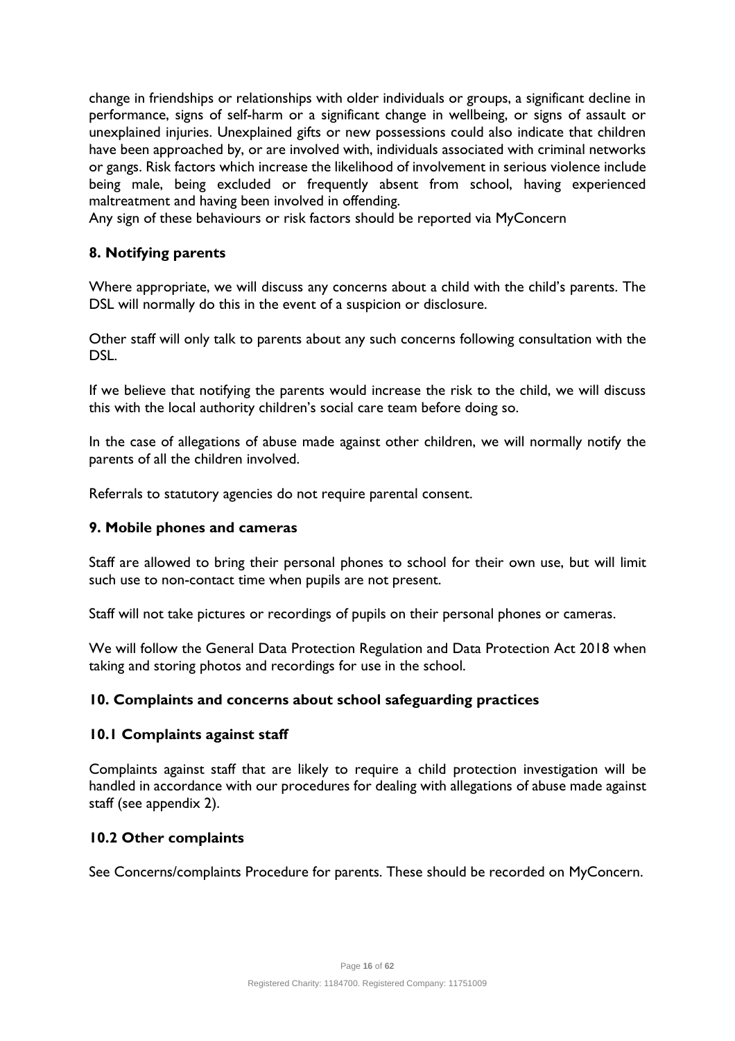change in friendships or relationships with older individuals or groups, a significant decline in performance, signs of self-harm or a significant change in wellbeing, or signs of assault or unexplained injuries. Unexplained gifts or new possessions could also indicate that children have been approached by, or are involved with, individuals associated with criminal networks or gangs. Risk factors which increase the likelihood of involvement in serious violence include being male, being excluded or frequently absent from school, having experienced maltreatment and having been involved in offending.
Any sign of these behaviours or risk factors should be reported via MyConcern

## 8. Notifying parents

Where appropriate, we will discuss any concerns about a child with the child's parents. The DSL will normally do this in the event of a suspicion or disclosure.

Other staff will only talk to parents about any such concerns following consultation with the DSL.

If we believe that notifying the parents would increase the risk to the child, we will discuss this with the local authority children's social care team before doing so.

In the case of allegations of abuse made against other children, we will normally notify the parents of all the children involved.

Referrals to statutory agencies do not require parental consent.

## 9. Mobile phones and cameras

Staff are allowed to bring their personal phones to school for their own use, but will limit such use to non-contact time when pupils are not present.

Staff will not take pictures or recordings of pupils on their personal phones or cameras.

We will follow the General Data Protection Regulation and Data Protection Act 2018 when taking and storing photos and recordings for use in the school.

## 10. Complaints and concerns about school safeguarding practices

### 10.1 Complaints against staff

Complaints against staff that are likely to require a child protection investigation will be handled in accordance with our procedures for dealing with allegations of abuse made against staff (see appendix 2).

### 10.2 Other complaints

See Concerns/complaints Procedure for parents. These should be recorded on MyConcern.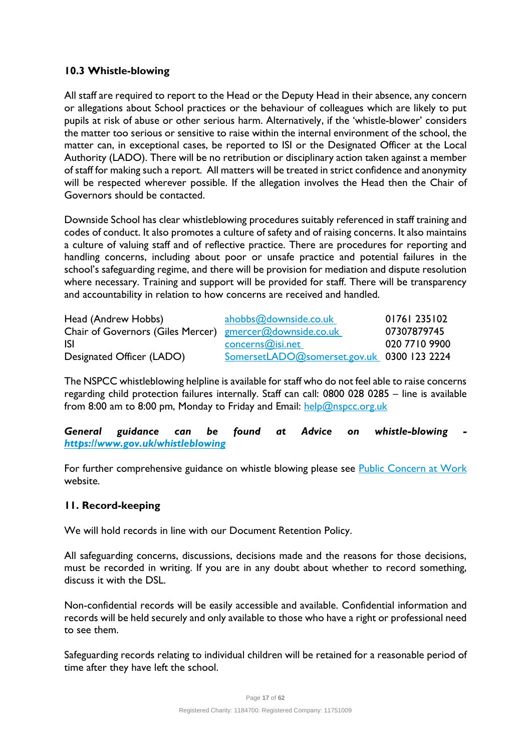### 10.3 Whistle-blowing

All staff are required to report to the Head or the Deputy Head in their absence, any concern or allegations about School practices or the behaviour of colleagues which are likely to put pupils at risk of abuse or other serious harm. Alternatively, if the 'whistle-blower' considers the matter too serious or sensitive to raise within the internal environment of the school, the matter can, in exceptional cases, be reported to ISI or the Designated Officer at the Local Authority (LADO). There will be no retribution or disciplinary action taken against a member of staff for making such a report. All matters will be treated in strict confidence and anonymity will be respected wherever possible. If the allegation involves the Head then the Chair of Governors should be contacted.

Downside School has clear whistleblowing procedures suitably referenced in staff training and codes of conduct. It also promotes a culture of safety and of raising concerns. It also maintains a culture of valuing staff and of reflective practice. There are procedures for reporting and handling concerns, including about poor or unsafe practice and potential failures in the school's safeguarding regime, and there will be provision for mediation and dispute resolution where necessary. Training and support will be provided for staff. There will be transparency and accountability in relation to how concerns are received and handled.

| | | |
|---|---|---|
| Head (Andrew Hobbs) | ahobbs@downside.co.uk | 01761 235102 |
| Chair of Governors (Giles Mercer) | gmercer@downside.co.uk | 07307879745 |
| ISI | concerns@isi.net | 020 7710 9900 |
| Designated Officer (LADO) | SomersetLADO@somerset.gov.uk | 0300 123 2224 |

The NSPCC whistleblowing helpline is available for staff who do not feel able to raise concerns regarding child protection failures internally. Staff can call: 0800 028 0285 – line is available from 8:00 am to 8:00 pm, Monday to Friday and Email: help@nspcc.org.uk

***General guidance can be found at Advice on whistle-blowing - https://www.gov.uk/whistleblowing***

For further comprehensive guidance on whistle blowing please see Public Concern at Work website.

### 11. Record-keeping

We will hold records in line with our Document Retention Policy.

All safeguarding concerns, discussions, decisions made and the reasons for those decisions, must be recorded in writing. If you are in any doubt about whether to record something, discuss it with the DSL.

Non-confidential records will be easily accessible and available. Confidential information and records will be held securely and only available to those who have a right or professional need to see them.

Safeguarding records relating to individual children will be retained for a reasonable period of time after they have left the school.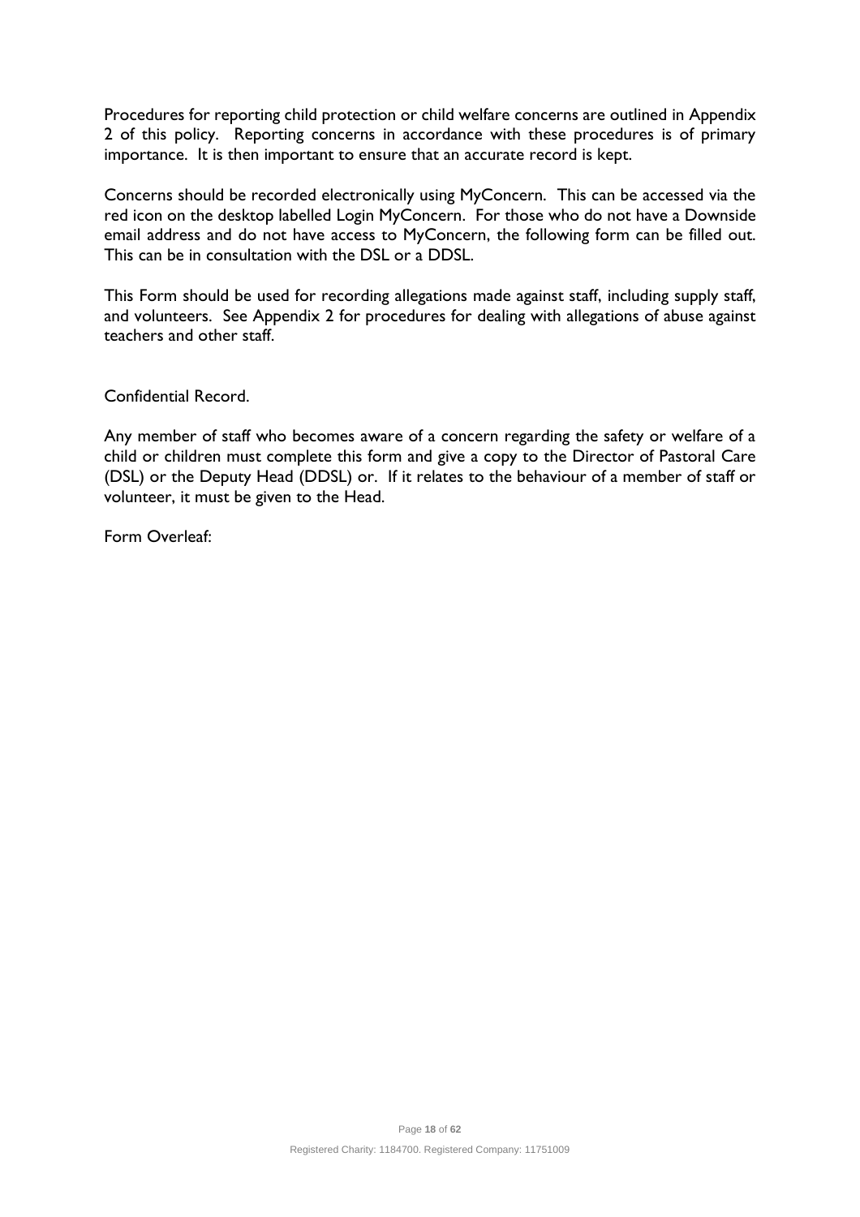Procedures for reporting child protection or child welfare concerns are outlined in Appendix 2 of this policy. Reporting concerns in accordance with these procedures is of primary importance. It is then important to ensure that an accurate record is kept.

Concerns should be recorded electronically using MyConcern. This can be accessed via the red icon on the desktop labelled Login MyConcern. For those who do not have a Downside email address and do not have access to MyConcern, the following form can be filled out. This can be in consultation with the DSL or a DDSL.

This Form should be used for recording allegations made against staff, including supply staff, and volunteers. See Appendix 2 for procedures for dealing with allegations of abuse against teachers and other staff.

Confidential Record.

Any member of staff who becomes aware of a concern regarding the safety or welfare of a child or children must complete this form and give a copy to the Director of Pastoral Care (DSL) or the Deputy Head (DDSL) or. If it relates to the behaviour of a member of staff or volunteer, it must be given to the Head.

Form Overleaf:

Registered Charity: 1184700. Registered Company: 11751009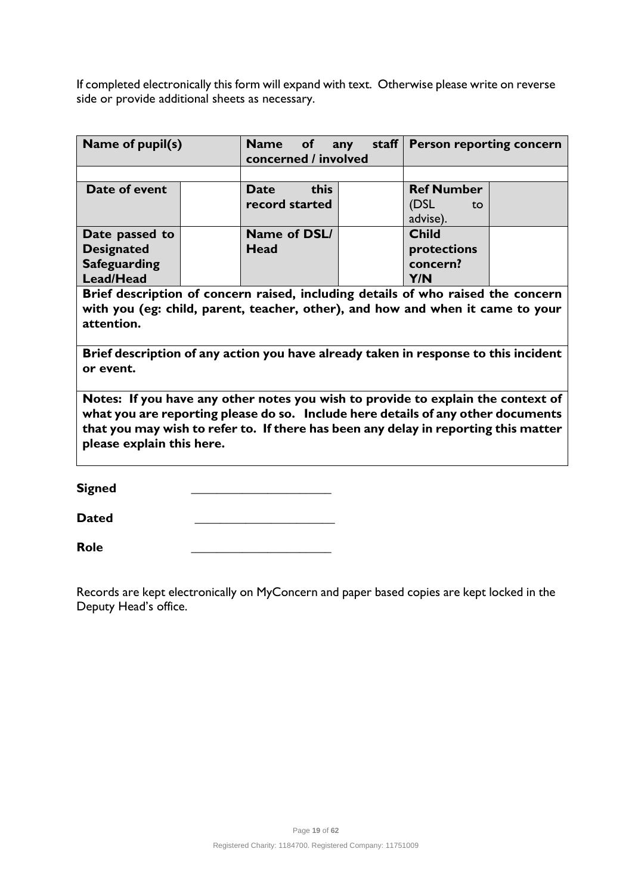If completed electronically this form will expand with text. Otherwise please write on reverse side or provide additional sheets as necessary.

| **Name of pupil(s)** | | **Name of any staff concerned / involved** | | **Person reporting concern** | |
|---|---|---|---|---|---|
| | | | | | |
| **Date of event** | | **Date this record started** | | **Ref Number** (DSL to advise). | |
| **Date passed to Designated Safeguarding Lead/Head** | | **Name of DSL/ Head** | | **Child protections concern? Y/N** | |
| **Brief description of concern raised, including details of who raised the concern with you (eg: child, parent, teacher, other), and how and when it came to your attention.** | | | | | |
| **Brief description of any action you have already taken in response to this incident or event.** | | | | | |
| **Notes: If you have any other notes you wish to provide to explain the context of what you are reporting please do so. Include here details of any other documents that you may wish to refer to. If there has been any delay in reporting this matter please explain this here.** | | | | | |

**Signed** \_\_\_\_\_\_\_\_\_\_\_\_\_\_\_\_\_\_\_\_\_\_

**Dated** \_\_\_\_\_\_\_\_\_\_\_\_\_\_\_\_\_\_\_\_\_\_

**Role** \_\_\_\_\_\_\_\_\_\_\_\_\_\_\_\_\_\_\_\_\_\_

Records are kept electronically on MyConcern and paper based copies are kept locked in the Deputy Head's office.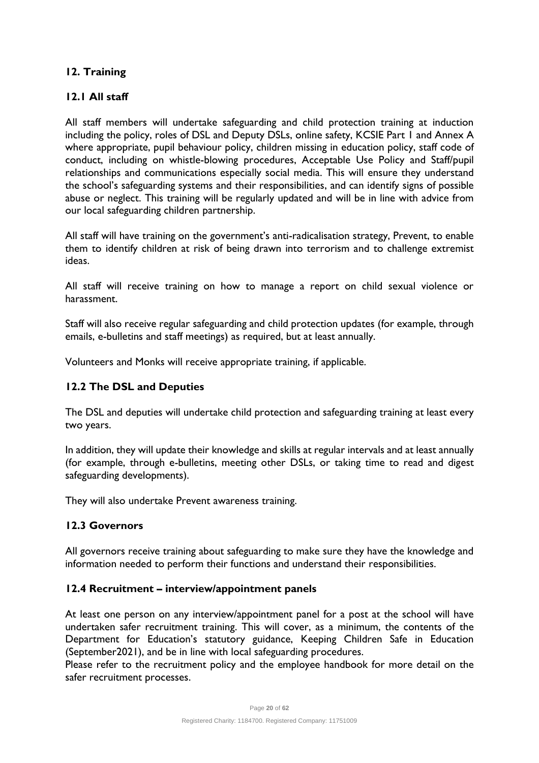## 12. Training

### 12.1 All staff

All staff members will undertake safeguarding and child protection training at induction including the policy, roles of DSL and Deputy DSLs, online safety, KCSIE Part 1 and Annex A where appropriate, pupil behaviour policy, children missing in education policy, staff code of conduct, including on whistle-blowing procedures, Acceptable Use Policy and Staff/pupil relationships and communications especially social media. This will ensure they understand the school's safeguarding systems and their responsibilities, and can identify signs of possible abuse or neglect. This training will be regularly updated and will be in line with advice from our local safeguarding children partnership.

All staff will have training on the government's anti-radicalisation strategy, Prevent, to enable them to identify children at risk of being drawn into terrorism and to challenge extremist ideas.

All staff will receive training on how to manage a report on child sexual violence or harassment.

Staff will also receive regular safeguarding and child protection updates (for example, through emails, e-bulletins and staff meetings) as required, but at least annually.

Volunteers and Monks will receive appropriate training, if applicable.

### 12.2 The DSL and Deputies

The DSL and deputies will undertake child protection and safeguarding training at least every two years.

In addition, they will update their knowledge and skills at regular intervals and at least annually (for example, through e-bulletins, meeting other DSLs, or taking time to read and digest safeguarding developments).

They will also undertake Prevent awareness training.

### 12.3 Governors

All governors receive training about safeguarding to make sure they have the knowledge and information needed to perform their functions and understand their responsibilities.

### 12.4 Recruitment – interview/appointment panels

At least one person on any interview/appointment panel for a post at the school will have undertaken safer recruitment training. This will cover, as a minimum, the contents of the Department for Education's statutory guidance, Keeping Children Safe in Education (September2021), and be in line with local safeguarding procedures.
Please refer to the recruitment policy and the employee handbook for more detail on the safer recruitment processes.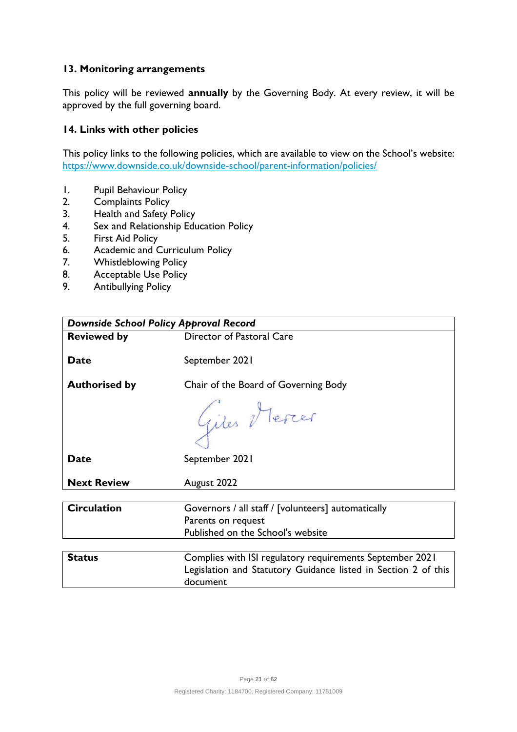### 13. Monitoring arrangements

This policy will be reviewed **annually** by the Governing Body. At every review, it will be approved by the full governing board.

### 14. Links with other policies

This policy links to the following policies, which are available to view on the School's website: https://www.downside.co.uk/downside-school/parent-information/policies/

1. Pupil Behaviour Policy
2. Complaints Policy
3. Health and Safety Policy
4. Sex and Relationship Education Policy
5. First Aid Policy
6. Academic and Curriculum Policy
7. Whistleblowing Policy
8. Acceptable Use Policy
9. Antibullying Policy

| ***Downside School Policy Approval Record*** | |
|---|---|
| **Reviewed by** | Director of Pastoral Care |
| **Date** | September 2021 |
| **Authorised by** | Chair of the Board of Governing Body<br>Giles Mercer |
| **Date** | September 2021 |
| **Next Review** | August 2022 |

| **Circulation** | Governors / all staff / [volunteers] automatically<br>Parents on request<br>Published on the School's website |
|---|---|

| **Status** | Complies with ISI regulatory requirements September 2021<br>Legislation and Statutory Guidance listed in Section 2 of this document |
|---|---|

Registered Charity: 1184700. Registered Company: 11751009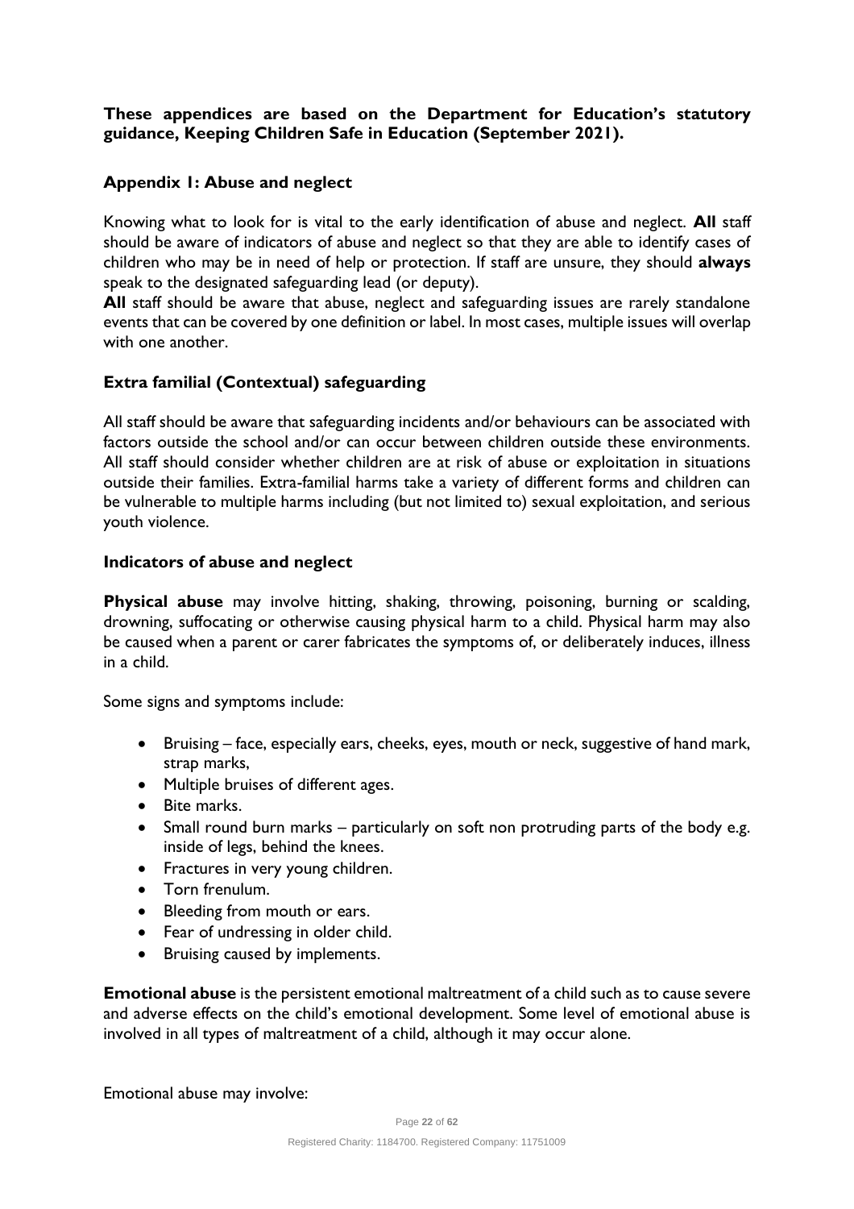**These appendices are based on the Department for Education's statutory guidance, Keeping Children Safe in Education (September 2021).**

## Appendix 1: Abuse and neglect

Knowing what to look for is vital to the early identification of abuse and neglect. **All** staff should be aware of indicators of abuse and neglect so that they are able to identify cases of children who may be in need of help or protection. If staff are unsure, they should **always** speak to the designated safeguarding lead (or deputy).

**All** staff should be aware that abuse, neglect and safeguarding issues are rarely standalone events that can be covered by one definition or label. In most cases, multiple issues will overlap with one another.

### Extra familial (Contextual) safeguarding

All staff should be aware that safeguarding incidents and/or behaviours can be associated with factors outside the school and/or can occur between children outside these environments. All staff should consider whether children are at risk of abuse or exploitation in situations outside their families. Extra-familial harms take a variety of different forms and children can be vulnerable to multiple harms including (but not limited to) sexual exploitation, and serious youth violence.

### Indicators of abuse and neglect

**Physical abuse** may involve hitting, shaking, throwing, poisoning, burning or scalding, drowning, suffocating or otherwise causing physical harm to a child. Physical harm may also be caused when a parent or carer fabricates the symptoms of, or deliberately induces, illness in a child.

Some signs and symptoms include:

- Bruising – face, especially ears, cheeks, eyes, mouth or neck, suggestive of hand mark, strap marks,
- Multiple bruises of different ages.
- Bite marks.
- Small round burn marks – particularly on soft non protruding parts of the body e.g. inside of legs, behind the knees.
- Fractures in very young children.
- Torn frenulum.
- Bleeding from mouth or ears.
- Fear of undressing in older child.
- Bruising caused by implements.

**Emotional abuse** is the persistent emotional maltreatment of a child such as to cause severe and adverse effects on the child's emotional development. Some level of emotional abuse is involved in all types of maltreatment of a child, although it may occur alone.

Emotional abuse may involve: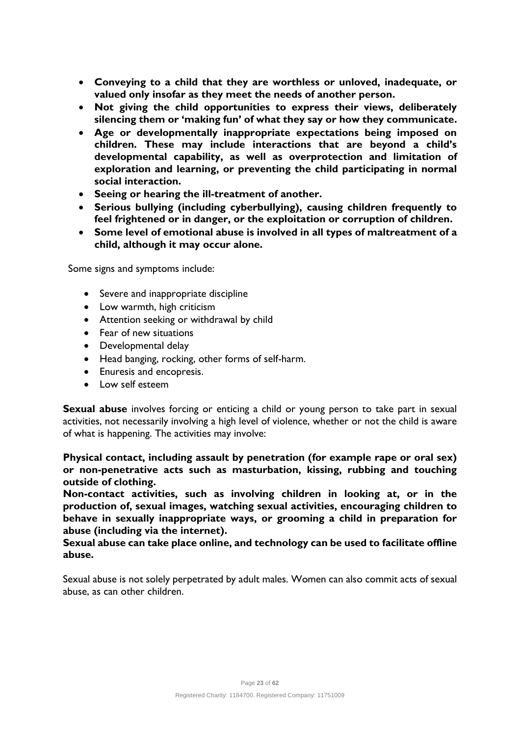- **Conveying to a child that they are worthless or unloved, inadequate, or valued only insofar as they meet the needs of another person.**
- **Not giving the child opportunities to express their views, deliberately silencing them or 'making fun' of what they say or how they communicate.**
- **Age or developmentally inappropriate expectations being imposed on children. These may include interactions that are beyond a child's developmental capability, as well as overprotection and limitation of exploration and learning, or preventing the child participating in normal social interaction.**
- **Seeing or hearing the ill-treatment of another.**
- **Serious bullying (including cyberbullying), causing children frequently to feel frightened or in danger, or the exploitation or corruption of children.**
- **Some level of emotional abuse is involved in all types of maltreatment of a child, although it may occur alone.**

Some signs and symptoms include:

- Severe and inappropriate discipline
- Low warmth, high criticism
- Attention seeking or withdrawal by child
- Fear of new situations
- Developmental delay
- Head banging, rocking, other forms of self-harm.
- Enuresis and encopresis.
- Low self esteem

**Sexual abuse** involves forcing or enticing a child or young person to take part in sexual activities, not necessarily involving a high level of violence, whether or not the child is aware of what is happening. The activities may involve:

**Physical contact, including assault by penetration (for example rape or oral sex) or non-penetrative acts such as masturbation, kissing, rubbing and touching outside of clothing.**
**Non-contact activities, such as involving children in looking at, or in the production of, sexual images, watching sexual activities, encouraging children to behave in sexually inappropriate ways, or grooming a child in preparation for abuse (including via the internet).**
**Sexual abuse can take place online, and technology can be used to facilitate offline abuse.**

Sexual abuse is not solely perpetrated by adult males. Women can also commit acts of sexual abuse, as can other children.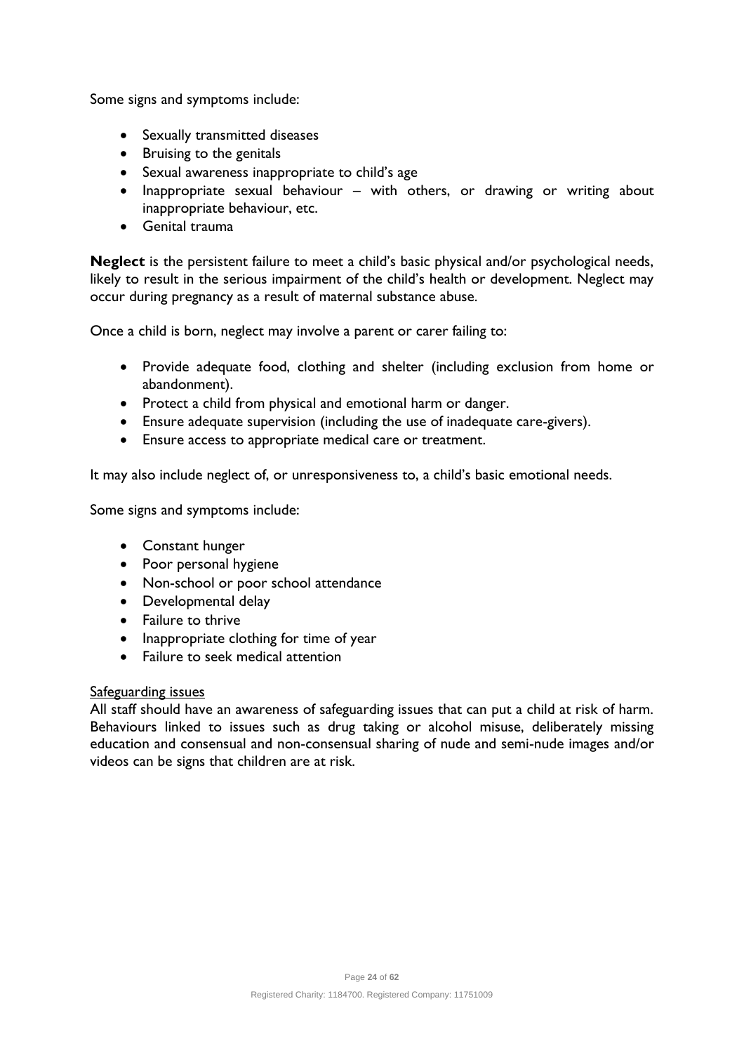Some signs and symptoms include:

- Sexually transmitted diseases
- Bruising to the genitals
- Sexual awareness inappropriate to child's age
- Inappropriate sexual behaviour – with others, or drawing or writing about inappropriate behaviour, etc.
- Genital trauma

**Neglect** is the persistent failure to meet a child's basic physical and/or psychological needs, likely to result in the serious impairment of the child's health or development. Neglect may occur during pregnancy as a result of maternal substance abuse.

Once a child is born, neglect may involve a parent or carer failing to:

- Provide adequate food, clothing and shelter (including exclusion from home or abandonment).
- Protect a child from physical and emotional harm or danger.
- Ensure adequate supervision (including the use of inadequate care-givers).
- Ensure access to appropriate medical care or treatment.

It may also include neglect of, or unresponsiveness to, a child's basic emotional needs.

Some signs and symptoms include:

- Constant hunger
- Poor personal hygiene
- Non-school or poor school attendance
- Developmental delay
- Failure to thrive
- Inappropriate clothing for time of year
- Failure to seek medical attention

Safeguarding issues

All staff should have an awareness of safeguarding issues that can put a child at risk of harm. Behaviours linked to issues such as drug taking or alcohol misuse, deliberately missing education and consensual and non-consensual sharing of nude and semi-nude images and/or videos can be signs that children are at risk.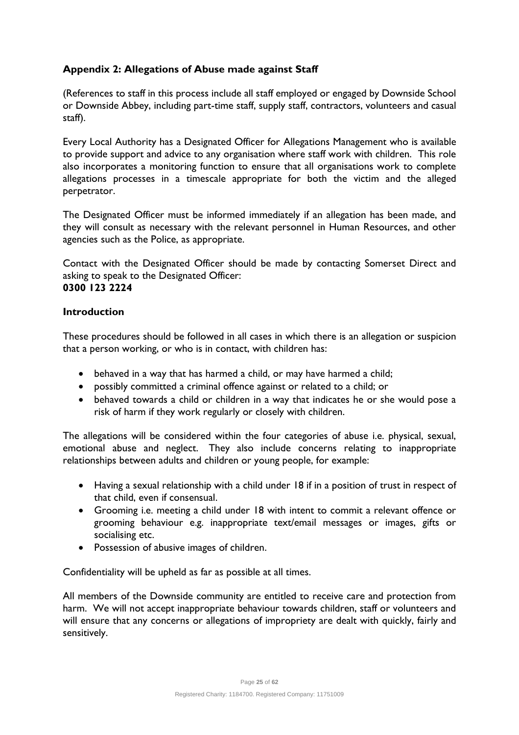## Appendix 2: Allegations of Abuse made against Staff

(References to staff in this process include all staff employed or engaged by Downside School or Downside Abbey, including part-time staff, supply staff, contractors, volunteers and casual staff).

Every Local Authority has a Designated Officer for Allegations Management who is available to provide support and advice to any organisation where staff work with children. This role also incorporates a monitoring function to ensure that all organisations work to complete allegations processes in a timescale appropriate for both the victim and the alleged perpetrator.

The Designated Officer must be informed immediately if an allegation has been made, and they will consult as necessary with the relevant personnel in Human Resources, and other agencies such as the Police, as appropriate.

Contact with the Designated Officer should be made by contacting Somerset Direct and asking to speak to the Designated Officer:
**0300 123 2224**

### Introduction

These procedures should be followed in all cases in which there is an allegation or suspicion that a person working, or who is in contact, with children has:

- behaved in a way that has harmed a child, or may have harmed a child;
- possibly committed a criminal offence against or related to a child; or
- behaved towards a child or children in a way that indicates he or she would pose a risk of harm if they work regularly or closely with children.

The allegations will be considered within the four categories of abuse i.e. physical, sexual, emotional abuse and neglect. They also include concerns relating to inappropriate relationships between adults and children or young people, for example:

- Having a sexual relationship with a child under 18 if in a position of trust in respect of that child, even if consensual.
- Grooming i.e. meeting a child under 18 with intent to commit a relevant offence or grooming behaviour e.g. inappropriate text/email messages or images, gifts or socialising etc.
- Possession of abusive images of children.

Confidentiality will be upheld as far as possible at all times.

All members of the Downside community are entitled to receive care and protection from harm. We will not accept inappropriate behaviour towards children, staff or volunteers and will ensure that any concerns or allegations of impropriety are dealt with quickly, fairly and sensitively.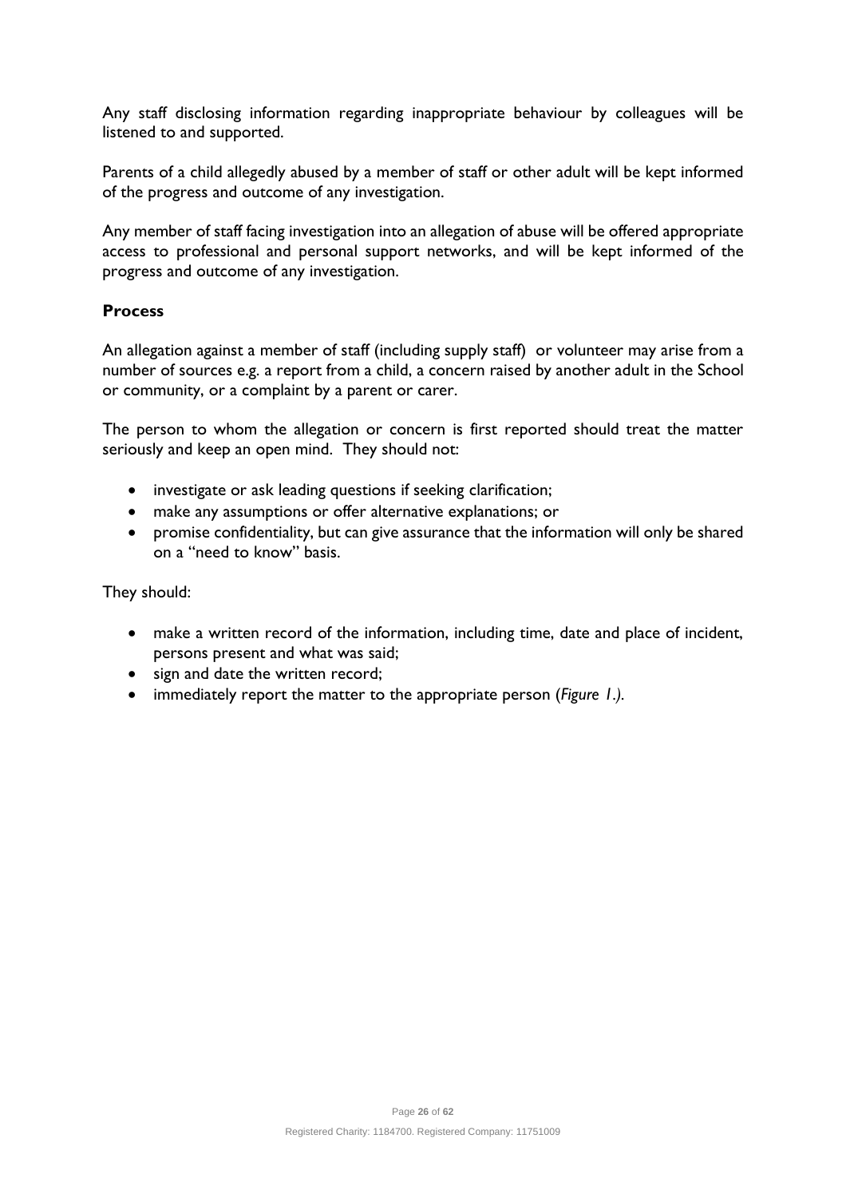Any staff disclosing information regarding inappropriate behaviour by colleagues will be listened to and supported.

Parents of a child allegedly abused by a member of staff or other adult will be kept informed of the progress and outcome of any investigation.

Any member of staff facing investigation into an allegation of abuse will be offered appropriate access to professional and personal support networks, and will be kept informed of the progress and outcome of any investigation.

### Process

An allegation against a member of staff (including supply staff) or volunteer may arise from a number of sources e.g. a report from a child, a concern raised by another adult in the School or community, or a complaint by a parent or carer.

The person to whom the allegation or concern is first reported should treat the matter seriously and keep an open mind. They should not:

- investigate or ask leading questions if seeking clarification;
- make any assumptions or offer alternative explanations; or
- promise confidentiality, but can give assurance that the information will only be shared on a "need to know" basis.

They should:

- make a written record of the information, including time, date and place of incident, persons present and what was said;
- sign and date the written record;
- immediately report the matter to the appropriate person (*Figure 1.)*.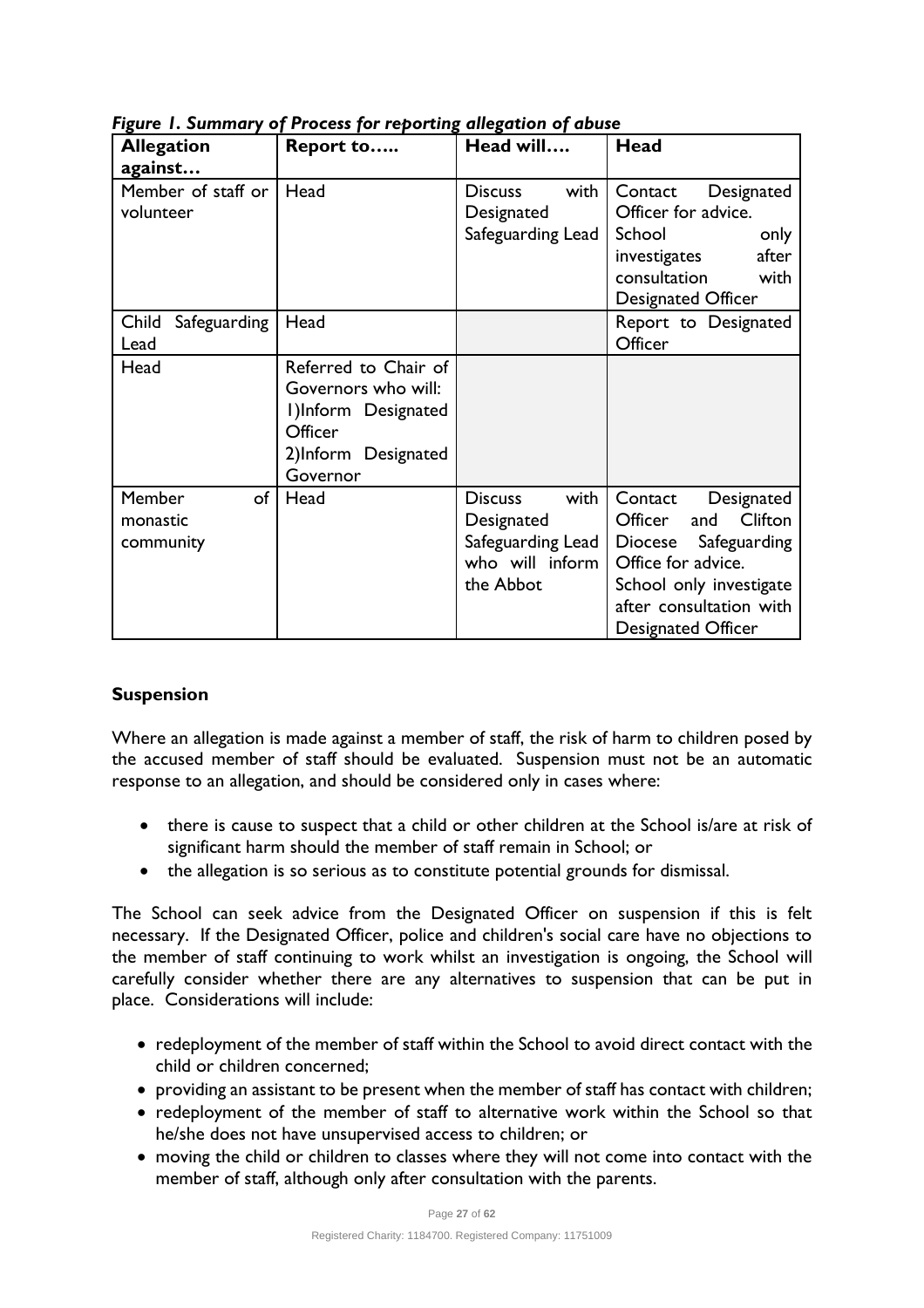*Figure 1. Summary of Process for reporting allegation of abuse*

| Allegation against… | Report to….. | Head will…. | Head |
|---|---|---|---|
| Member of staff or volunteer | Head | Discuss with Designated Safeguarding Lead | Contact Designated Officer for advice. School only investigates after consultation with Designated Officer |
| Child Safeguarding Lead | Head | | Report to Designated Officer |
| Head | Referred to Chair of Governors who will: 1)Inform Designated Officer 2)Inform Designated Governor | | |
| Member of monastic community | Head | Discuss with Designated Safeguarding Lead who will inform the Abbot | Contact Designated Officer and Clifton Diocese Safeguarding Office for advice. School only investigate after consultation with Designated Officer |

**Suspension**

Where an allegation is made against a member of staff, the risk of harm to children posed by the accused member of staff should be evaluated. Suspension must not be an automatic response to an allegation, and should be considered only in cases where:

- there is cause to suspect that a child or other children at the School is/are at risk of significant harm should the member of staff remain in School; or
- the allegation is so serious as to constitute potential grounds for dismissal.

The School can seek advice from the Designated Officer on suspension if this is felt necessary. If the Designated Officer, police and children's social care have no objections to the member of staff continuing to work whilst an investigation is ongoing, the School will carefully consider whether there are any alternatives to suspension that can be put in place. Considerations will include:

- redeployment of the member of staff within the School to avoid direct contact with the child or children concerned;
- providing an assistant to be present when the member of staff has contact with children;
- redeployment of the member of staff to alternative work within the School so that he/she does not have unsupervised access to children; or
- moving the child or children to classes where they will not come into contact with the member of staff, although only after consultation with the parents.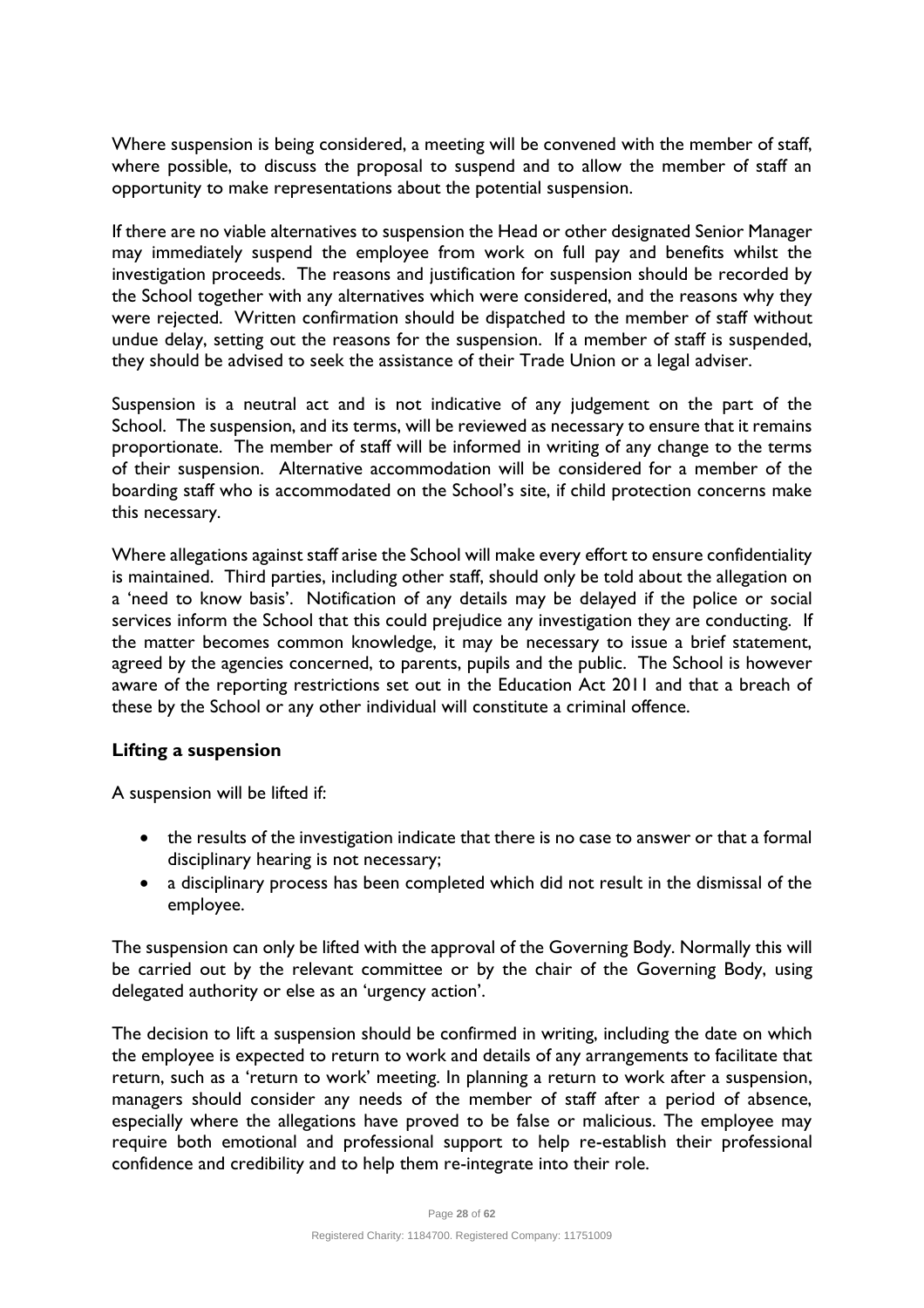Where suspension is being considered, a meeting will be convened with the member of staff, where possible, to discuss the proposal to suspend and to allow the member of staff an opportunity to make representations about the potential suspension.

If there are no viable alternatives to suspension the Head or other designated Senior Manager may immediately suspend the employee from work on full pay and benefits whilst the investigation proceeds. The reasons and justification for suspension should be recorded by the School together with any alternatives which were considered, and the reasons why they were rejected. Written confirmation should be dispatched to the member of staff without undue delay, setting out the reasons for the suspension. If a member of staff is suspended, they should be advised to seek the assistance of their Trade Union or a legal adviser.

Suspension is a neutral act and is not indicative of any judgement on the part of the School. The suspension, and its terms, will be reviewed as necessary to ensure that it remains proportionate. The member of staff will be informed in writing of any change to the terms of their suspension. Alternative accommodation will be considered for a member of the boarding staff who is accommodated on the School's site, if child protection concerns make this necessary.

Where allegations against staff arise the School will make every effort to ensure confidentiality is maintained. Third parties, including other staff, should only be told about the allegation on a 'need to know basis'. Notification of any details may be delayed if the police or social services inform the School that this could prejudice any investigation they are conducting. If the matter becomes common knowledge, it may be necessary to issue a brief statement, agreed by the agencies concerned, to parents, pupils and the public. The School is however aware of the reporting restrictions set out in the Education Act 2011 and that a breach of these by the School or any other individual will constitute a criminal offence.

**Lifting a suspension**

A suspension will be lifted if:

- the results of the investigation indicate that there is no case to answer or that a formal disciplinary hearing is not necessary;
- a disciplinary process has been completed which did not result in the dismissal of the employee.

The suspension can only be lifted with the approval of the Governing Body. Normally this will be carried out by the relevant committee or by the chair of the Governing Body, using delegated authority or else as an 'urgency action'.

The decision to lift a suspension should be confirmed in writing, including the date on which the employee is expected to return to work and details of any arrangements to facilitate that return, such as a 'return to work' meeting. In planning a return to work after a suspension, managers should consider any needs of the member of staff after a period of absence, especially where the allegations have proved to be false or malicious. The employee may require both emotional and professional support to help re-establish their professional confidence and credibility and to help them re-integrate into their role.

Registered Charity: 1184700. Registered Company: 11751009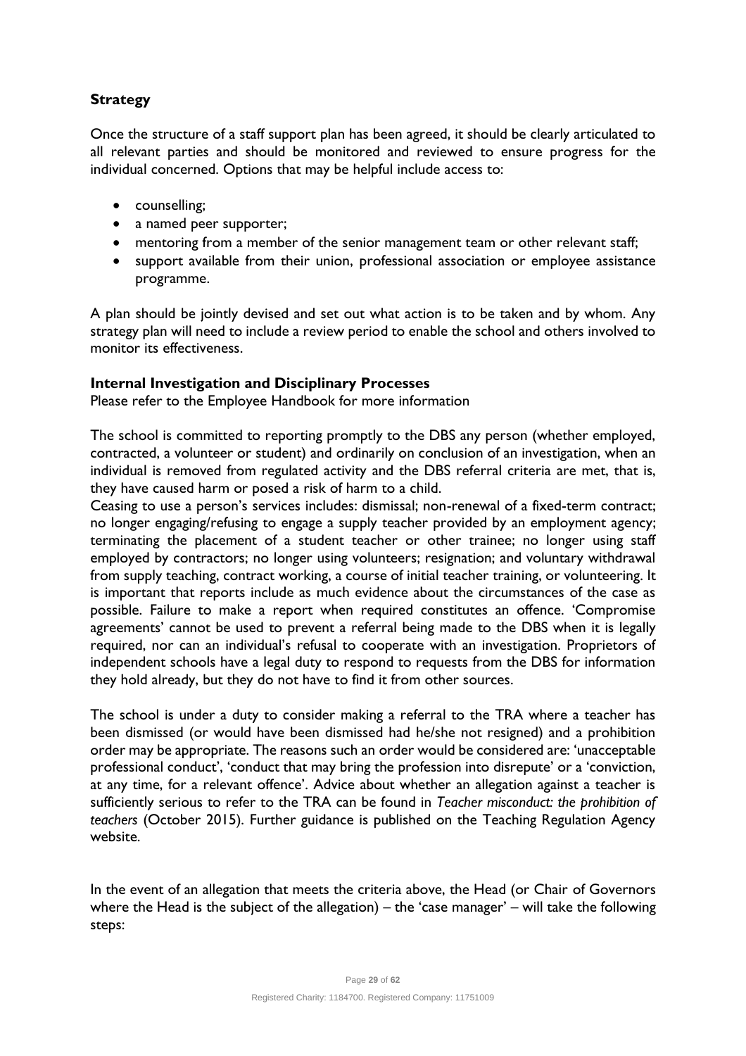## Strategy

Once the structure of a staff support plan has been agreed, it should be clearly articulated to all relevant parties and should be monitored and reviewed to ensure progress for the individual concerned. Options that may be helpful include access to:

- counselling;
- a named peer supporter;
- mentoring from a member of the senior management team or other relevant staff;
- support available from their union, professional association or employee assistance programme.

A plan should be jointly devised and set out what action is to be taken and by whom. Any strategy plan will need to include a review period to enable the school and others involved to monitor its effectiveness.

### Internal Investigation and Disciplinary Processes

Please refer to the Employee Handbook for more information

The school is committed to reporting promptly to the DBS any person (whether employed, contracted, a volunteer or student) and ordinarily on conclusion of an investigation, when an individual is removed from regulated activity and the DBS referral criteria are met, that is, they have caused harm or posed a risk of harm to a child.

Ceasing to use a person's services includes: dismissal; non-renewal of a fixed-term contract; no longer engaging/refusing to engage a supply teacher provided by an employment agency; terminating the placement of a student teacher or other trainee; no longer using staff employed by contractors; no longer using volunteers; resignation; and voluntary withdrawal from supply teaching, contract working, a course of initial teacher training, or volunteering. It is important that reports include as much evidence about the circumstances of the case as possible. Failure to make a report when required constitutes an offence. 'Compromise agreements' cannot be used to prevent a referral being made to the DBS when it is legally required, nor can an individual's refusal to cooperate with an investigation. Proprietors of independent schools have a legal duty to respond to requests from the DBS for information they hold already, but they do not have to find it from other sources.

The school is under a duty to consider making a referral to the TRA where a teacher has been dismissed (or would have been dismissed had he/she not resigned) and a prohibition order may be appropriate. The reasons such an order would be considered are: 'unacceptable professional conduct', 'conduct that may bring the profession into disrepute' or a 'conviction, at any time, for a relevant offence'. Advice about whether an allegation against a teacher is sufficiently serious to refer to the TRA can be found in *Teacher misconduct: the prohibition of teachers* (October 2015). Further guidance is published on the Teaching Regulation Agency website.

In the event of an allegation that meets the criteria above, the Head (or Chair of Governors where the Head is the subject of the allegation) – the 'case manager' – will take the following steps: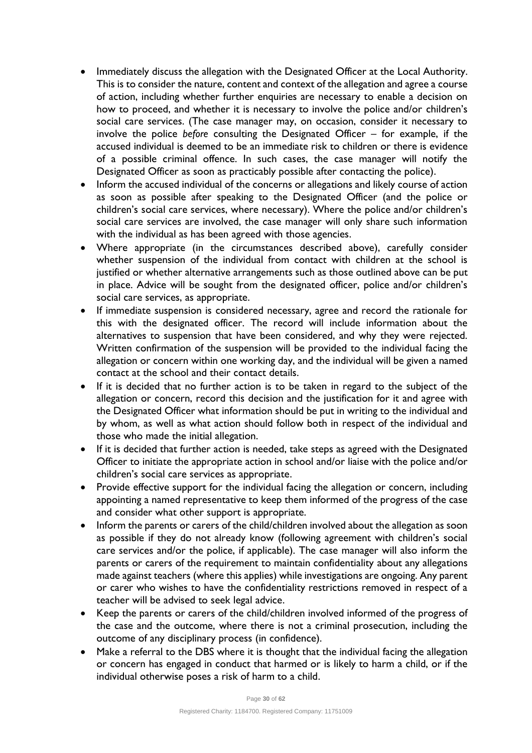- Immediately discuss the allegation with the Designated Officer at the Local Authority. This is to consider the nature, content and context of the allegation and agree a course of action, including whether further enquiries are necessary to enable a decision on how to proceed, and whether it is necessary to involve the police and/or children's social care services. (The case manager may, on occasion, consider it necessary to involve the police *before* consulting the Designated Officer – for example, if the accused individual is deemed to be an immediate risk to children or there is evidence of a possible criminal offence. In such cases, the case manager will notify the Designated Officer as soon as practicably possible after contacting the police).
- Inform the accused individual of the concerns or allegations and likely course of action as soon as possible after speaking to the Designated Officer (and the police or children's social care services, where necessary). Where the police and/or children's social care services are involved, the case manager will only share such information with the individual as has been agreed with those agencies.
- Where appropriate (in the circumstances described above), carefully consider whether suspension of the individual from contact with children at the school is justified or whether alternative arrangements such as those outlined above can be put in place. Advice will be sought from the designated officer, police and/or children's social care services, as appropriate.
- If immediate suspension is considered necessary, agree and record the rationale for this with the designated officer. The record will include information about the alternatives to suspension that have been considered, and why they were rejected. Written confirmation of the suspension will be provided to the individual facing the allegation or concern within one working day, and the individual will be given a named contact at the school and their contact details.
- If it is decided that no further action is to be taken in regard to the subject of the allegation or concern, record this decision and the justification for it and agree with the Designated Officer what information should be put in writing to the individual and by whom, as well as what action should follow both in respect of the individual and those who made the initial allegation.
- If it is decided that further action is needed, take steps as agreed with the Designated Officer to initiate the appropriate action in school and/or liaise with the police and/or children's social care services as appropriate.
- Provide effective support for the individual facing the allegation or concern, including appointing a named representative to keep them informed of the progress of the case and consider what other support is appropriate.
- Inform the parents or carers of the child/children involved about the allegation as soon as possible if they do not already know (following agreement with children's social care services and/or the police, if applicable). The case manager will also inform the parents or carers of the requirement to maintain confidentiality about any allegations made against teachers (where this applies) while investigations are ongoing. Any parent or carer who wishes to have the confidentiality restrictions removed in respect of a teacher will be advised to seek legal advice.
- Keep the parents or carers of the child/children involved informed of the progress of the case and the outcome, where there is not a criminal prosecution, including the outcome of any disciplinary process (in confidence).
- Make a referral to the DBS where it is thought that the individual facing the allegation or concern has engaged in conduct that harmed or is likely to harm a child, or if the individual otherwise poses a risk of harm to a child.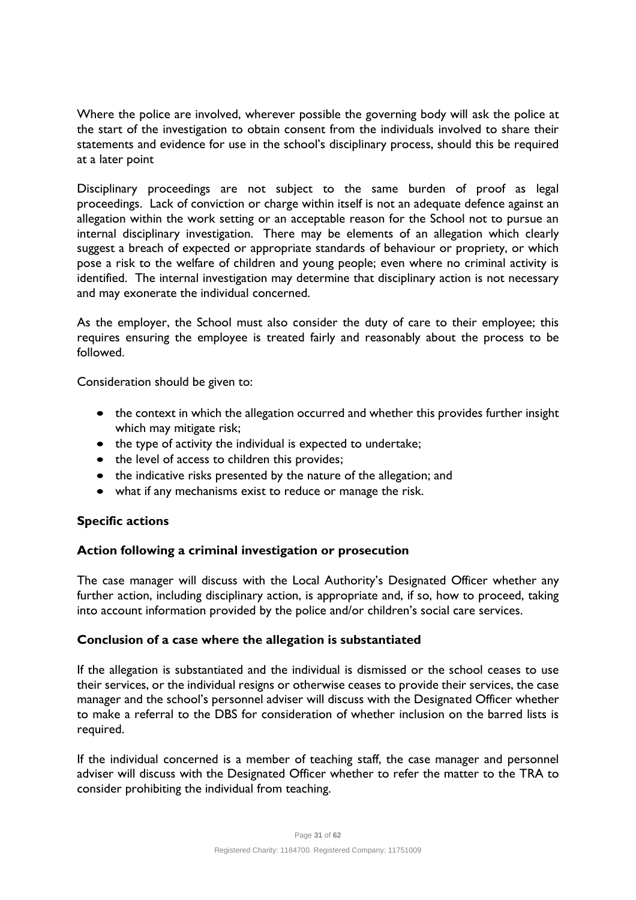Where the police are involved, wherever possible the governing body will ask the police at the start of the investigation to obtain consent from the individuals involved to share their statements and evidence for use in the school's disciplinary process, should this be required at a later point

Disciplinary proceedings are not subject to the same burden of proof as legal proceedings. Lack of conviction or charge within itself is not an adequate defence against an allegation within the work setting or an acceptable reason for the School not to pursue an internal disciplinary investigation. There may be elements of an allegation which clearly suggest a breach of expected or appropriate standards of behaviour or propriety, or which pose a risk to the welfare of children and young people; even where no criminal activity is identified. The internal investigation may determine that disciplinary action is not necessary and may exonerate the individual concerned.

As the employer, the School must also consider the duty of care to their employee; this requires ensuring the employee is treated fairly and reasonably about the process to be followed.

Consideration should be given to:

- the context in which the allegation occurred and whether this provides further insight which may mitigate risk;
- the type of activity the individual is expected to undertake;
- the level of access to children this provides;
- the indicative risks presented by the nature of the allegation; and
- what if any mechanisms exist to reduce or manage the risk.

### Specific actions

### Action following a criminal investigation or prosecution

The case manager will discuss with the Local Authority's Designated Officer whether any further action, including disciplinary action, is appropriate and, if so, how to proceed, taking into account information provided by the police and/or children's social care services.

### Conclusion of a case where the allegation is substantiated

If the allegation is substantiated and the individual is dismissed or the school ceases to use their services, or the individual resigns or otherwise ceases to provide their services, the case manager and the school's personnel adviser will discuss with the Designated Officer whether to make a referral to the DBS for consideration of whether inclusion on the barred lists is required.

If the individual concerned is a member of teaching staff, the case manager and personnel adviser will discuss with the Designated Officer whether to refer the matter to the TRA to consider prohibiting the individual from teaching.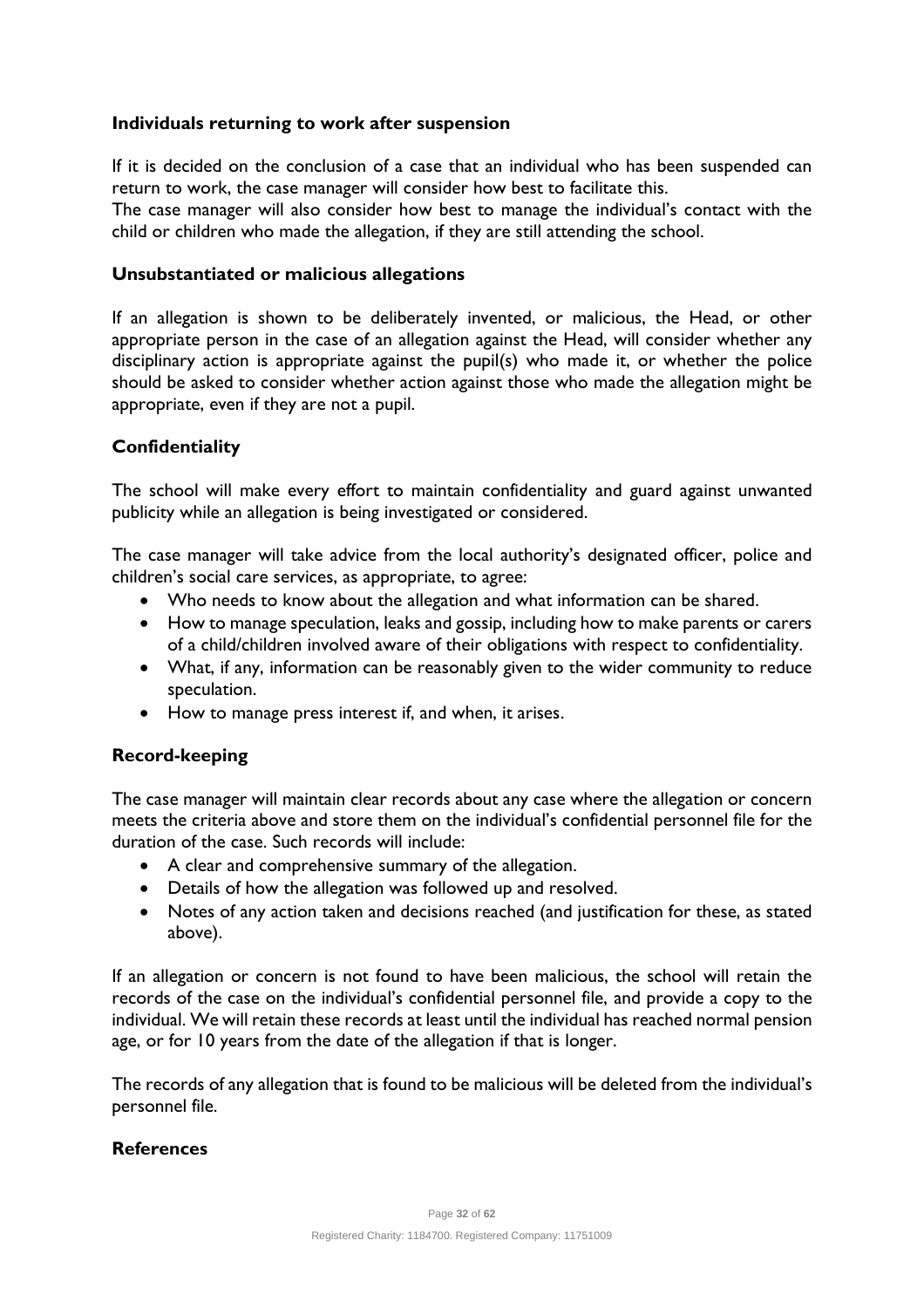### Individuals returning to work after suspension

If it is decided on the conclusion of a case that an individual who has been suspended can return to work, the case manager will consider how best to facilitate this.
The case manager will also consider how best to manage the individual's contact with the child or children who made the allegation, if they are still attending the school.

### Unsubstantiated or malicious allegations

If an allegation is shown to be deliberately invented, or malicious, the Head, or other appropriate person in the case of an allegation against the Head, will consider whether any disciplinary action is appropriate against the pupil(s) who made it, or whether the police should be asked to consider whether action against those who made the allegation might be appropriate, even if they are not a pupil.

### Confidentiality

The school will make every effort to maintain confidentiality and guard against unwanted publicity while an allegation is being investigated or considered.

The case manager will take advice from the local authority's designated officer, police and children's social care services, as appropriate, to agree:

- Who needs to know about the allegation and what information can be shared.
- How to manage speculation, leaks and gossip, including how to make parents or carers of a child/children involved aware of their obligations with respect to confidentiality.
- What, if any, information can be reasonably given to the wider community to reduce speculation.
- How to manage press interest if, and when, it arises.

### Record-keeping

The case manager will maintain clear records about any case where the allegation or concern meets the criteria above and store them on the individual's confidential personnel file for the duration of the case. Such records will include:

- A clear and comprehensive summary of the allegation.
- Details of how the allegation was followed up and resolved.
- Notes of any action taken and decisions reached (and justification for these, as stated above).

If an allegation or concern is not found to have been malicious, the school will retain the records of the case on the individual's confidential personnel file, and provide a copy to the individual. We will retain these records at least until the individual has reached normal pension age, or for 10 years from the date of the allegation if that is longer.

The records of any allegation that is found to be malicious will be deleted from the individual's personnel file.

### References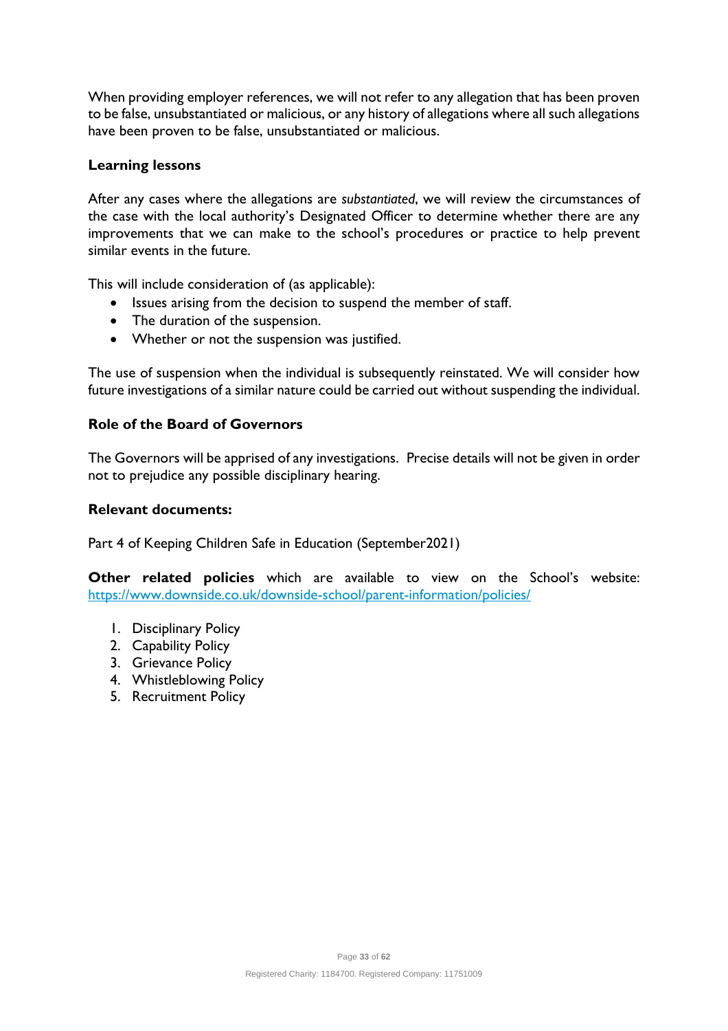When providing employer references, we will not refer to any allegation that has been proven to be false, unsubstantiated or malicious, or any history of allegations where all such allegations have been proven to be false, unsubstantiated or malicious.

### Learning lessons

After any cases where the allegations are *substantiated*, we will review the circumstances of the case with the local authority's Designated Officer to determine whether there are any improvements that we can make to the school's procedures or practice to help prevent similar events in the future.

This will include consideration of (as applicable):

- Issues arising from the decision to suspend the member of staff.
- The duration of the suspension.
- Whether or not the suspension was justified.

The use of suspension when the individual is subsequently reinstated. We will consider how future investigations of a similar nature could be carried out without suspending the individual.

### Role of the Board of Governors

The Governors will be apprised of any investigations. Precise details will not be given in order not to prejudice any possible disciplinary hearing.

### Relevant documents:

Part 4 of Keeping Children Safe in Education (September2021)

**Other related policies** which are available to view on the School's website: https://www.downside.co.uk/downside-school/parent-information/policies/

1. Disciplinary Policy
2. Capability Policy
3. Grievance Policy
4. Whistleblowing Policy
5. Recruitment Policy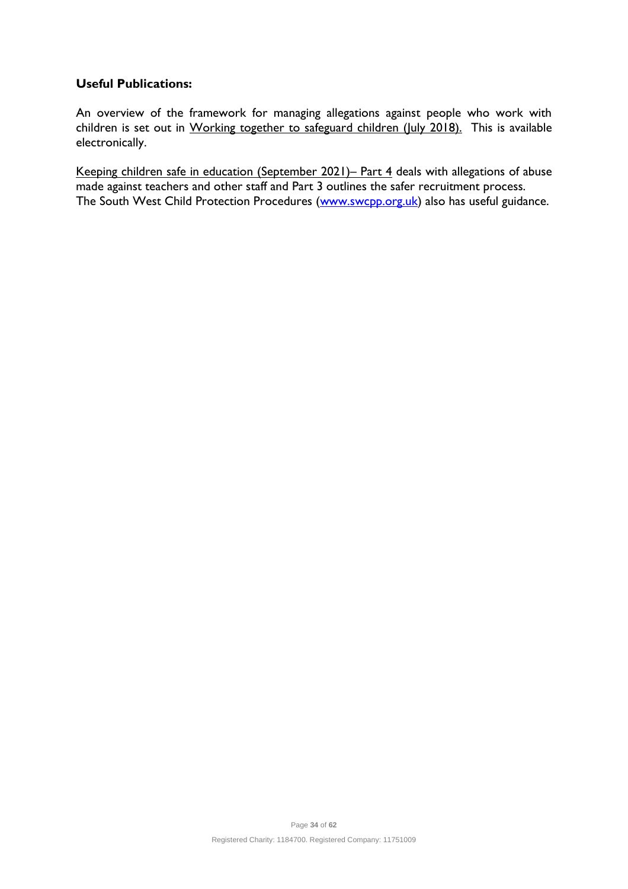**Useful Publications:**

An overview of the framework for managing allegations against people who work with children is set out in Working together to safeguard children (July 2018). This is available electronically.

Keeping children safe in education (September 2021)– Part 4 deals with allegations of abuse made against teachers and other staff and Part 3 outlines the safer recruitment process. The South West Child Protection Procedures (www.swcpp.org.uk) also has useful guidance.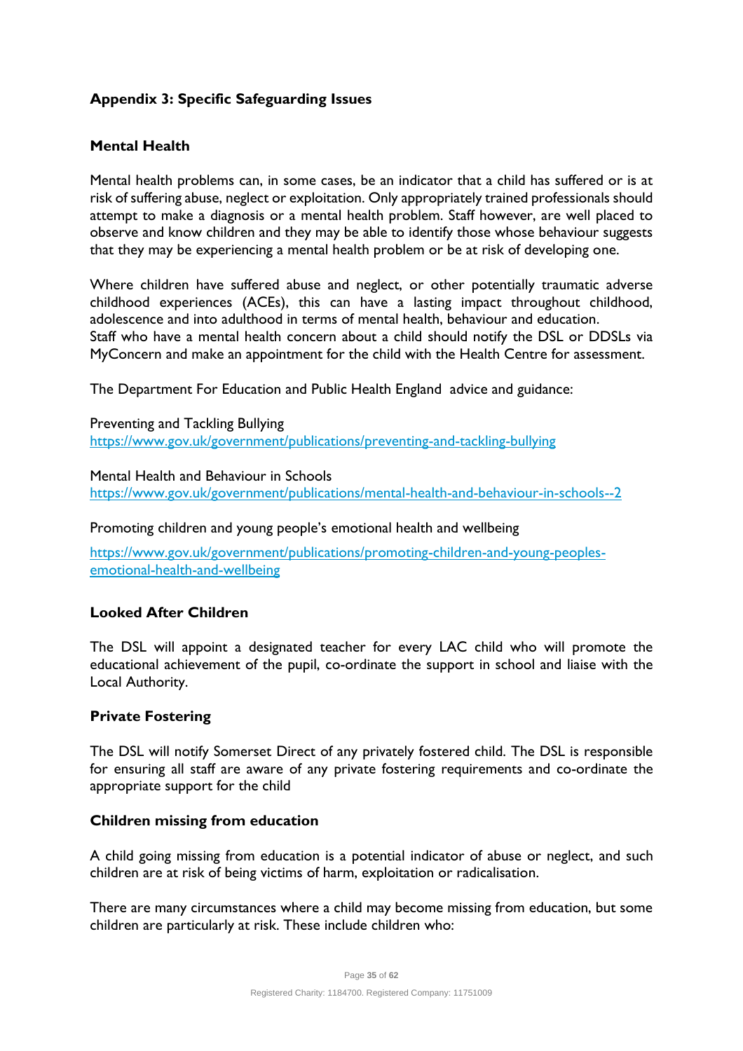## Appendix 3: Specific Safeguarding Issues

### Mental Health

Mental health problems can, in some cases, be an indicator that a child has suffered or is at risk of suffering abuse, neglect or exploitation. Only appropriately trained professionals should attempt to make a diagnosis or a mental health problem. Staff however, are well placed to observe and know children and they may be able to identify those whose behaviour suggests that they may be experiencing a mental health problem or be at risk of developing one.

Where children have suffered abuse and neglect, or other potentially traumatic adverse childhood experiences (ACEs), this can have a lasting impact throughout childhood, adolescence and into adulthood in terms of mental health, behaviour and education.
Staff who have a mental health concern about a child should notify the DSL or DDSLs via MyConcern and make an appointment for the child with the Health Centre for assessment.

The Department For Education and Public Health England advice and guidance:

Preventing and Tackling Bullying
https://www.gov.uk/government/publications/preventing-and-tackling-bullying

Mental Health and Behaviour in Schools
https://www.gov.uk/government/publications/mental-health-and-behaviour-in-schools--2

Promoting children and young people's emotional health and wellbeing

https://www.gov.uk/government/publications/promoting-children-and-young-peoples-emotional-health-and-wellbeing

### Looked After Children

The DSL will appoint a designated teacher for every LAC child who will promote the educational achievement of the pupil, co-ordinate the support in school and liaise with the Local Authority.

### Private Fostering

The DSL will notify Somerset Direct of any privately fostered child. The DSL is responsible for ensuring all staff are aware of any private fostering requirements and co-ordinate the appropriate support for the child

### Children missing from education

A child going missing from education is a potential indicator of abuse or neglect, and such children are at risk of being victims of harm, exploitation or radicalisation.

There are many circumstances where a child may become missing from education, but some children are particularly at risk. These include children who: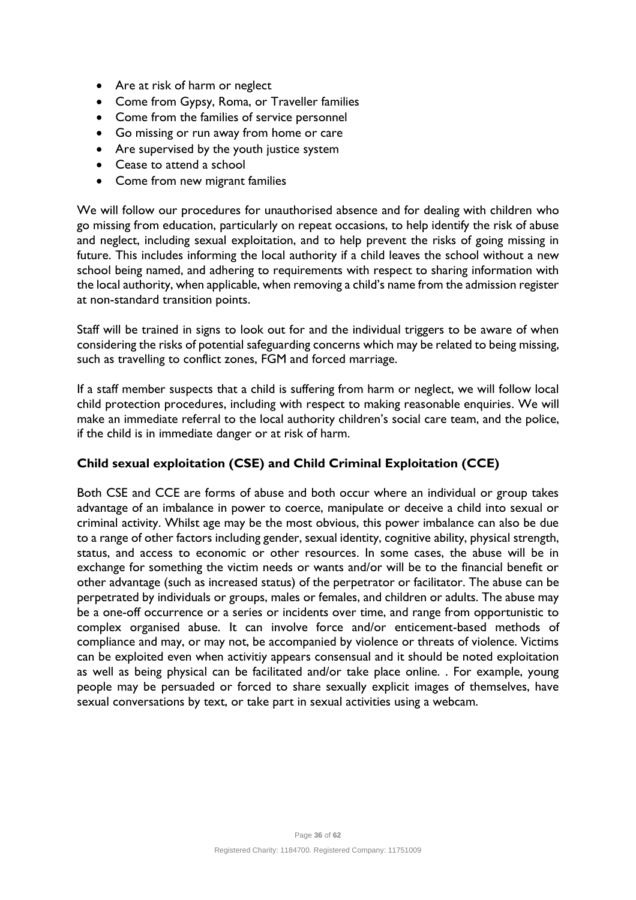- Are at risk of harm or neglect
- Come from Gypsy, Roma, or Traveller families
- Come from the families of service personnel
- Go missing or run away from home or care
- Are supervised by the youth justice system
- Cease to attend a school
- Come from new migrant families

We will follow our procedures for unauthorised absence and for dealing with children who go missing from education, particularly on repeat occasions, to help identify the risk of abuse and neglect, including sexual exploitation, and to help prevent the risks of going missing in future. This includes informing the local authority if a child leaves the school without a new school being named, and adhering to requirements with respect to sharing information with the local authority, when applicable, when removing a child's name from the admission register at non-standard transition points.

Staff will be trained in signs to look out for and the individual triggers to be aware of when considering the risks of potential safeguarding concerns which may be related to being missing, such as travelling to conflict zones, FGM and forced marriage.

If a staff member suspects that a child is suffering from harm or neglect, we will follow local child protection procedures, including with respect to making reasonable enquiries. We will make an immediate referral to the local authority children's social care team, and the police, if the child is in immediate danger or at risk of harm.

### Child sexual exploitation (CSE) and Child Criminal Exploitation (CCE)

Both CSE and CCE are forms of abuse and both occur where an individual or group takes advantage of an imbalance in power to coerce, manipulate or deceive a child into sexual or criminal activity. Whilst age may be the most obvious, this power imbalance can also be due to a range of other factors including gender, sexual identity, cognitive ability, physical strength, status, and access to economic or other resources. In some cases, the abuse will be in exchange for something the victim needs or wants and/or will be to the financial benefit or other advantage (such as increased status) of the perpetrator or facilitator. The abuse can be perpetrated by individuals or groups, males or females, and children or adults. The abuse may be a one-off occurrence or a series or incidents over time, and range from opportunistic to complex organised abuse. It can involve force and/or enticement-based methods of compliance and may, or may not, be accompanied by violence or threats of violence. Victims can be exploited even when activitiy appears consensual and it should be noted exploitation as well as being physical can be facilitated and/or take place online. . For example, young people may be persuaded or forced to share sexually explicit images of themselves, have sexual conversations by text, or take part in sexual activities using a webcam.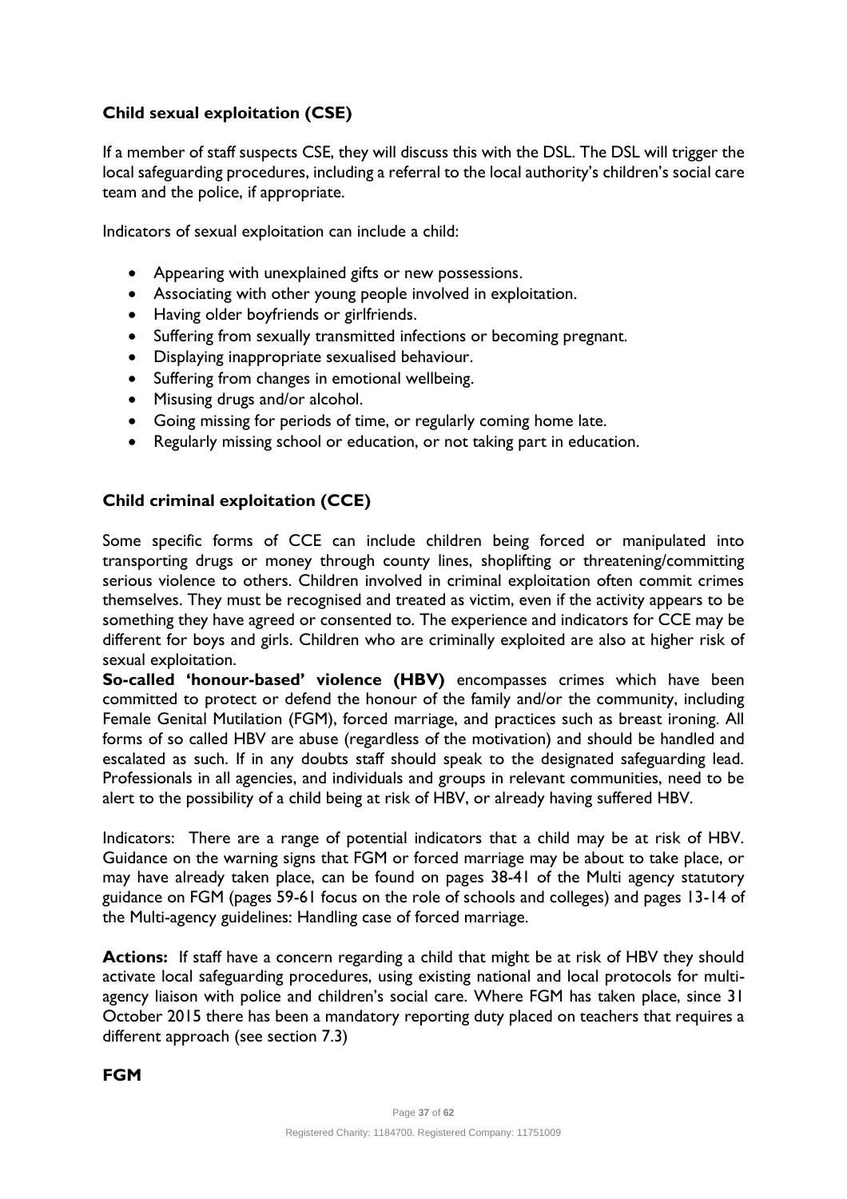### Child sexual exploitation (CSE)

If a member of staff suspects CSE, they will discuss this with the DSL. The DSL will trigger the local safeguarding procedures, including a referral to the local authority's children's social care team and the police, if appropriate.

Indicators of sexual exploitation can include a child:

- Appearing with unexplained gifts or new possessions.
- Associating with other young people involved in exploitation.
- Having older boyfriends or girlfriends.
- Suffering from sexually transmitted infections or becoming pregnant.
- Displaying inappropriate sexualised behaviour.
- Suffering from changes in emotional wellbeing.
- Misusing drugs and/or alcohol.
- Going missing for periods of time, or regularly coming home late.
- Regularly missing school or education, or not taking part in education.

### Child criminal exploitation (CCE)

Some specific forms of CCE can include children being forced or manipulated into transporting drugs or money through county lines, shoplifting or threatening/committing serious violence to others. Children involved in criminal exploitation often commit crimes themselves. They must be recognised and treated as victim, even if the activity appears to be something they have agreed or consented to. The experience and indicators for CCE may be different for boys and girls. Children who are criminally exploited are also at higher risk of sexual exploitation.

**So-called 'honour-based' violence (HBV)** encompasses crimes which have been committed to protect or defend the honour of the family and/or the community, including Female Genital Mutilation (FGM), forced marriage, and practices such as breast ironing. All forms of so called HBV are abuse (regardless of the motivation) and should be handled and escalated as such. If in any doubts staff should speak to the designated safeguarding lead. Professionals in all agencies, and individuals and groups in relevant communities, need to be alert to the possibility of a child being at risk of HBV, or already having suffered HBV.

Indicators: There are a range of potential indicators that a child may be at risk of HBV. Guidance on the warning signs that FGM or forced marriage may be about to take place, or may have already taken place, can be found on pages 38-41 of the Multi agency statutory guidance on FGM (pages 59-61 focus on the role of schools and colleges) and pages 13-14 of the Multi-agency guidelines: Handling case of forced marriage.

**Actions:** If staff have a concern regarding a child that might be at risk of HBV they should activate local safeguarding procedures, using existing national and local protocols for multi-agency liaison with police and children's social care. Where FGM has taken place, since 31 October 2015 there has been a mandatory reporting duty placed on teachers that requires a different approach (see section 7.3)

### FGM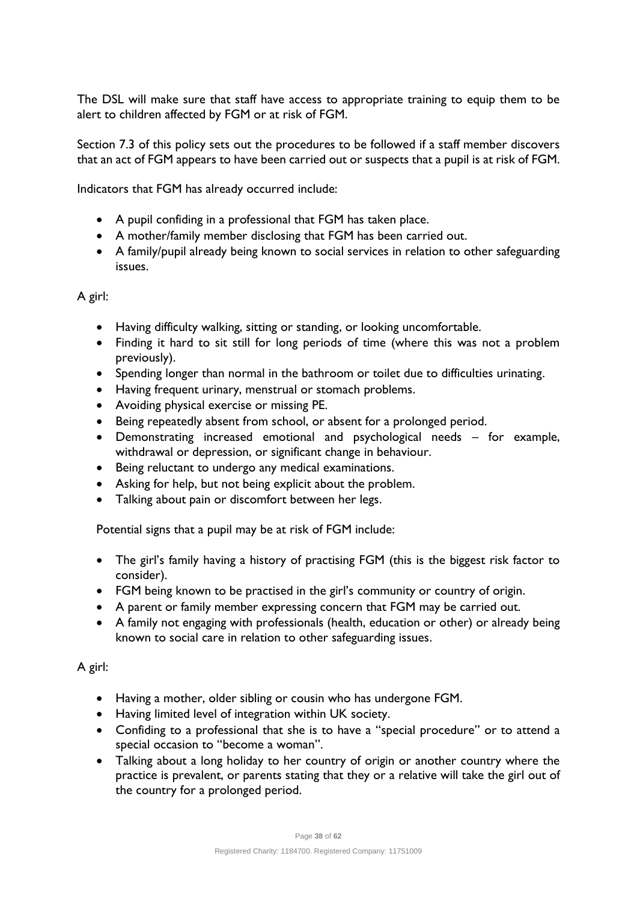The DSL will make sure that staff have access to appropriate training to equip them to be alert to children affected by FGM or at risk of FGM.

Section 7.3 of this policy sets out the procedures to be followed if a staff member discovers that an act of FGM appears to have been carried out or suspects that a pupil is at risk of FGM.

Indicators that FGM has already occurred include:

- A pupil confiding in a professional that FGM has taken place.
- A mother/family member disclosing that FGM has been carried out.
- A family/pupil already being known to social services in relation to other safeguarding issues.

A girl:

- Having difficulty walking, sitting or standing, or looking uncomfortable.
- Finding it hard to sit still for long periods of time (where this was not a problem previously).
- Spending longer than normal in the bathroom or toilet due to difficulties urinating.
- Having frequent urinary, menstrual or stomach problems.
- Avoiding physical exercise or missing PE.
- Being repeatedly absent from school, or absent for a prolonged period.
- Demonstrating increased emotional and psychological needs – for example, withdrawal or depression, or significant change in behaviour.
- Being reluctant to undergo any medical examinations.
- Asking for help, but not being explicit about the problem.
- Talking about pain or discomfort between her legs.

Potential signs that a pupil may be at risk of FGM include:

- The girl's family having a history of practising FGM (this is the biggest risk factor to consider).
- FGM being known to be practised in the girl's community or country of origin.
- A parent or family member expressing concern that FGM may be carried out.
- A family not engaging with professionals (health, education or other) or already being known to social care in relation to other safeguarding issues.

A girl:

- Having a mother, older sibling or cousin who has undergone FGM.
- Having limited level of integration within UK society.
- Confiding to a professional that she is to have a "special procedure" or to attend a special occasion to "become a woman".
- Talking about a long holiday to her country of origin or another country where the practice is prevalent, or parents stating that they or a relative will take the girl out of the country for a prolonged period.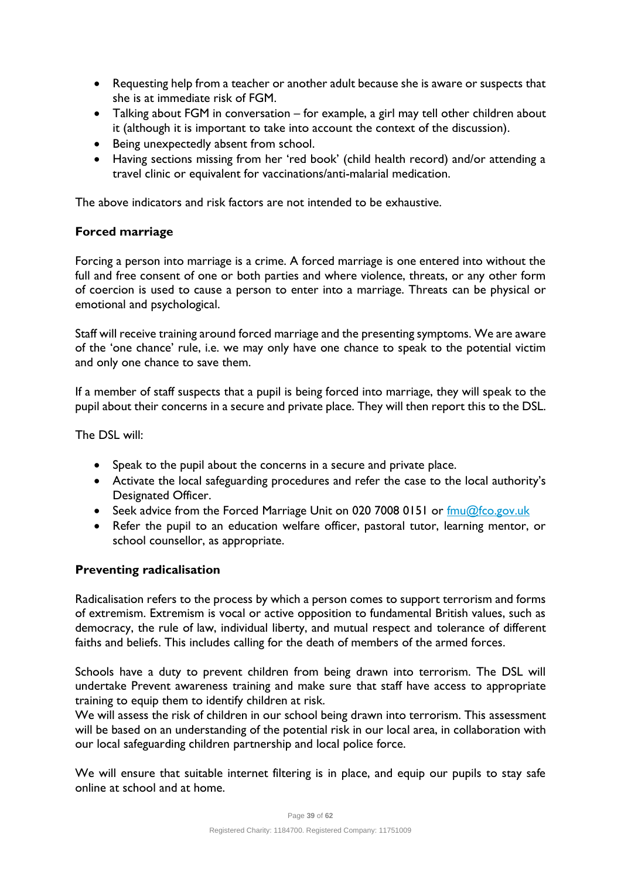- Requesting help from a teacher or another adult because she is aware or suspects that she is at immediate risk of FGM.
- Talking about FGM in conversation – for example, a girl may tell other children about it (although it is important to take into account the context of the discussion).
- Being unexpectedly absent from school.
- Having sections missing from her 'red book' (child health record) and/or attending a travel clinic or equivalent for vaccinations/anti-malarial medication.

The above indicators and risk factors are not intended to be exhaustive.

### Forced marriage

Forcing a person into marriage is a crime. A forced marriage is one entered into without the full and free consent of one or both parties and where violence, threats, or any other form of coercion is used to cause a person to enter into a marriage. Threats can be physical or emotional and psychological.

Staff will receive training around forced marriage and the presenting symptoms. We are aware of the 'one chance' rule, i.e. we may only have one chance to speak to the potential victim and only one chance to save them.

If a member of staff suspects that a pupil is being forced into marriage, they will speak to the pupil about their concerns in a secure and private place. They will then report this to the DSL.

The DSL will:

- Speak to the pupil about the concerns in a secure and private place.
- Activate the local safeguarding procedures and refer the case to the local authority's Designated Officer.
- Seek advice from the Forced Marriage Unit on 020 7008 0151 or fmu@fco.gov.uk
- Refer the pupil to an education welfare officer, pastoral tutor, learning mentor, or school counsellor, as appropriate.

### Preventing radicalisation

Radicalisation refers to the process by which a person comes to support terrorism and forms of extremism. Extremism is vocal or active opposition to fundamental British values, such as democracy, the rule of law, individual liberty, and mutual respect and tolerance of different faiths and beliefs. This includes calling for the death of members of the armed forces.

Schools have a duty to prevent children from being drawn into terrorism. The DSL will undertake Prevent awareness training and make sure that staff have access to appropriate training to equip them to identify children at risk.
We will assess the risk of children in our school being drawn into terrorism. This assessment will be based on an understanding of the potential risk in our local area, in collaboration with our local safeguarding children partnership and local police force.

We will ensure that suitable internet filtering is in place, and equip our pupils to stay safe online at school and at home.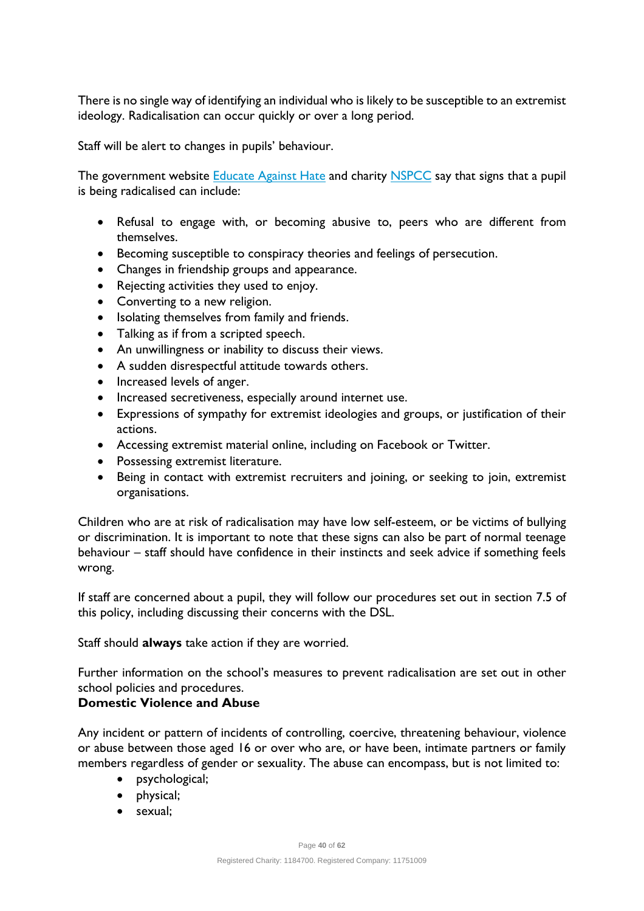There is no single way of identifying an individual who is likely to be susceptible to an extremist ideology. Radicalisation can occur quickly or over a long period.

Staff will be alert to changes in pupils' behaviour.

The government website [Educate Against Hate] and charity [NSPCC] say that signs that a pupil is being radicalised can include:

- Refusal to engage with, or becoming abusive to, peers who are different from themselves.
- Becoming susceptible to conspiracy theories and feelings of persecution.
- Changes in friendship groups and appearance.
- Rejecting activities they used to enjoy.
- Converting to a new religion.
- Isolating themselves from family and friends.
- Talking as if from a scripted speech.
- An unwillingness or inability to discuss their views.
- A sudden disrespectful attitude towards others.
- Increased levels of anger.
- Increased secretiveness, especially around internet use.
- Expressions of sympathy for extremist ideologies and groups, or justification of their actions.
- Accessing extremist material online, including on Facebook or Twitter.
- Possessing extremist literature.
- Being in contact with extremist recruiters and joining, or seeking to join, extremist organisations.

Children who are at risk of radicalisation may have low self-esteem, or be victims of bullying or discrimination. It is important to note that these signs can also be part of normal teenage behaviour – staff should have confidence in their instincts and seek advice if something feels wrong.

If staff are concerned about a pupil, they will follow our procedures set out in section 7.5 of this policy, including discussing their concerns with the DSL.

Staff should **always** take action if they are worried.

Further information on the school's measures to prevent radicalisation are set out in other school policies and procedures.

**Domestic Violence and Abuse**

Any incident or pattern of incidents of controlling, coercive, threatening behaviour, violence or abuse between those aged 16 or over who are, or have been, intimate partners or family members regardless of gender or sexuality. The abuse can encompass, but is not limited to:

- psychological;
- physical;
- sexual;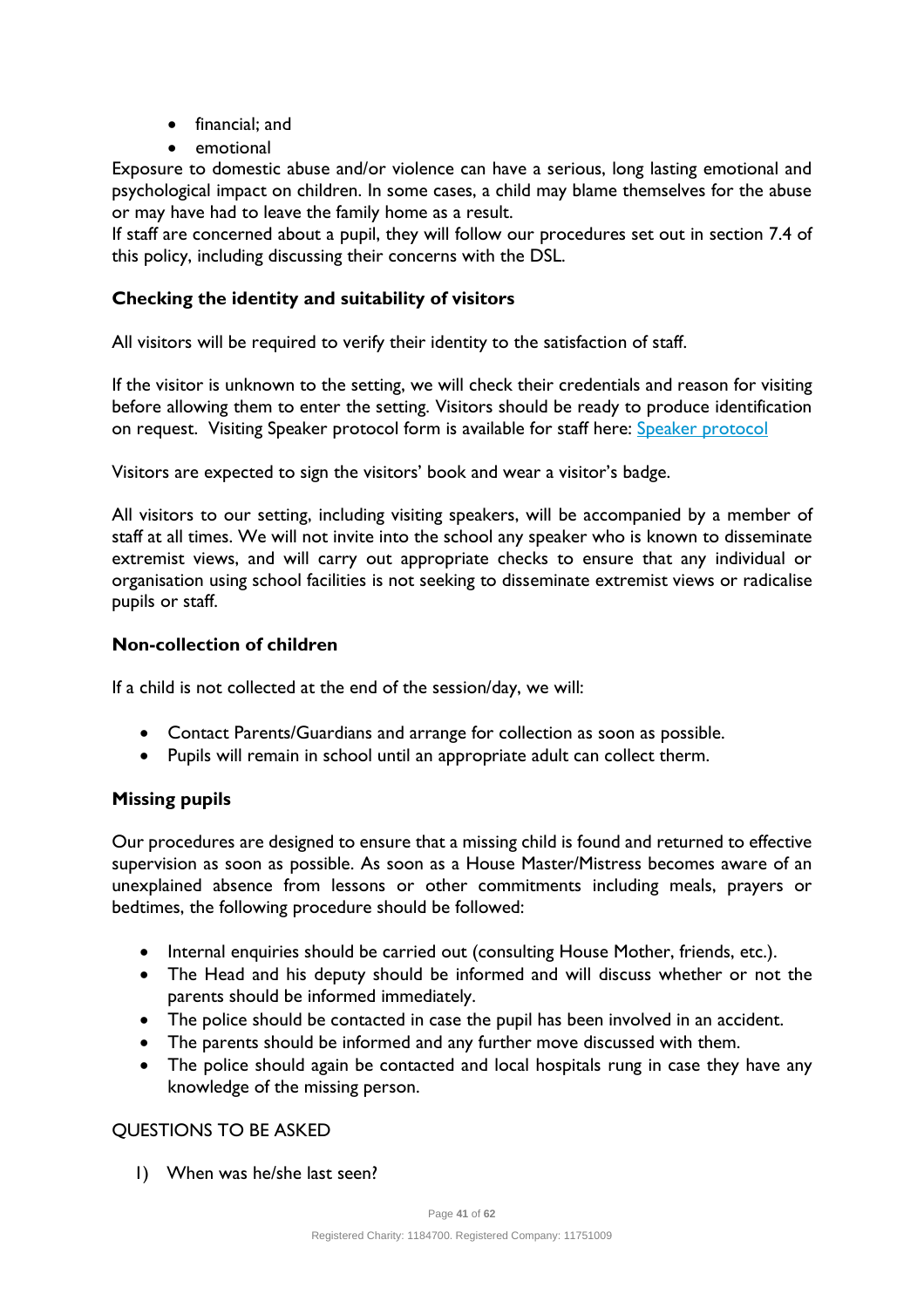- financial; and
- emotional

Exposure to domestic abuse and/or violence can have a serious, long lasting emotional and psychological impact on children. In some cases, a child may blame themselves for the abuse or may have had to leave the family home as a result.

If staff are concerned about a pupil, they will follow our procedures set out in section 7.4 of this policy, including discussing their concerns with the DSL.

### Checking the identity and suitability of visitors

All visitors will be required to verify their identity to the satisfaction of staff.

If the visitor is unknown to the setting, we will check their credentials and reason for visiting before allowing them to enter the setting. Visitors should be ready to produce identification on request. Visiting Speaker protocol form is available for staff here: Speaker protocol

Visitors are expected to sign the visitors' book and wear a visitor's badge.

All visitors to our setting, including visiting speakers, will be accompanied by a member of staff at all times. We will not invite into the school any speaker who is known to disseminate extremist views, and will carry out appropriate checks to ensure that any individual or organisation using school facilities is not seeking to disseminate extremist views or radicalise pupils or staff.

### Non-collection of children

If a child is not collected at the end of the session/day, we will:

- Contact Parents/Guardians and arrange for collection as soon as possible.
- Pupils will remain in school until an appropriate adult can collect therm.

### Missing pupils

Our procedures are designed to ensure that a missing child is found and returned to effective supervision as soon as possible. As soon as a House Master/Mistress becomes aware of an unexplained absence from lessons or other commitments including meals, prayers or bedtimes, the following procedure should be followed:

- Internal enquiries should be carried out (consulting House Mother, friends, etc.).
- The Head and his deputy should be informed and will discuss whether or not the parents should be informed immediately.
- The police should be contacted in case the pupil has been involved in an accident.
- The parents should be informed and any further move discussed with them.
- The police should again be contacted and local hospitals rung in case they have any knowledge of the missing person.

QUESTIONS TO BE ASKED

1) When was he/she last seen?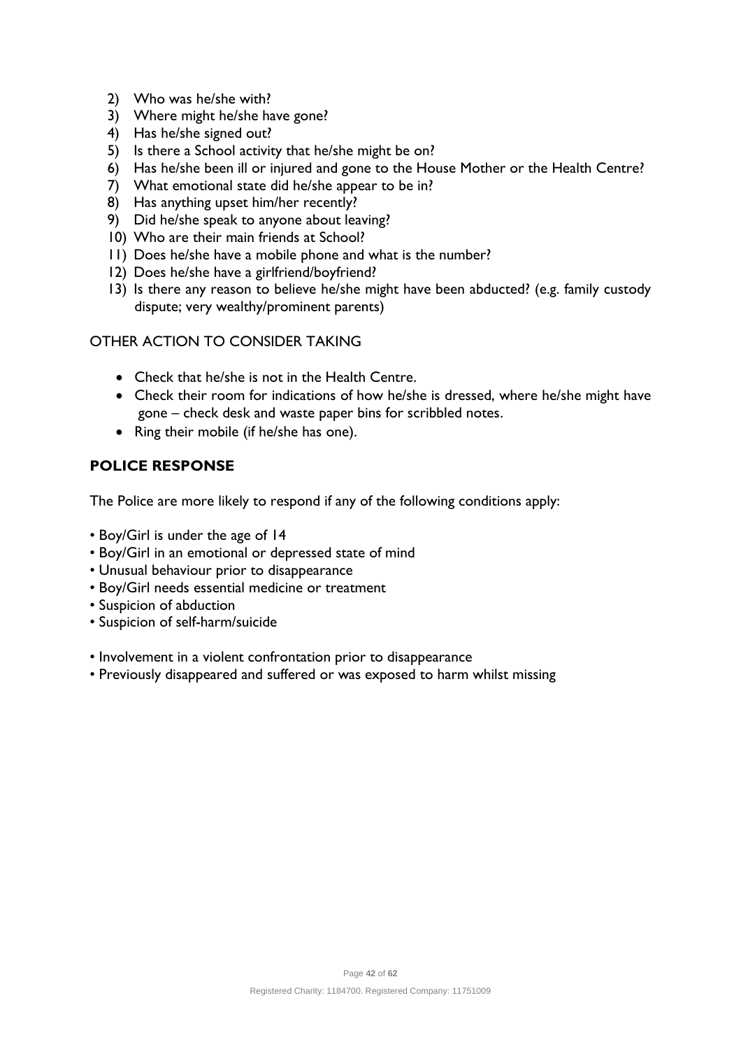2) Who was he/she with?
3) Where might he/she have gone?
4) Has he/she signed out?
5) Is there a School activity that he/she might be on?
6) Has he/she been ill or injured and gone to the House Mother or the Health Centre?
7) What emotional state did he/she appear to be in?
8) Has anything upset him/her recently?
9) Did he/she speak to anyone about leaving?
10) Who are their main friends at School?
11) Does he/she have a mobile phone and what is the number?
12) Does he/she have a girlfriend/boyfriend?
13) Is there any reason to believe he/she might have been abducted? (e.g. family custody dispute; very wealthy/prominent parents)

OTHER ACTION TO CONSIDER TAKING

- Check that he/she is not in the Health Centre.
- Check their room for indications of how he/she is dressed, where he/she might have gone – check desk and waste paper bins for scribbled notes.
- Ring their mobile (if he/she has one).

**POLICE RESPONSE**

The Police are more likely to respond if any of the following conditions apply:

- Boy/Girl is under the age of 14
- Boy/Girl in an emotional or depressed state of mind
- Unusual behaviour prior to disappearance
- Boy/Girl needs essential medicine or treatment
- Suspicion of abduction
- Suspicion of self-harm/suicide

- Involvement in a violent confrontation prior to disappearance
- Previously disappeared and suffered or was exposed to harm whilst missing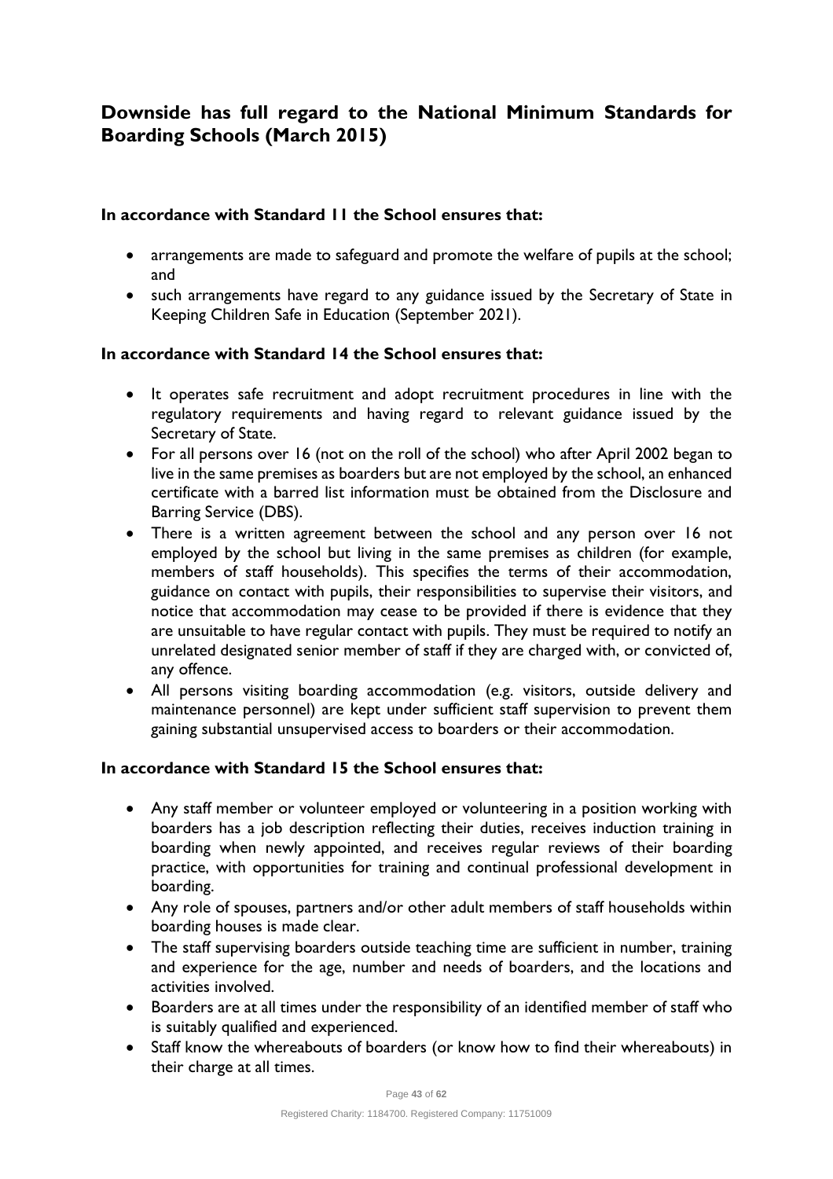## Downside has full regard to the National Minimum Standards for Boarding Schools (March 2015)

**In accordance with Standard 11 the School ensures that:**

- arrangements are made to safeguard and promote the welfare of pupils at the school; and
- such arrangements have regard to any guidance issued by the Secretary of State in Keeping Children Safe in Education (September 2021).

**In accordance with Standard 14 the School ensures that:**

- It operates safe recruitment and adopt recruitment procedures in line with the regulatory requirements and having regard to relevant guidance issued by the Secretary of State.
- For all persons over 16 (not on the roll of the school) who after April 2002 began to live in the same premises as boarders but are not employed by the school, an enhanced certificate with a barred list information must be obtained from the Disclosure and Barring Service (DBS).
- There is a written agreement between the school and any person over 16 not employed by the school but living in the same premises as children (for example, members of staff households). This specifies the terms of their accommodation, guidance on contact with pupils, their responsibilities to supervise their visitors, and notice that accommodation may cease to be provided if there is evidence that they are unsuitable to have regular contact with pupils. They must be required to notify an unrelated designated senior member of staff if they are charged with, or convicted of, any offence.
- All persons visiting boarding accommodation (e.g. visitors, outside delivery and maintenance personnel) are kept under sufficient staff supervision to prevent them gaining substantial unsupervised access to boarders or their accommodation.

**In accordance with Standard 15 the School ensures that:**

- Any staff member or volunteer employed or volunteering in a position working with boarders has a job description reflecting their duties, receives induction training in boarding when newly appointed, and receives regular reviews of their boarding practice, with opportunities for training and continual professional development in boarding.
- Any role of spouses, partners and/or other adult members of staff households within boarding houses is made clear.
- The staff supervising boarders outside teaching time are sufficient in number, training and experience for the age, number and needs of boarders, and the locations and activities involved.
- Boarders are at all times under the responsibility of an identified member of staff who is suitably qualified and experienced.
- Staff know the whereabouts of boarders (or know how to find their whereabouts) in their charge at all times.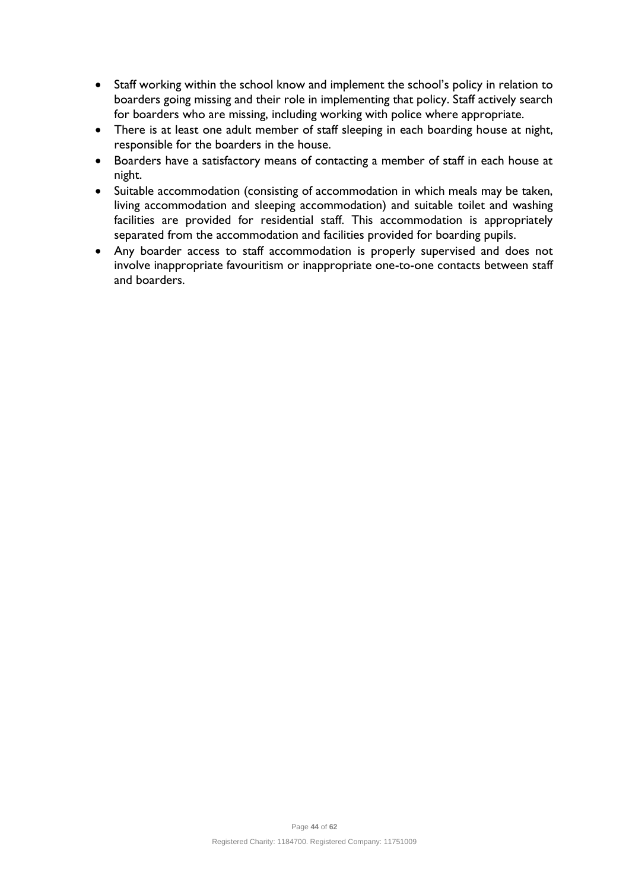- Staff working within the school know and implement the school's policy in relation to boarders going missing and their role in implementing that policy. Staff actively search for boarders who are missing, including working with police where appropriate.
- There is at least one adult member of staff sleeping in each boarding house at night, responsible for the boarders in the house.
- Boarders have a satisfactory means of contacting a member of staff in each house at night.
- Suitable accommodation (consisting of accommodation in which meals may be taken, living accommodation and sleeping accommodation) and suitable toilet and washing facilities are provided for residential staff. This accommodation is appropriately separated from the accommodation and facilities provided for boarding pupils.
- Any boarder access to staff accommodation is properly supervised and does not involve inappropriate favouritism or inappropriate one-to-one contacts between staff and boarders.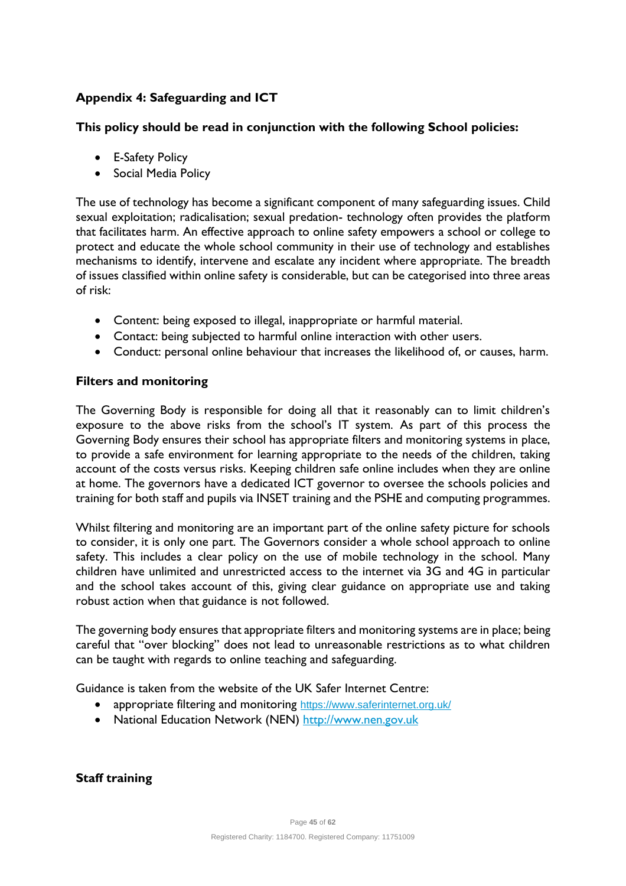### Appendix 4: Safeguarding and ICT

**This policy should be read in conjunction with the following School policies:**

- E-Safety Policy
- Social Media Policy

The use of technology has become a significant component of many safeguarding issues. Child sexual exploitation; radicalisation; sexual predation- technology often provides the platform that facilitates harm. An effective approach to online safety empowers a school or college to protect and educate the whole school community in their use of technology and establishes mechanisms to identify, intervene and escalate any incident where appropriate. The breadth of issues classified within online safety is considerable, but can be categorised into three areas of risk:

- Content: being exposed to illegal, inappropriate or harmful material.
- Contact: being subjected to harmful online interaction with other users.
- Conduct: personal online behaviour that increases the likelihood of, or causes, harm.

**Filters and monitoring**

The Governing Body is responsible for doing all that it reasonably can to limit children's exposure to the above risks from the school's IT system. As part of this process the Governing Body ensures their school has appropriate filters and monitoring systems in place, to provide a safe environment for learning appropriate to the needs of the children, taking account of the costs versus risks. Keeping children safe online includes when they are online at home. The governors have a dedicated ICT governor to oversee the schools policies and training for both staff and pupils via INSET training and the PSHE and computing programmes.

Whilst filtering and monitoring are an important part of the online safety picture for schools to consider, it is only one part. The Governors consider a whole school approach to online safety. This includes a clear policy on the use of mobile technology in the school. Many children have unlimited and unrestricted access to the internet via 3G and 4G in particular and the school takes account of this, giving clear guidance on appropriate use and taking robust action when that guidance is not followed.

The governing body ensures that appropriate filters and monitoring systems are in place; being careful that "over blocking" does not lead to unreasonable restrictions as to what children can be taught with regards to online teaching and safeguarding.

Guidance is taken from the website of the UK Safer Internet Centre:

- appropriate filtering and monitoring https://www.saferinternet.org.uk/
- National Education Network (NEN) http://www.nen.gov.uk

**Staff training**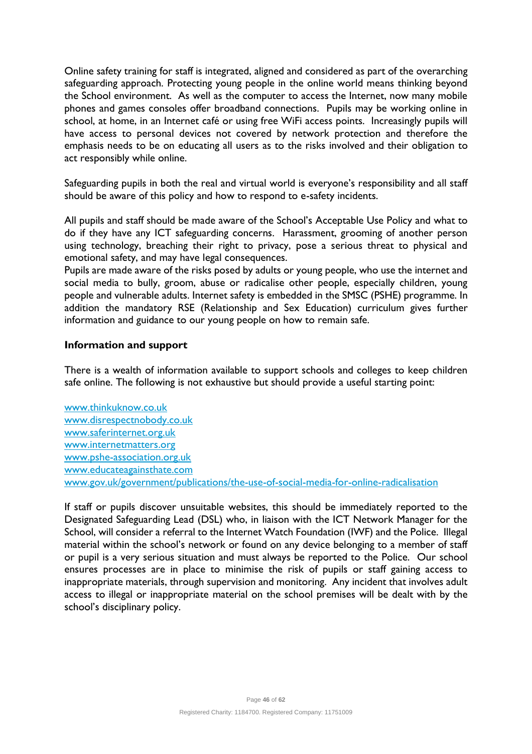Online safety training for staff is integrated, aligned and considered as part of the overarching safeguarding approach. Protecting young people in the online world means thinking beyond the School environment. As well as the computer to access the Internet, now many mobile phones and games consoles offer broadband connections. Pupils may be working online in school, at home, in an Internet café or using free WiFi access points. Increasingly pupils will have access to personal devices not covered by network protection and therefore the emphasis needs to be on educating all users as to the risks involved and their obligation to act responsibly while online.

Safeguarding pupils in both the real and virtual world is everyone's responsibility and all staff should be aware of this policy and how to respond to e-safety incidents.

All pupils and staff should be made aware of the School's Acceptable Use Policy and what to do if they have any ICT safeguarding concerns. Harassment, grooming of another person using technology, breaching their right to privacy, pose a serious threat to physical and emotional safety, and may have legal consequences.
Pupils are made aware of the risks posed by adults or young people, who use the internet and social media to bully, groom, abuse or radicalise other people, especially children, young people and vulnerable adults. Internet safety is embedded in the SMSC (PSHE) programme. In addition the mandatory RSE (Relationship and Sex Education) curriculum gives further information and guidance to our young people on how to remain safe.

**Information and support**

There is a wealth of information available to support schools and colleges to keep children safe online. The following is not exhaustive but should provide a useful starting point:

www.thinkuknow.co.uk
www.disrespectnobody.co.uk
www.saferinternet.org.uk
www.internetmatters.org
www.pshe-association.org.uk
www.educateagainsthate.com
www.gov.uk/government/publications/the-use-of-social-media-for-online-radicalisation

If staff or pupils discover unsuitable websites, this should be immediately reported to the Designated Safeguarding Lead (DSL) who, in liaison with the ICT Network Manager for the School, will consider a referral to the Internet Watch Foundation (IWF) and the Police. Illegal material within the school's network or found on any device belonging to a member of staff or pupil is a very serious situation and must always be reported to the Police. Our school ensures processes are in place to minimise the risk of pupils or staff gaining access to inappropriate materials, through supervision and monitoring. Any incident that involves adult access to illegal or inappropriate material on the school premises will be dealt with by the school's disciplinary policy.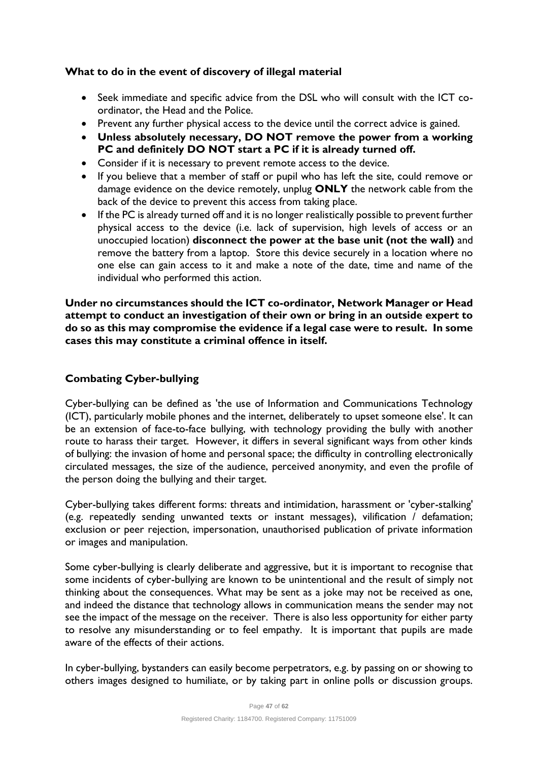### What to do in the event of discovery of illegal material

- Seek immediate and specific advice from the DSL who will consult with the ICT co-ordinator, the Head and the Police.
- Prevent any further physical access to the device until the correct advice is gained.
- **Unless absolutely necessary, DO NOT remove the power from a working PC and definitely DO NOT start a PC if it is already turned off.**
- Consider if it is necessary to prevent remote access to the device.
- If you believe that a member of staff or pupil who has left the site, could remove or damage evidence on the device remotely, unplug **ONLY** the network cable from the back of the device to prevent this access from taking place.
- If the PC is already turned off and it is no longer realistically possible to prevent further physical access to the device (i.e. lack of supervision, high levels of access or an unoccupied location) **disconnect the power at the base unit (not the wall)** and remove the battery from a laptop. Store this device securely in a location where no one else can gain access to it and make a note of the date, time and name of the individual who performed this action.

**Under no circumstances should the ICT co-ordinator, Network Manager or Head attempt to conduct an investigation of their own or bring in an outside expert to do so as this may compromise the evidence if a legal case were to result. In some cases this may constitute a criminal offence in itself.**

### Combating Cyber-bullying

Cyber-bullying can be defined as 'the use of Information and Communications Technology (ICT), particularly mobile phones and the internet, deliberately to upset someone else'. It can be an extension of face-to-face bullying, with technology providing the bully with another route to harass their target. However, it differs in several significant ways from other kinds of bullying: the invasion of home and personal space; the difficulty in controlling electronically circulated messages, the size of the audience, perceived anonymity, and even the profile of the person doing the bullying and their target.

Cyber-bullying takes different forms: threats and intimidation, harassment or 'cyber-stalking' (e.g. repeatedly sending unwanted texts or instant messages), vilification / defamation; exclusion or peer rejection, impersonation, unauthorised publication of private information or images and manipulation.

Some cyber-bullying is clearly deliberate and aggressive, but it is important to recognise that some incidents of cyber-bullying are known to be unintentional and the result of simply not thinking about the consequences. What may be sent as a joke may not be received as one, and indeed the distance that technology allows in communication means the sender may not see the impact of the message on the receiver. There is also less opportunity for either party to resolve any misunderstanding or to feel empathy. It is important that pupils are made aware of the effects of their actions.

In cyber-bullying, bystanders can easily become perpetrators, e.g. by passing on or showing to others images designed to humiliate, or by taking part in online polls or discussion groups.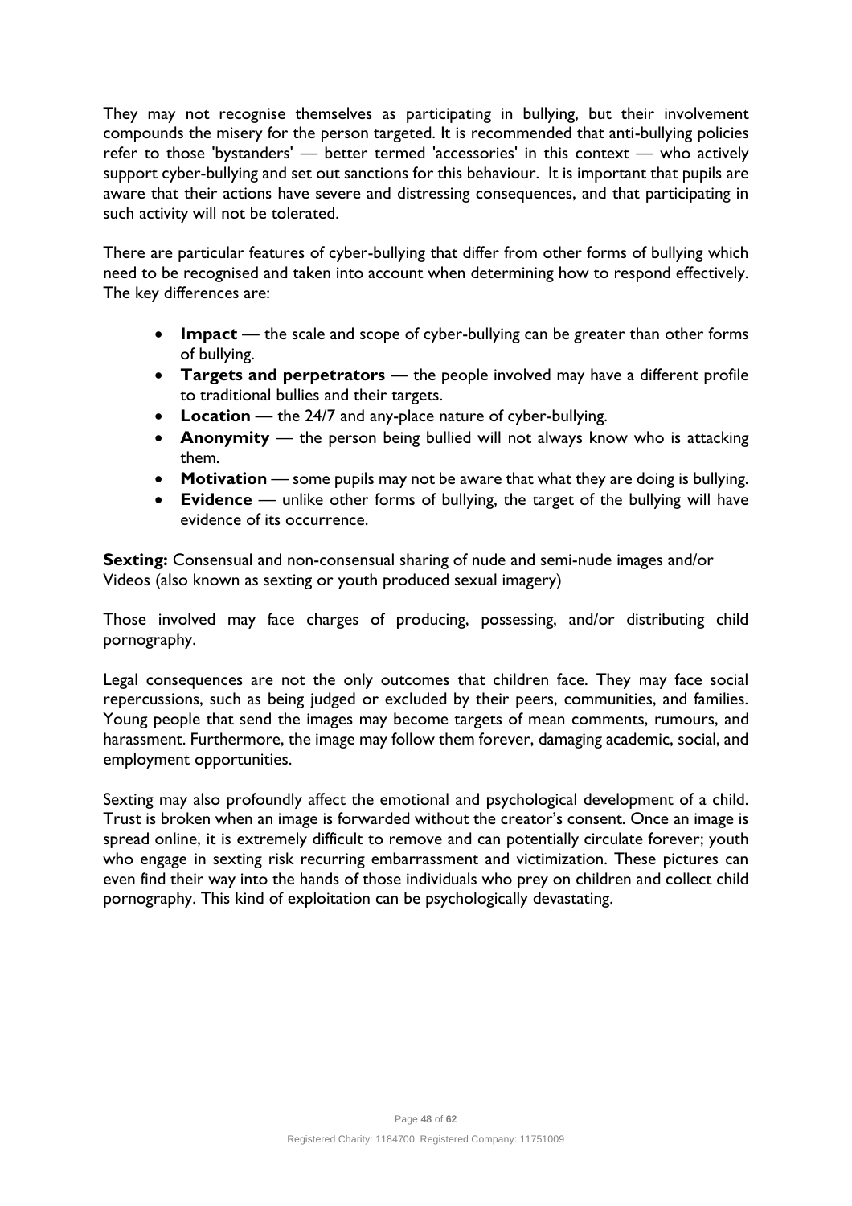They may not recognise themselves as participating in bullying, but their involvement compounds the misery for the person targeted. It is recommended that anti-bullying policies refer to those 'bystanders' — better termed 'accessories' in this context — who actively support cyber-bullying and set out sanctions for this behaviour. It is important that pupils are aware that their actions have severe and distressing consequences, and that participating in such activity will not be tolerated.

There are particular features of cyber-bullying that differ from other forms of bullying which need to be recognised and taken into account when determining how to respond effectively. The key differences are:

- **Impact** — the scale and scope of cyber-bullying can be greater than other forms of bullying.
- **Targets and perpetrators** — the people involved may have a different profile to traditional bullies and their targets.
- **Location** — the 24/7 and any-place nature of cyber-bullying.
- **Anonymity** — the person being bullied will not always know who is attacking them.
- **Motivation** — some pupils may not be aware that what they are doing is bullying.
- **Evidence** — unlike other forms of bullying, the target of the bullying will have evidence of its occurrence.

**Sexting:** Consensual and non-consensual sharing of nude and semi-nude images and/or Videos (also known as sexting or youth produced sexual imagery)

Those involved may face charges of producing, possessing, and/or distributing child pornography.

Legal consequences are not the only outcomes that children face. They may face social repercussions, such as being judged or excluded by their peers, communities, and families. Young people that send the images may become targets of mean comments, rumours, and harassment. Furthermore, the image may follow them forever, damaging academic, social, and employment opportunities.

Sexting may also profoundly affect the emotional and psychological development of a child. Trust is broken when an image is forwarded without the creator's consent. Once an image is spread online, it is extremely difficult to remove and can potentially circulate forever; youth who engage in sexting risk recurring embarrassment and victimization. These pictures can even find their way into the hands of those individuals who prey on children and collect child pornography. This kind of exploitation can be psychologically devastating.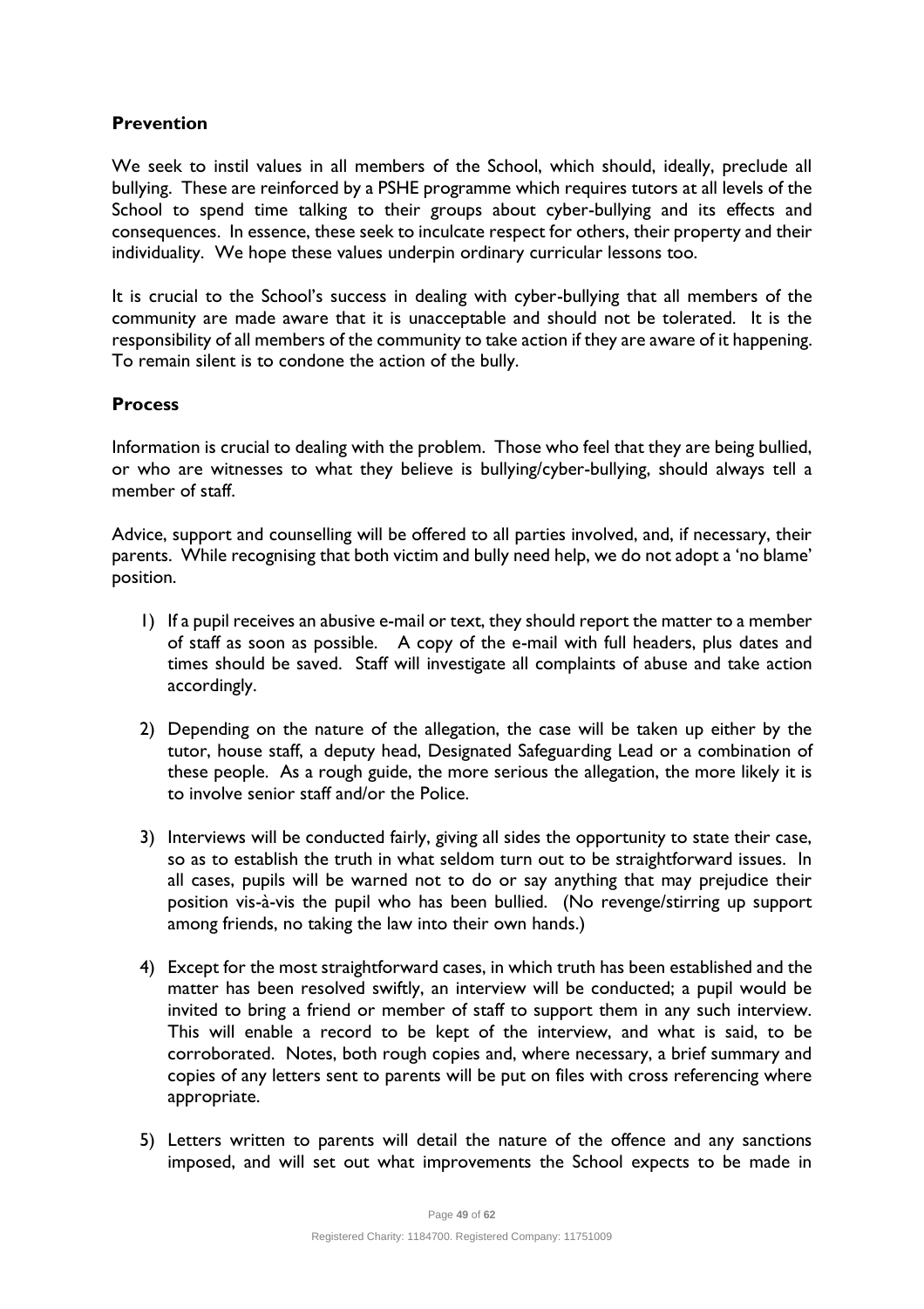## Prevention

We seek to instil values in all members of the School, which should, ideally, preclude all bullying. These are reinforced by a PSHE programme which requires tutors at all levels of the School to spend time talking to their groups about cyber-bullying and its effects and consequences. In essence, these seek to inculcate respect for others, their property and their individuality. We hope these values underpin ordinary curricular lessons too.

It is crucial to the School's success in dealing with cyber-bullying that all members of the community are made aware that it is unacceptable and should not be tolerated. It is the responsibility of all members of the community to take action if they are aware of it happening. To remain silent is to condone the action of the bully.

## Process

Information is crucial to dealing with the problem. Those who feel that they are being bullied, or who are witnesses to what they believe is bullying/cyber-bullying, should always tell a member of staff.

Advice, support and counselling will be offered to all parties involved, and, if necessary, their parents. While recognising that both victim and bully need help, we do not adopt a 'no blame' position.

1) If a pupil receives an abusive e-mail or text, they should report the matter to a member of staff as soon as possible. A copy of the e-mail with full headers, plus dates and times should be saved. Staff will investigate all complaints of abuse and take action accordingly.

2) Depending on the nature of the allegation, the case will be taken up either by the tutor, house staff, a deputy head, Designated Safeguarding Lead or a combination of these people. As a rough guide, the more serious the allegation, the more likely it is to involve senior staff and/or the Police.

3) Interviews will be conducted fairly, giving all sides the opportunity to state their case, so as to establish the truth in what seldom turn out to be straightforward issues. In all cases, pupils will be warned not to do or say anything that may prejudice their position vis-à-vis the pupil who has been bullied. (No revenge/stirring up support among friends, no taking the law into their own hands.)

4) Except for the most straightforward cases, in which truth has been established and the matter has been resolved swiftly, an interview will be conducted; a pupil would be invited to bring a friend or member of staff to support them in any such interview. This will enable a record to be kept of the interview, and what is said, to be corroborated. Notes, both rough copies and, where necessary, a brief summary and copies of any letters sent to parents will be put on files with cross referencing where appropriate.

5) Letters written to parents will detail the nature of the offence and any sanctions imposed, and will set out what improvements the School expects to be made in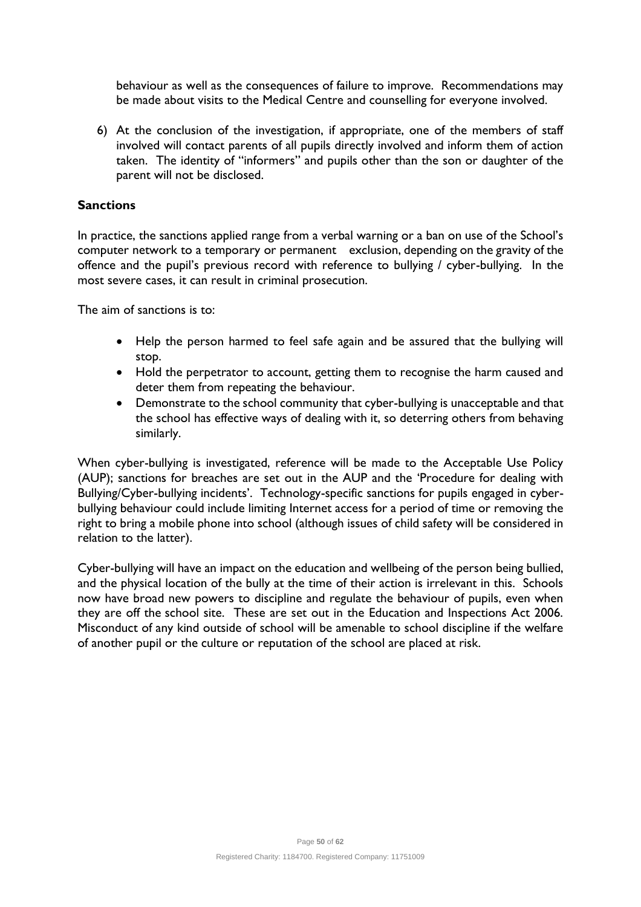behaviour as well as the consequences of failure to improve. Recommendations may be made about visits to the Medical Centre and counselling for everyone involved.

6) At the conclusion of the investigation, if appropriate, one of the members of staff involved will contact parents of all pupils directly involved and inform them of action taken. The identity of "informers" and pupils other than the son or daughter of the parent will not be disclosed.

**Sanctions**

In practice, the sanctions applied range from a verbal warning or a ban on use of the School's computer network to a temporary or permanent exclusion, depending on the gravity of the offence and the pupil's previous record with reference to bullying / cyber-bullying. In the most severe cases, it can result in criminal prosecution.

The aim of sanctions is to:

- Help the person harmed to feel safe again and be assured that the bullying will stop.
- Hold the perpetrator to account, getting them to recognise the harm caused and deter them from repeating the behaviour.
- Demonstrate to the school community that cyber-bullying is unacceptable and that the school has effective ways of dealing with it, so deterring others from behaving similarly.

When cyber-bullying is investigated, reference will be made to the Acceptable Use Policy (AUP); sanctions for breaches are set out in the AUP and the 'Procedure for dealing with Bullying/Cyber-bullying incidents'. Technology-specific sanctions for pupils engaged in cyber-bullying behaviour could include limiting Internet access for a period of time or removing the right to bring a mobile phone into school (although issues of child safety will be considered in relation to the latter).

Cyber-bullying will have an impact on the education and wellbeing of the person being bullied, and the physical location of the bully at the time of their action is irrelevant in this. Schools now have broad new powers to discipline and regulate the behaviour of pupils, even when they are off the school site. These are set out in the Education and Inspections Act 2006. Misconduct of any kind outside of school will be amenable to school discipline if the welfare of another pupil or the culture or reputation of the school are placed at risk.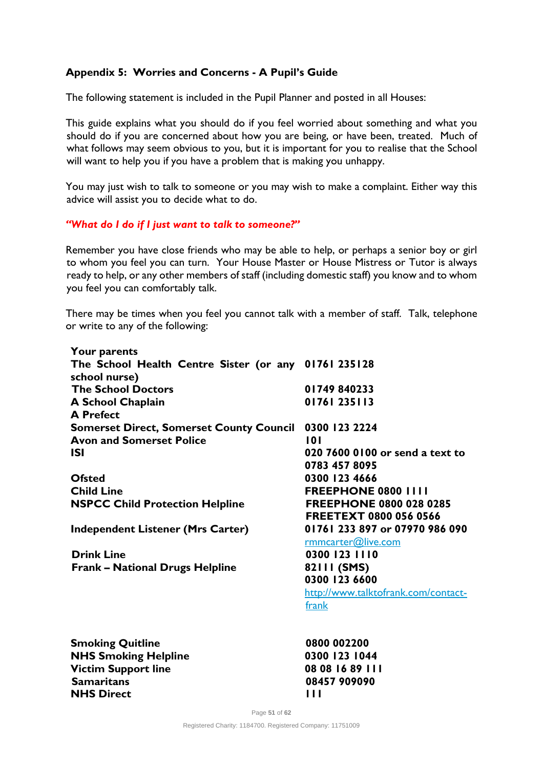### Appendix 5: Worries and Concerns - A Pupil's Guide

The following statement is included in the Pupil Planner and posted in all Houses:

This guide explains what you should do if you feel worried about something and what you should do if you are concerned about how you are being, or have been, treated. Much of what follows may seem obvious to you, but it is important for you to realise that the School will want to help you if you have a problem that is making you unhappy.

You may just wish to talk to someone or you may wish to make a complaint. Either way this advice will assist you to decide what to do.

***"What do I do if I just want to talk to someone?"***

Remember you have close friends who may be able to help, or perhaps a senior boy or girl to whom you feel you can turn. Your House Master or House Mistress or Tutor is always ready to help, or any other members of staff (including domestic staff) you know and to whom you feel you can comfortably talk.

There may be times when you feel you cannot talk with a member of staff. Talk, telephone or write to any of the following:

| | |
|---|---|
| **Your parents** | |
| **The School Health Centre Sister (or any school nurse)** | **01761 235128** |
| **The School Doctors** | **01749 840233** |
| **A School Chaplain** | **01761 235113** |
| **A Prefect** | |
| **Somerset Direct, Somerset County Council** | **0300 123 2224** |
| **Avon and Somerset Police** | **101** |
| **ISI** | **020 7600 0100 or send a text to 0783 457 8095** |
| **Ofsted** | **0300 123 4666** |
| **Child Line** | **FREEPHONE 0800 1111** |
| **NSPCC Child Protection Helpline** | **FREEPHONE 0800 028 0285 FREETEXT 0800 056 0566** |
| **Independent Listener (Mrs Carter)** | **01761 233 897 or 07970 986 090** rmmcarter@live.com |
| **Drink Line** | **0300 123 1110** |
| **Frank – National Drugs Helpline** | **82111 (SMS) 0300 123 6600** http://www.talktofrank.com/contact-frank |
| **Smoking Quitline** | **0800 002200** |
| **NHS Smoking Helpline** | **0300 123 1044** |
| **Victim Support line** | **08 08 16 89 111** |
| **Samaritans** | **08457 909090** |
| **NHS Direct** | **111** |

Registered Charity: 1184700. Registered Company: 11751009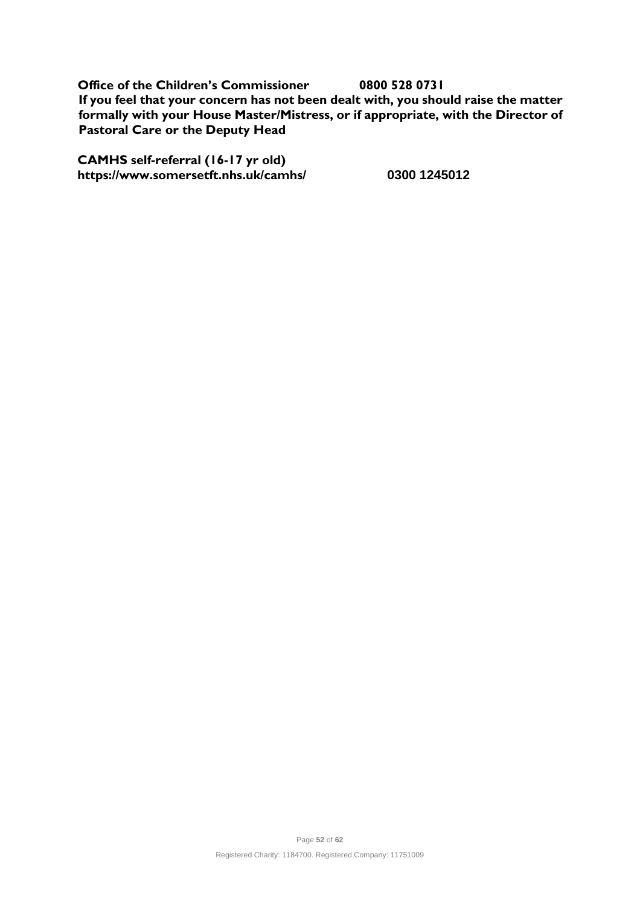**Office of the Children's Commissioner 0800 528 0731**
**If you feel that your concern has not been dealt with, you should raise the matter formally with your House Master/Mistress, or if appropriate, with the Director of Pastoral Care or the Deputy Head**

**CAMHS self-referral (16-17 yr old)**
**https://www.somersetft.nhs.uk/camhs/ 0300 1245012**

Registered Charity: 1184700. Registered Company: 11751009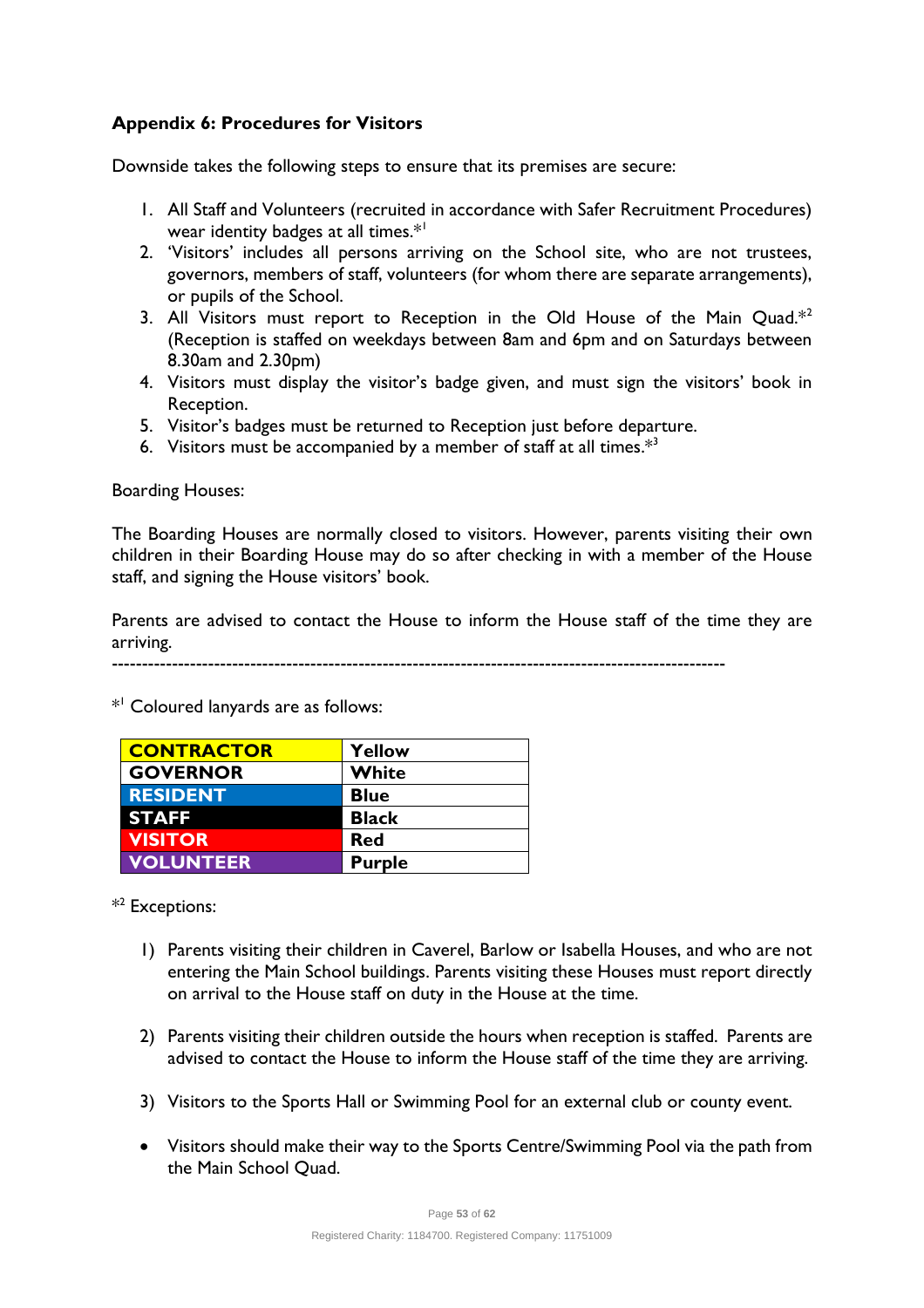### Appendix 6: Procedures for Visitors

Downside takes the following steps to ensure that its premises are secure:

1. All Staff and Volunteers (recruited in accordance with Safer Recruitment Procedures) wear identity badges at all times.*[1]
2. 'Visitors' includes all persons arriving on the School site, who are not trustees, governors, members of staff, volunteers (for whom there are separate arrangements), or pupils of the School.
3. All Visitors must report to Reception in the Old House of the Main Quad.*[2] (Reception is staffed on weekdays between 8am and 6pm and on Saturdays between 8.30am and 2.30pm)
4. Visitors must display the visitor's badge given, and must sign the visitors' book in Reception.
5. Visitor's badges must be returned to Reception just before departure.
6. Visitors must be accompanied by a member of staff at all times.*[3]

Boarding Houses:

The Boarding Houses are normally closed to visitors. However, parents visiting their own children in their Boarding House may do so after checking in with a member of the House staff, and signing the House visitors' book.

Parents are advised to contact the House to inform the House staff of the time they are arriving.

---

*[1] Coloured lanyards are as follows:

| | |
|---|---|
| **CONTRACTOR** | **Yellow** |
| **GOVERNOR** | **White** |
| **RESIDENT** | **Blue** |
| **STAFF** | **Black** |
| **VISITOR** | **Red** |
| **VOLUNTEER** | **Purple** |

*[2] Exceptions:

1) Parents visiting their children in Caverel, Barlow or Isabella Houses, and who are not entering the Main School buildings. Parents visiting these Houses must report directly on arrival to the House staff on duty in the House at the time.

2) Parents visiting their children outside the hours when reception is staffed. Parents are advised to contact the House to inform the House staff of the time they are arriving.

3) Visitors to the Sports Hall or Swimming Pool for an external club or county event.

- Visitors should make their way to the Sports Centre/Swimming Pool via the path from the Main School Quad.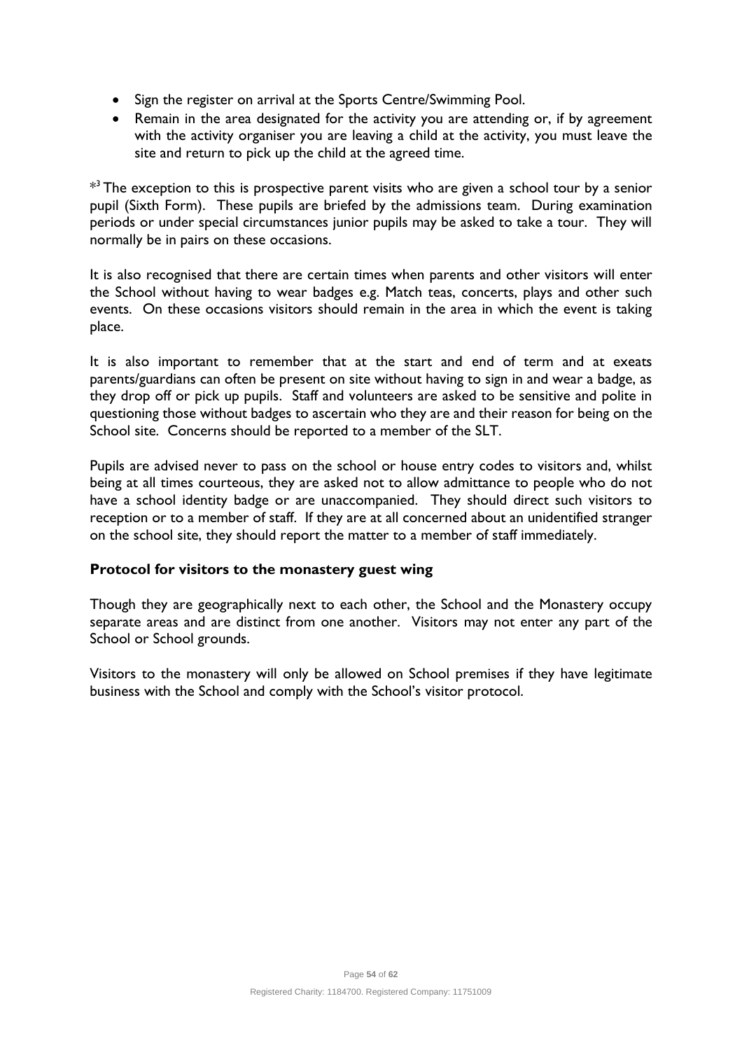- Sign the register on arrival at the Sports Centre/Swimming Pool.
- Remain in the area designated for the activity you are attending or, if by agreement with the activity organiser you are leaving a child at the activity, you must leave the site and return to pick up the child at the agreed time.

*[3] The exception to this is prospective parent visits who are given a school tour by a senior pupil (Sixth Form). These pupils are briefed by the admissions team. During examination periods or under special circumstances junior pupils may be asked to take a tour. They will normally be in pairs on these occasions.

It is also recognised that there are certain times when parents and other visitors will enter the School without having to wear badges e.g. Match teas, concerts, plays and other such events. On these occasions visitors should remain in the area in which the event is taking place.

It is also important to remember that at the start and end of term and at exeats parents/guardians can often be present on site without having to sign in and wear a badge, as they drop off or pick up pupils. Staff and volunteers are asked to be sensitive and polite in questioning those without badges to ascertain who they are and their reason for being on the School site. Concerns should be reported to a member of the SLT.

Pupils are advised never to pass on the school or house entry codes to visitors and, whilst being at all times courteous, they are asked not to allow admittance to people who do not have a school identity badge or are unaccompanied. They should direct such visitors to reception or to a member of staff. If they are at all concerned about an unidentified stranger on the school site, they should report the matter to a member of staff immediately.

### Protocol for visitors to the monastery guest wing

Though they are geographically next to each other, the School and the Monastery occupy separate areas and are distinct from one another. Visitors may not enter any part of the School or School grounds.

Visitors to the monastery will only be allowed on School premises if they have legitimate business with the School and comply with the School's visitor protocol.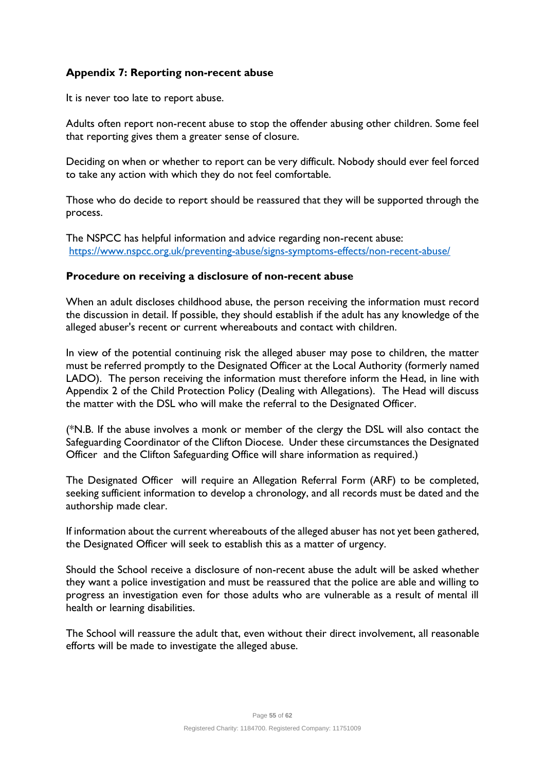## Appendix 7: Reporting non-recent abuse

It is never too late to report abuse.

Adults often report non-recent abuse to stop the offender abusing other children. Some feel that reporting gives them a greater sense of closure.

Deciding on when or whether to report can be very difficult. Nobody should ever feel forced to take any action with which they do not feel comfortable.

Those who do decide to report should be reassured that they will be supported through the process.

The NSPCC has helpful information and advice regarding non-recent abuse: https://www.nspcc.org.uk/preventing-abuse/signs-symptoms-effects/non-recent-abuse/

### Procedure on receiving a disclosure of non-recent abuse

When an adult discloses childhood abuse, the person receiving the information must record the discussion in detail. If possible, they should establish if the adult has any knowledge of the alleged abuser's recent or current whereabouts and contact with children.

In view of the potential continuing risk the alleged abuser may pose to children, the matter must be referred promptly to the Designated Officer at the Local Authority (formerly named LADO). The person receiving the information must therefore inform the Head, in line with Appendix 2 of the Child Protection Policy (Dealing with Allegations). The Head will discuss the matter with the DSL who will make the referral to the Designated Officer.

(*N.B. If the abuse involves a monk or member of the clergy the DSL will also contact the Safeguarding Coordinator of the Clifton Diocese. Under these circumstances the Designated Officer and the Clifton Safeguarding Office will share information as required.)

The Designated Officer will require an Allegation Referral Form (ARF) to be completed, seeking sufficient information to develop a chronology, and all records must be dated and the authorship made clear.

If information about the current whereabouts of the alleged abuser has not yet been gathered, the Designated Officer will seek to establish this as a matter of urgency.

Should the School receive a disclosure of non-recent abuse the adult will be asked whether they want a police investigation and must be reassured that the police are able and willing to progress an investigation even for those adults who are vulnerable as a result of mental ill health or learning disabilities.

The School will reassure the adult that, even without their direct involvement, all reasonable efforts will be made to investigate the alleged abuse.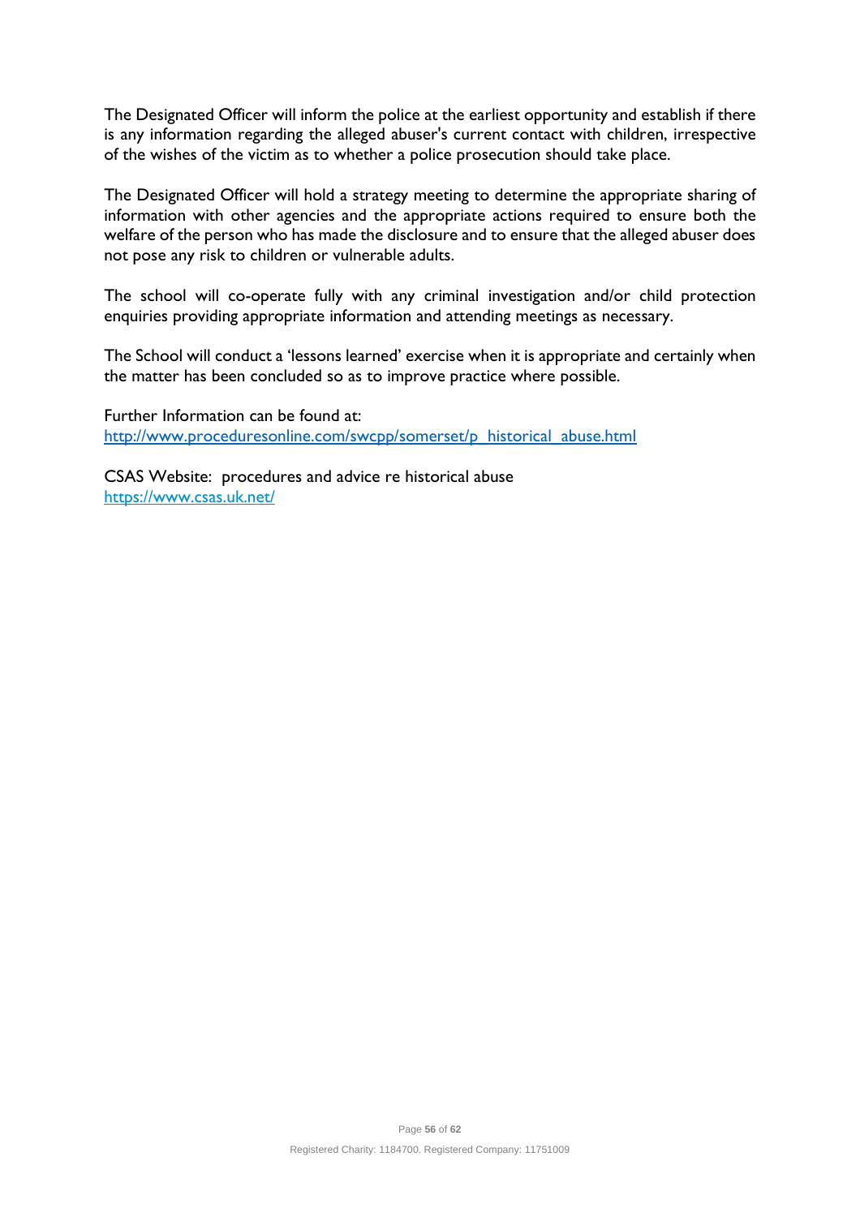The Designated Officer will inform the police at the earliest opportunity and establish if there is any information regarding the alleged abuser's current contact with children, irrespective of the wishes of the victim as to whether a police prosecution should take place.

The Designated Officer will hold a strategy meeting to determine the appropriate sharing of information with other agencies and the appropriate actions required to ensure both the welfare of the person who has made the disclosure and to ensure that the alleged abuser does not pose any risk to children or vulnerable adults.

The school will co-operate fully with any criminal investigation and/or child protection enquiries providing appropriate information and attending meetings as necessary.

The School will conduct a 'lessons learned' exercise when it is appropriate and certainly when the matter has been concluded so as to improve practice where possible.

Further Information can be found at:
[http://www.proceduresonline.com/swcpp/somerset/p_historical_abuse.html](http://www.proceduresonline.com/swcpp/somerset/p_historical_abuse.html)

CSAS Website: procedures and advice re historical abuse
[https://www.csas.uk.net/](https://www.csas.uk.net/)

Registered Charity: 1184700. Registered Company: 11751009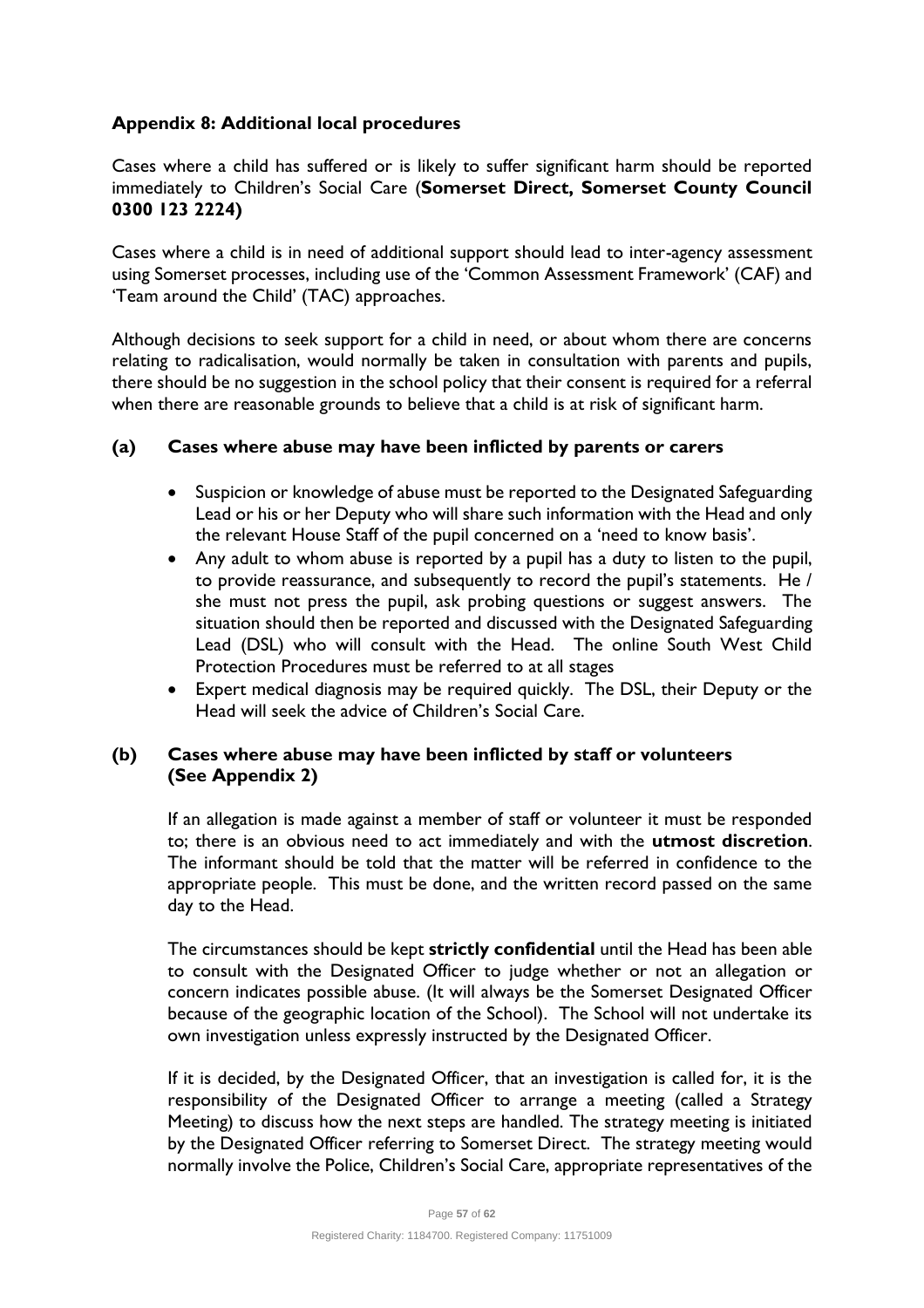## Appendix 8: Additional local procedures

Cases where a child has suffered or is likely to suffer significant harm should be reported immediately to Children's Social Care (**Somerset Direct, Somerset County Council 0300 123 2224)**

Cases where a child is in need of additional support should lead to inter-agency assessment using Somerset processes, including use of the 'Common Assessment Framework' (CAF) and 'Team around the Child' (TAC) approaches.

Although decisions to seek support for a child in need, or about whom there are concerns relating to radicalisation, would normally be taken in consultation with parents and pupils, there should be no suggestion in the school policy that their consent is required for a referral when there are reasonable grounds to believe that a child is at risk of significant harm.

### (a) Cases where abuse may have been inflicted by parents or carers

- Suspicion or knowledge of abuse must be reported to the Designated Safeguarding Lead or his or her Deputy who will share such information with the Head and only the relevant House Staff of the pupil concerned on a 'need to know basis'.
- Any adult to whom abuse is reported by a pupil has a duty to listen to the pupil, to provide reassurance, and subsequently to record the pupil's statements. He / she must not press the pupil, ask probing questions or suggest answers. The situation should then be reported and discussed with the Designated Safeguarding Lead (DSL) who will consult with the Head. The online South West Child Protection Procedures must be referred to at all stages
- Expert medical diagnosis may be required quickly. The DSL, their Deputy or the Head will seek the advice of Children's Social Care.

### (b) Cases where abuse may have been inflicted by staff or volunteers (See Appendix 2)

If an allegation is made against a member of staff or volunteer it must be responded to; there is an obvious need to act immediately and with the **utmost discretion**. The informant should be told that the matter will be referred in confidence to the appropriate people. This must be done, and the written record passed on the same day to the Head.

The circumstances should be kept **strictly confidential** until the Head has been able to consult with the Designated Officer to judge whether or not an allegation or concern indicates possible abuse. (It will always be the Somerset Designated Officer because of the geographic location of the School). The School will not undertake its own investigation unless expressly instructed by the Designated Officer.

If it is decided, by the Designated Officer, that an investigation is called for, it is the responsibility of the Designated Officer to arrange a meeting (called a Strategy Meeting) to discuss how the next steps are handled. The strategy meeting is initiated by the Designated Officer referring to Somerset Direct. The strategy meeting would normally involve the Police, Children's Social Care, appropriate representatives of the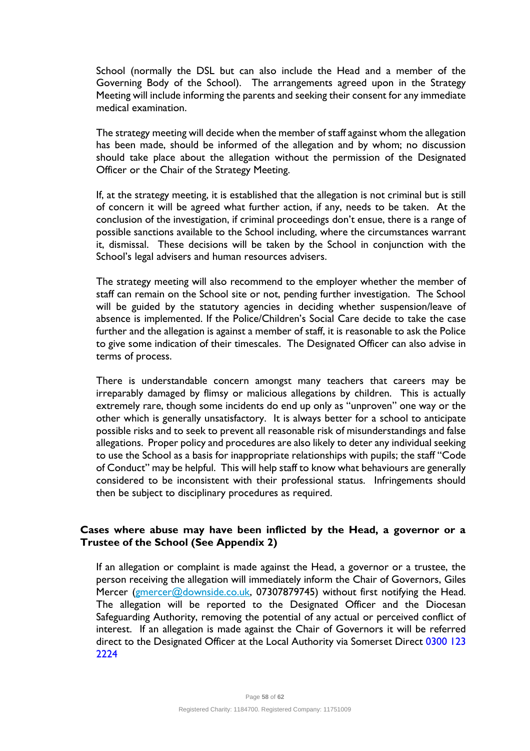School (normally the DSL but can also include the Head and a member of the Governing Body of the School). The arrangements agreed upon in the Strategy Meeting will include informing the parents and seeking their consent for any immediate medical examination.

The strategy meeting will decide when the member of staff against whom the allegation has been made, should be informed of the allegation and by whom; no discussion should take place about the allegation without the permission of the Designated Officer or the Chair of the Strategy Meeting.

If, at the strategy meeting, it is established that the allegation is not criminal but is still of concern it will be agreed what further action, if any, needs to be taken. At the conclusion of the investigation, if criminal proceedings don't ensue, there is a range of possible sanctions available to the School including, where the circumstances warrant it, dismissal. These decisions will be taken by the School in conjunction with the School's legal advisers and human resources advisers.

The strategy meeting will also recommend to the employer whether the member of staff can remain on the School site or not, pending further investigation. The School will be guided by the statutory agencies in deciding whether suspension/leave of absence is implemented. If the Police/Children's Social Care decide to take the case further and the allegation is against a member of staff, it is reasonable to ask the Police to give some indication of their timescales. The Designated Officer can also advise in terms of process.

There is understandable concern amongst many teachers that careers may be irreparably damaged by flimsy or malicious allegations by children. This is actually extremely rare, though some incidents do end up only as "unproven" one way or the other which is generally unsatisfactory. It is always better for a school to anticipate possible risks and to seek to prevent all reasonable risk of misunderstandings and false allegations. Proper policy and procedures are also likely to deter any individual seeking to use the School as a basis for inappropriate relationships with pupils; the staff "Code of Conduct" may be helpful. This will help staff to know what behaviours are generally considered to be inconsistent with their professional status. Infringements should then be subject to disciplinary procedures as required.

**Cases where abuse may have been inflicted by the Head, a governor or a Trustee of the School (See Appendix 2)**

If an allegation or complaint is made against the Head, a governor or a trustee, the person receiving the allegation will immediately inform the Chair of Governors, Giles Mercer (gmercer@downside.co.uk, 07307879745) without first notifying the Head. The allegation will be reported to the Designated Officer and the Diocesan Safeguarding Authority, removing the potential of any actual or perceived conflict of interest. If an allegation is made against the Chair of Governors it will be referred direct to the Designated Officer at the Local Authority via Somerset Direct 0300 123 2224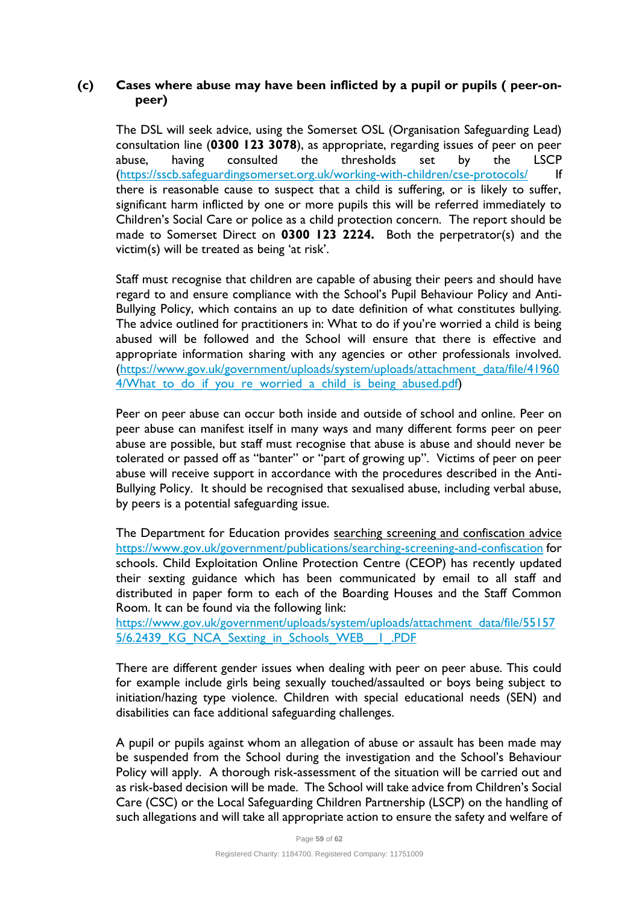### (c) Cases where abuse may have been inflicted by a pupil or pupils ( peer-on-peer)

The DSL will seek advice, using the Somerset OSL (Organisation Safeguarding Lead) consultation line (**0300 123 3078**), as appropriate, regarding issues of peer on peer abuse, having consulted the thresholds set by the LSCP (https://sscb.safeguardingsomerset.org.uk/working-with-children/cse-protocols/ If there is reasonable cause to suspect that a child is suffering, or is likely to suffer, significant harm inflicted by one or more pupils this will be referred immediately to Children's Social Care or police as a child protection concern. The report should be made to Somerset Direct on **0300 123 2224.** Both the perpetrator(s) and the victim(s) will be treated as being 'at risk'.

Staff must recognise that children are capable of abusing their peers and should have regard to and ensure compliance with the School's Pupil Behaviour Policy and Anti-Bullying Policy, which contains an up to date definition of what constitutes bullying. The advice outlined for practitioners in: What to do if you're worried a child is being abused will be followed and the School will ensure that there is effective and appropriate information sharing with any agencies or other professionals involved. (https://www.gov.uk/government/uploads/system/uploads/attachment_data/file/419604/What_to_do_if_you_re_worried_a_child_is_being_abused.pdf)

Peer on peer abuse can occur both inside and outside of school and online. Peer on peer abuse can manifest itself in many ways and many different forms peer on peer abuse are possible, but staff must recognise that abuse is abuse and should never be tolerated or passed off as "banter" or "part of growing up". Victims of peer on peer abuse will receive support in accordance with the procedures described in the Anti-Bullying Policy. It should be recognised that sexualised abuse, including verbal abuse, by peers is a potential safeguarding issue.

The Department for Education provides searching screening and confiscation advice https://www.gov.uk/government/publications/searching-screening-and-confiscation for schools. Child Exploitation Online Protection Centre (CEOP) has recently updated their sexting guidance which has been communicated by email to all staff and distributed in paper form to each of the Boarding Houses and the Staff Common Room. It can be found via the following link:
https://www.gov.uk/government/uploads/system/uploads/attachment_data/file/551575/6.2439_KG_NCA_Sexting_in_Schools_WEB__1_.PDF

There are different gender issues when dealing with peer on peer abuse. This could for example include girls being sexually touched/assaulted or boys being subject to initiation/hazing type violence. Children with special educational needs (SEN) and disabilities can face additional safeguarding challenges.

A pupil or pupils against whom an allegation of abuse or assault has been made may be suspended from the School during the investigation and the School's Behaviour Policy will apply. A thorough risk-assessment of the situation will be carried out and as risk-based decision will be made. The School will take advice from Children's Social Care (CSC) or the Local Safeguarding Children Partnership (LSCP) on the handling of such allegations and will take all appropriate action to ensure the safety and welfare of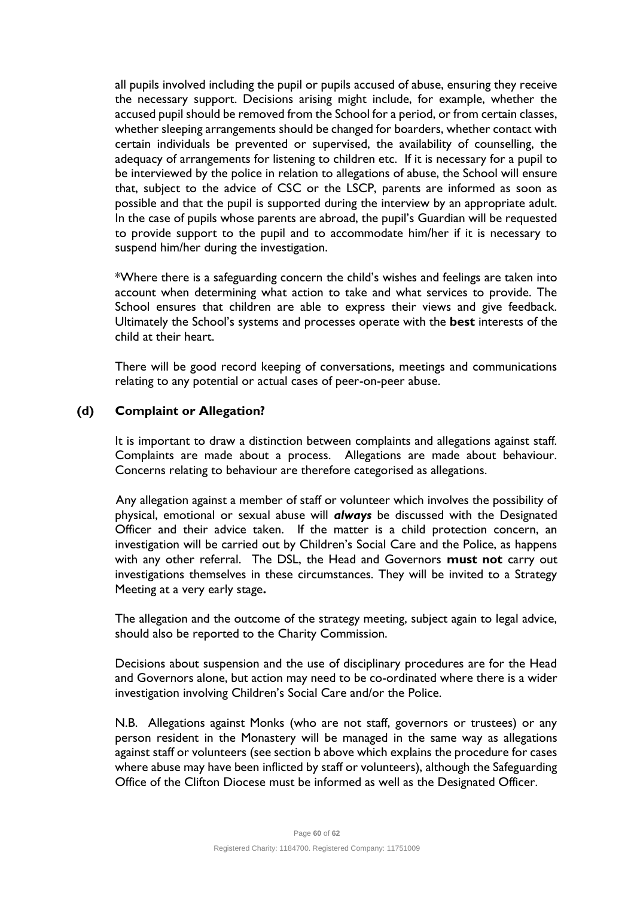all pupils involved including the pupil or pupils accused of abuse, ensuring they receive the necessary support. Decisions arising might include, for example, whether the accused pupil should be removed from the School for a period, or from certain classes, whether sleeping arrangements should be changed for boarders, whether contact with certain individuals be prevented or supervised, the availability of counselling, the adequacy of arrangements for listening to children etc. If it is necessary for a pupil to be interviewed by the police in relation to allegations of abuse, the School will ensure that, subject to the advice of CSC or the LSCP, parents are informed as soon as possible and that the pupil is supported during the interview by an appropriate adult. In the case of pupils whose parents are abroad, the pupil's Guardian will be requested to provide support to the pupil and to accommodate him/her if it is necessary to suspend him/her during the investigation.

*Where there is a safeguarding concern the child's wishes and feelings are taken into account when determining what action to take and what services to provide. The School ensures that children are able to express their views and give feedback. Ultimately the School's systems and processes operate with the **best** interests of the child at their heart.

There will be good record keeping of conversations, meetings and communications relating to any potential or actual cases of peer-on-peer abuse.

### (d) Complaint or Allegation?

It is important to draw a distinction between complaints and allegations against staff. Complaints are made about a process. Allegations are made about behaviour. Concerns relating to behaviour are therefore categorised as allegations.

Any allegation against a member of staff or volunteer which involves the possibility of physical, emotional or sexual abuse will ***always*** be discussed with the Designated Officer and their advice taken. If the matter is a child protection concern, an investigation will be carried out by Children's Social Care and the Police, as happens with any other referral. The DSL, the Head and Governors **must not** carry out investigations themselves in these circumstances. They will be invited to a Strategy Meeting at a very early stage**.**

The allegation and the outcome of the strategy meeting, subject again to legal advice, should also be reported to the Charity Commission.

Decisions about suspension and the use of disciplinary procedures are for the Head and Governors alone, but action may need to be co-ordinated where there is a wider investigation involving Children's Social Care and/or the Police.

N.B. Allegations against Monks (who are not staff, governors or trustees) or any person resident in the Monastery will be managed in the same way as allegations against staff or volunteers (see section b above which explains the procedure for cases where abuse may have been inflicted by staff or volunteers), although the Safeguarding Office of the Clifton Diocese must be informed as well as the Designated Officer.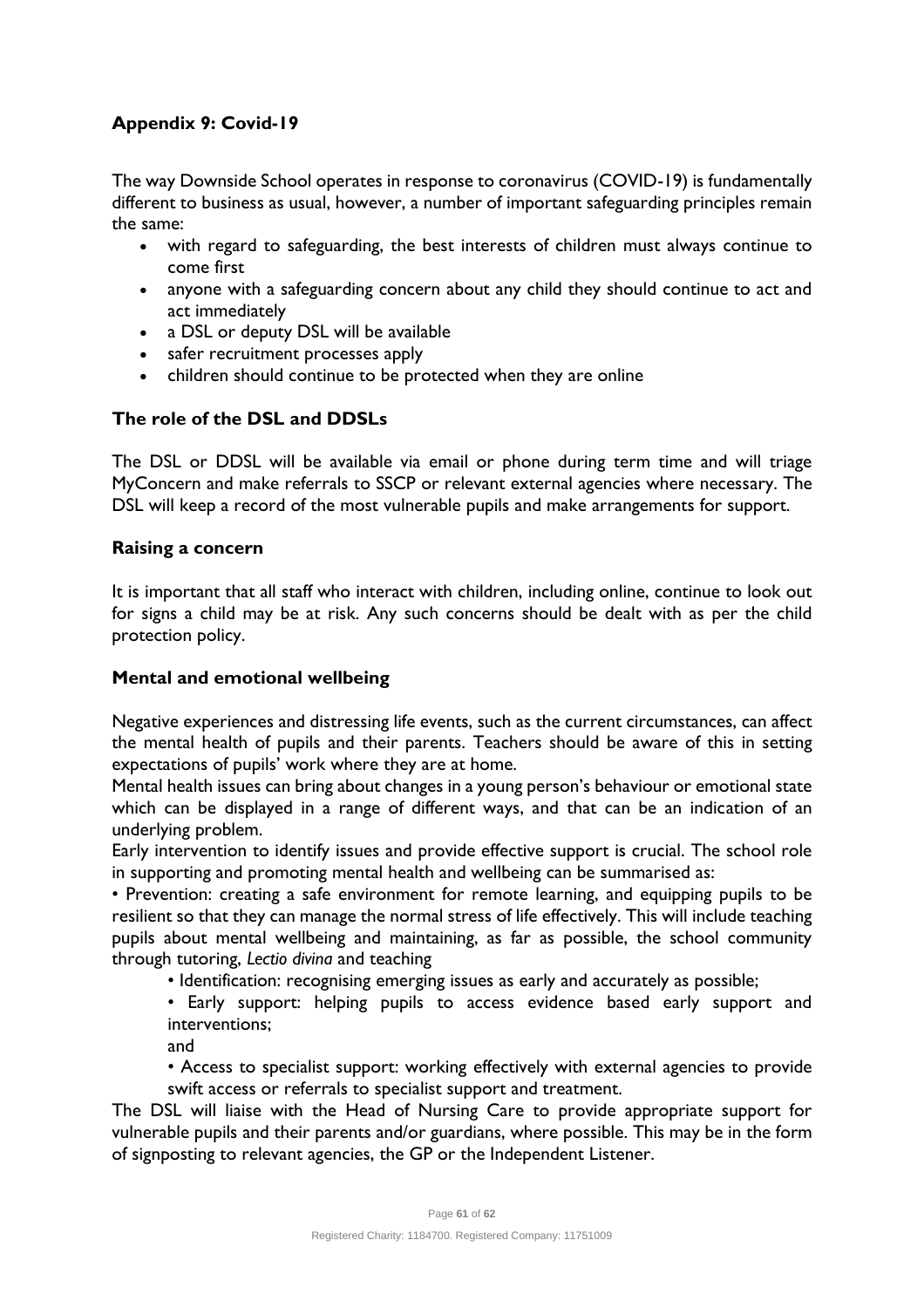## Appendix 9: Covid-19

The way Downside School operates in response to coronavirus (COVID-19) is fundamentally different to business as usual, however, a number of important safeguarding principles remain the same:

- with regard to safeguarding, the best interests of children must always continue to come first
- anyone with a safeguarding concern about any child they should continue to act and act immediately
- a DSL or deputy DSL will be available
- safer recruitment processes apply
- children should continue to be protected when they are online

### The role of the DSL and DDSLs

The DSL or DDSL will be available via email or phone during term time and will triage MyConcern and make referrals to SSCP or relevant external agencies where necessary. The DSL will keep a record of the most vulnerable pupils and make arrangements for support.

### Raising a concern

It is important that all staff who interact with children, including online, continue to look out for signs a child may be at risk. Any such concerns should be dealt with as per the child protection policy.

### Mental and emotional wellbeing

Negative experiences and distressing life events, such as the current circumstances, can affect the mental health of pupils and their parents. Teachers should be aware of this in setting expectations of pupils' work where they are at home.

Mental health issues can bring about changes in a young person's behaviour or emotional state which can be displayed in a range of different ways, and that can be an indication of an underlying problem.

Early intervention to identify issues and provide effective support is crucial. The school role in supporting and promoting mental health and wellbeing can be summarised as:

• Prevention: creating a safe environment for remote learning, and equipping pupils to be resilient so that they can manage the normal stress of life effectively. This will include teaching pupils about mental wellbeing and maintaining, as far as possible, the school community through tutoring, *Lectio divina* and teaching

• Identification: recognising emerging issues as early and accurately as possible;

• Early support: helping pupils to access evidence based early support and interventions;

and

• Access to specialist support: working effectively with external agencies to provide swift access or referrals to specialist support and treatment.

The DSL will liaise with the Head of Nursing Care to provide appropriate support for vulnerable pupils and their parents and/or guardians, where possible. This may be in the form of signposting to relevant agencies, the GP or the Independent Listener.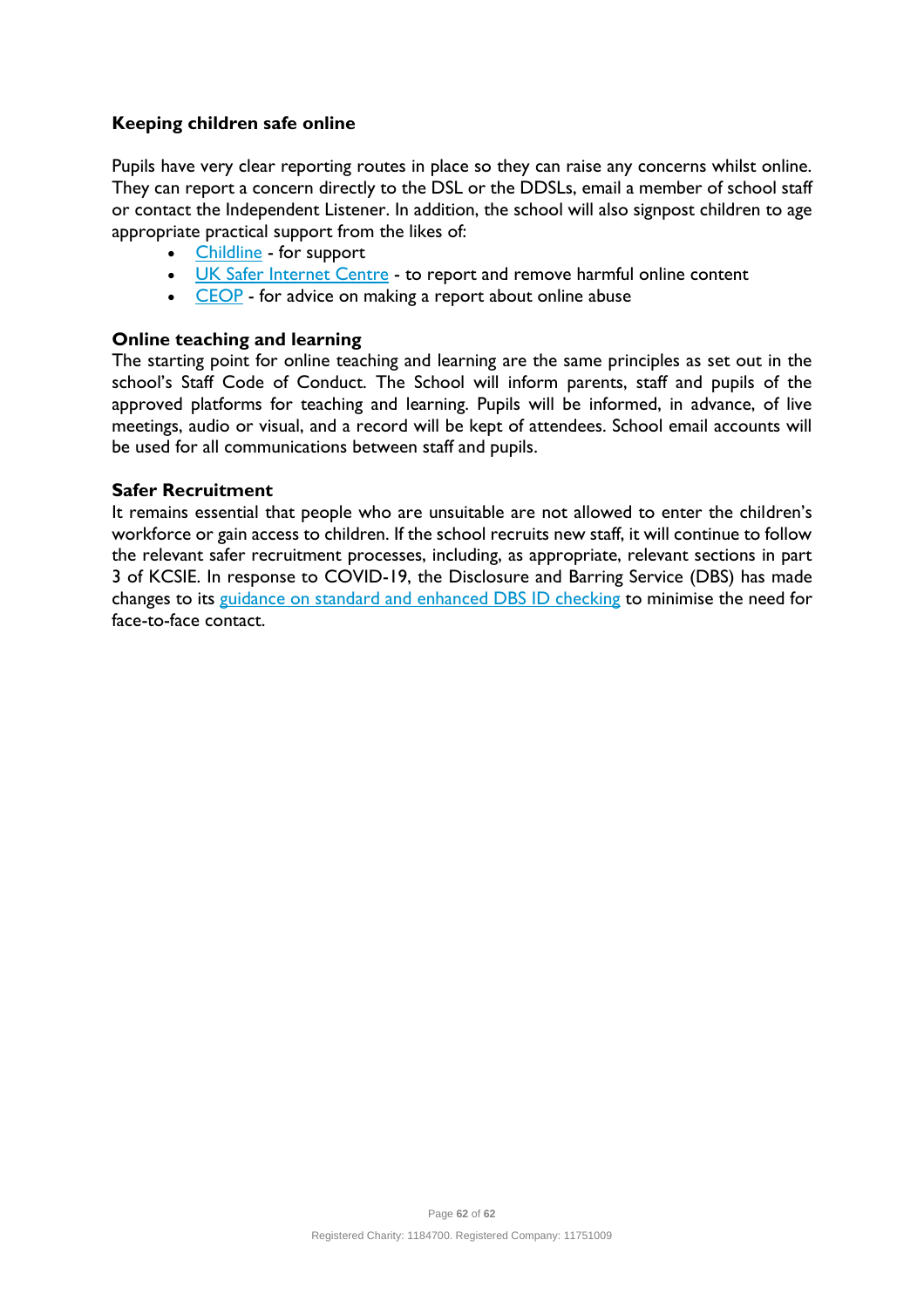### Keeping children safe online

Pupils have very clear reporting routes in place so they can raise any concerns whilst online. They can report a concern directly to the DSL or the DDSLs, email a member of school staff or contact the Independent Listener. In addition, the school will also signpost children to age appropriate practical support from the likes of:

- Childline - for support
- UK Safer Internet Centre - to report and remove harmful online content
- CEOP - for advice on making a report about online abuse

### Online teaching and learning

The starting point for online teaching and learning are the same principles as set out in the school's Staff Code of Conduct. The School will inform parents, staff and pupils of the approved platforms for teaching and learning. Pupils will be informed, in advance, of live meetings, audio or visual, and a record will be kept of attendees. School email accounts will be used for all communications between staff and pupils.

### Safer Recruitment

It remains essential that people who are unsuitable are not allowed to enter the children's workforce or gain access to children. If the school recruits new staff, it will continue to follow the relevant safer recruitment processes, including, as appropriate, relevant sections in part 3 of KCSIE. In response to COVID-19, the Disclosure and Barring Service (DBS) has made changes to its guidance on standard and enhanced DBS ID checking to minimise the need for face-to-face contact.